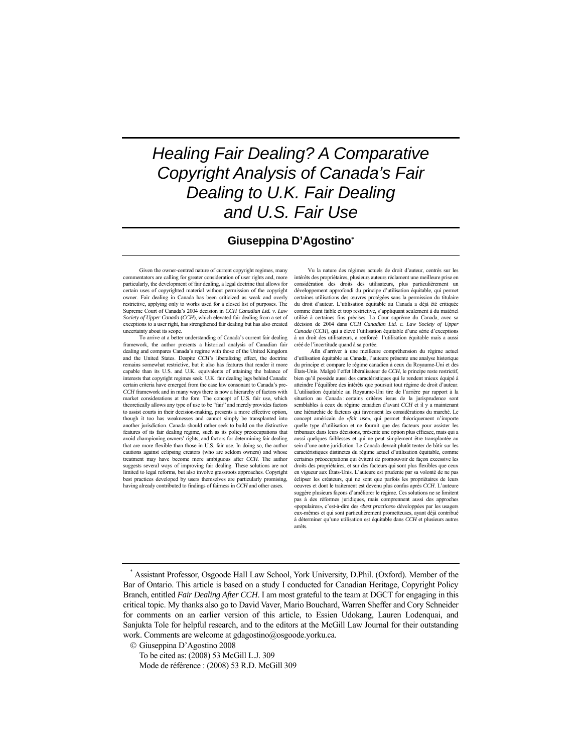# Healing Fair Dealing? A Comparative Copyright Analysis of Canada's Fair Dealing to U.K. Fair Dealing and U.S. Fair Use

**Giuseppina D'Agostino***

Given the owner-centred nature of current copyright regimes, many commentators are calling for greater consideration of user rights and, more particularly, the development of fair dealing, a legal doctrine that allows for certain uses of copyrighted material without permission of the copyright owner. Fair dealing in Canada has been criticized as weak and overly restrictive, applying only to works used for a closed list of purposes. The Supreme Court of Canada's 2004 decision in *CCH Canadian Ltd. v. Law Society of Upper Canada* (*CCH*), which elevated fair dealing from a set of exceptions to a user right, has strengthened fair dealing but has also created uncertainty about its scope.

To arrive at a better understanding of Canada's current fair dealing framework, the author presents a historical analysis of Canadian fair dealing and compares Canada's regime with those of the United Kingdom and the United States. Despite *CCH*'s liberalizing effect, the doctrine remains somewhat restrictive, but it also has features that render it more capable than its U.S. and U.K. equivalents of attaining the balance of interests that copyright regimes seek. U.K. fair dealing lags behind Canada: certain criteria have emerged from the case law consonant to Canada's pre-*CCH* framework and in many ways there is now a hierarchy of factors with market considerations at the fore. The concept of U.S. fair use, which theoretically allows any type of use to be "fair" and merely provides factors to assist courts in their decision-making, presents a more effective option, though it too has weaknesses and cannot simply be transplanted into another jurisdiction. Canada should rather seek to build on the distinctive features of its fair dealing regime, such as its policy preoccupations that avoid championing owners' rights, and factors for determining fair dealing that are more flexible than those in U.S. fair use. In doing so, the author cautions against eclipsing creators (who are seldom owners) and whose treatment may have become more ambiguous after *CCH*. The author suggests several ways of improving fair dealing. These solutions are not limited to legal reforms, but also involve grassroots approaches. Copyright best practices developed by users themselves are particularly promising, having already contributed to findings of fairness in *CCH* and other cases.

Vu la nature des régimes actuels de droit d'auteur, centrés sur les intérêts des propriétaires, plusieurs auteurs réclament une meilleure prise en considération des droits des utilisateurs, plus particulièrement un développement approfondi du principe d'utilisation équitable, qui permet certaines utilisations des œuvres protégées sans la permission du titulaire du droit d'auteur. L'utilisation équitable au Canada a déjà été critiquée comme étant faible et trop restrictive, s'appliquant seulement à du matériel utilisé à certaines fins précises. La Cour suprême du Canada, avec sa décision de 2004 dans *CCH Canadian Ltd. c. Law Society of Upper Canada* (*CCH*), qui a élevé l'utilisation équitable d'une série d'exceptions à un droit des utilisateurs, a renforcé l'utilisation équitable mais a aussi créé de l'incertitude quand à sa portée.

Afin d'arriver à une meilleure compréhension du régime actuel d'utilisation équitable au Canada, l'auteure présente une analyse historique du principe et compare le régime canadien à ceux du Royaume-Uni et des États-Unis. Malgré l'effet libéralisateur de *CCH*, le principe reste restrictif, bien qu'il possède aussi des caractéristiques qui le rendent mieux équipé à atteindre l'équilibre des intérêts que poursuit tout régime de droit d'auteur. L'utilisation équitable au Royaume-Uni tire de l'arrière par rapport à la situation au Canada : certains critères issus de la jurisprudence sont semblables à ceux du régime canadien d'avant *CCH* et il y a maintenant une hiérarchie de facteurs qui favorisent les considérations du marché. Le concept américain de «*fair use*», qui permet théoriquement n'importe quelle type d'utilisation et ne fournit que des facteurs pour assister les tribunaux dans leurs décisions, présente une option plus efficace, mais qui a aussi quelques faiblesses et qui ne peut simplement être transplantée au sein d'une autre juridiction. Le Canada devrait plutôt tenter de bâtir sur les caractéristiques distinctes du régime actuel d'utilisation équitable, comme certaines préoccupations qui évitent de promouvoir de façon excessive les droits des propriétaires, et sur des facteurs qui sont plus flexibles que ceux en vigueur aux États-Unis. L'auteure est prudente par sa volonté de ne pas éclipser les créateurs, qui ne sont que parfois les propriétaires de leurs oeuvres et dont le traitement est devenu plus confus après *CCH*. L'auteure suggère plusieurs façons d'améliorer le régime. Ces solutions ne se limitent pas à des réformes juridiques, mais comprennent aussi des approches «populaires», c'est-à-dire des «*best practices*» développées par les usagers eux-mêmes et qui sont particulièrement prometteuses, ayant déjà contribué à déterminer qu'une utilisation est équitable dans *CCH* et plusieurs autres arrêts.

---

* Assistant Professor, Osgoode Hall Law School, York University, D.Phil. (Oxford). Member of the Bar of Ontario. This article is based on a study I conducted for Canadian Heritage, Copyright Policy Branch, entitled *Fair Dealing After CCH*. I am most grateful to the team at DGCT for engaging in this critical topic. My thanks also go to David Vaver, Mario Bouchard, Warren Sheffer and Cory Schneider for comments on an earlier version of this article, to Essien Udokang, Lauren Lodenquai, and Sanjukta Tole for helpful research, and to the editors at the McGill Law Journal for their outstanding work. Comments are welcome at gdagostino@osgoode.yorku.ca.

© Giuseppina D'Agostino 2008

To be cited as: (2008) 53 McGill L.J. 309

Mode de référence : (2008) 53 R.D. McGill 309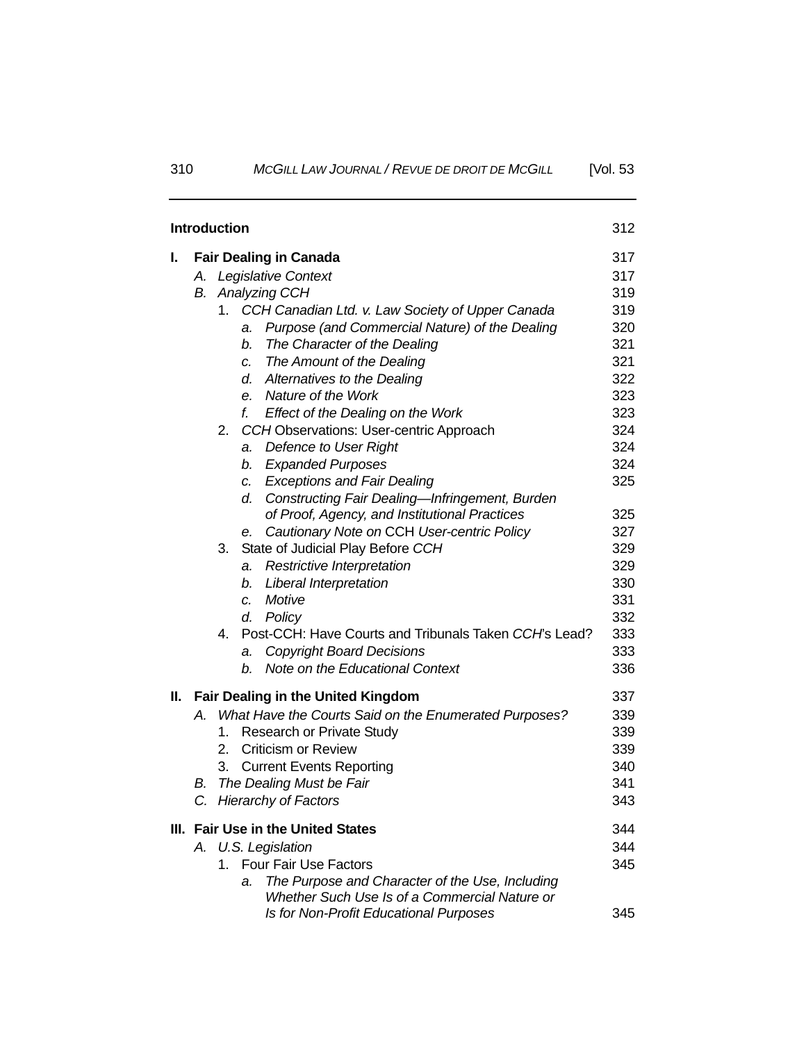| | |
|---|---|
| **Introduction** | 312 |
| **I. Fair Dealing in Canada** | 317 |
| A. *Legislative Context* | 317 |
| B. *Analyzing CCH* | 319 |
| 1. *CCH Canadian Ltd. v. Law Society of Upper Canada* | 319 |
| a. *Purpose (and Commercial Nature) of the Dealing* | 320 |
| b. *The Character of the Dealing* | 321 |
| c. *The Amount of the Dealing* | 321 |
| d. *Alternatives to the Dealing* | 322 |
| e. *Nature of the Work* | 323 |
| f. *Effect of the Dealing on the Work* | 323 |
| 2. *CCH* Observations: User-centric Approach | 324 |
| a. *Defence to User Right* | 324 |
| b. *Expanded Purposes* | 324 |
| c. *Exceptions and Fair Dealing* | 325 |
| d. *Constructing Fair Dealing—Infringement, Burden of Proof, Agency, and Institutional Practices* | 325 |
| e. *Cautionary Note on* CCH *User-centric Policy* | 327 |
| 3. State of Judicial Play Before *CCH* | 329 |
| a. *Restrictive Interpretation* | 329 |
| b. *Liberal Interpretation* | 330 |
| c. *Motive* | 331 |
| d. *Policy* | 332 |
| 4. Post-CCH: Have Courts and Tribunals Taken *CCH*'s Lead? | 333 |
| a. *Copyright Board Decisions* | 333 |
| b. *Note on the Educational Context* | 336 |
| **II. Fair Dealing in the United Kingdom** | 337 |
| A. *What Have the Courts Said on the Enumerated Purposes?* | 339 |
| 1. Research or Private Study | 339 |
| 2. Criticism or Review | 339 |
| 3. Current Events Reporting | 340 |
| B. *The Dealing Must be Fair* | 341 |
| C. *Hierarchy of Factors* | 343 |
| **III. Fair Use in the United States** | 344 |
| A. *U.S. Legislation* | 344 |
| 1. Four Fair Use Factors | 345 |
| a. *The Purpose and Character of the Use, Including Whether Such Use Is of a Commercial Nature or Is for Non-Profit Educational Purposes* | 345 |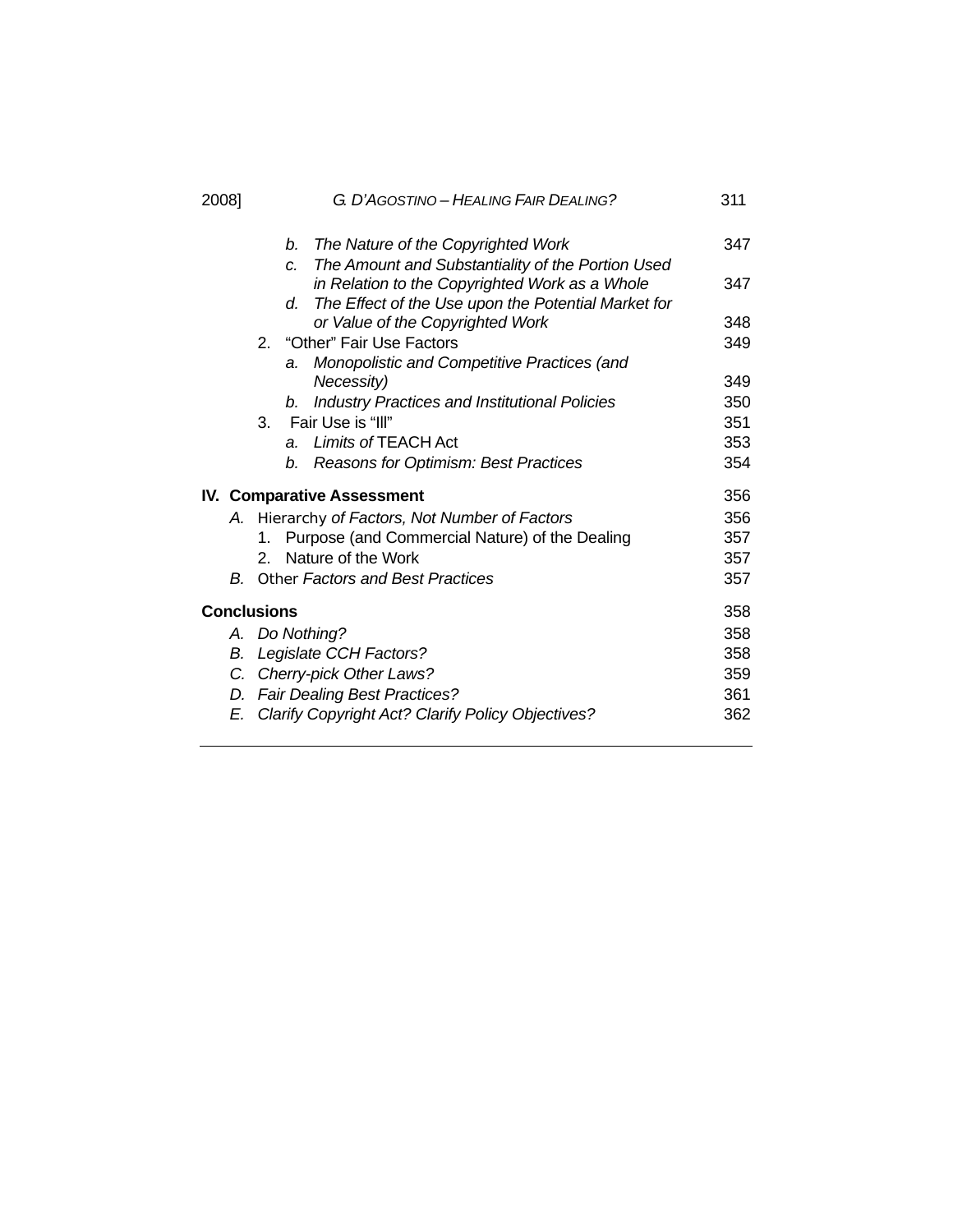b. *The Nature of the Copyrighted Work* 347
c. *The Amount and Substantiality of the Portion Used in Relation to the Copyrighted Work as a Whole* 347
d. *The Effect of the Use upon the Potential Market for or Value of the Copyrighted Work* 348

2. "Other" Fair Use Factors 349
   a. *Monopolistic and Competitive Practices (and Necessity)* 349
   b. *Industry Practices and Institutional Policies* 350
3. Fair Use is "Ill" 351
   a. *Limits of* TEACH Act 353
   b. *Reasons for Optimism: Best Practices* 354

**IV. Comparative Assessment** 356

*A.* Hierarchy *of Factors, Not Number of Factors* 356
   1. Purpose (and Commercial Nature) of the Dealing 357
   2. Nature of the Work 357

*B.* Other *Factors and Best Practices* 357

**Conclusions** 358

*A. Do Nothing?* 358
*B. Legislate CCH Factors?* 358
*C. Cherry-pick Other Laws?* 359
*D. Fair Dealing Best Practices?* 361
*E. Clarify Copyright Act? Clarify Policy Objectives?* 362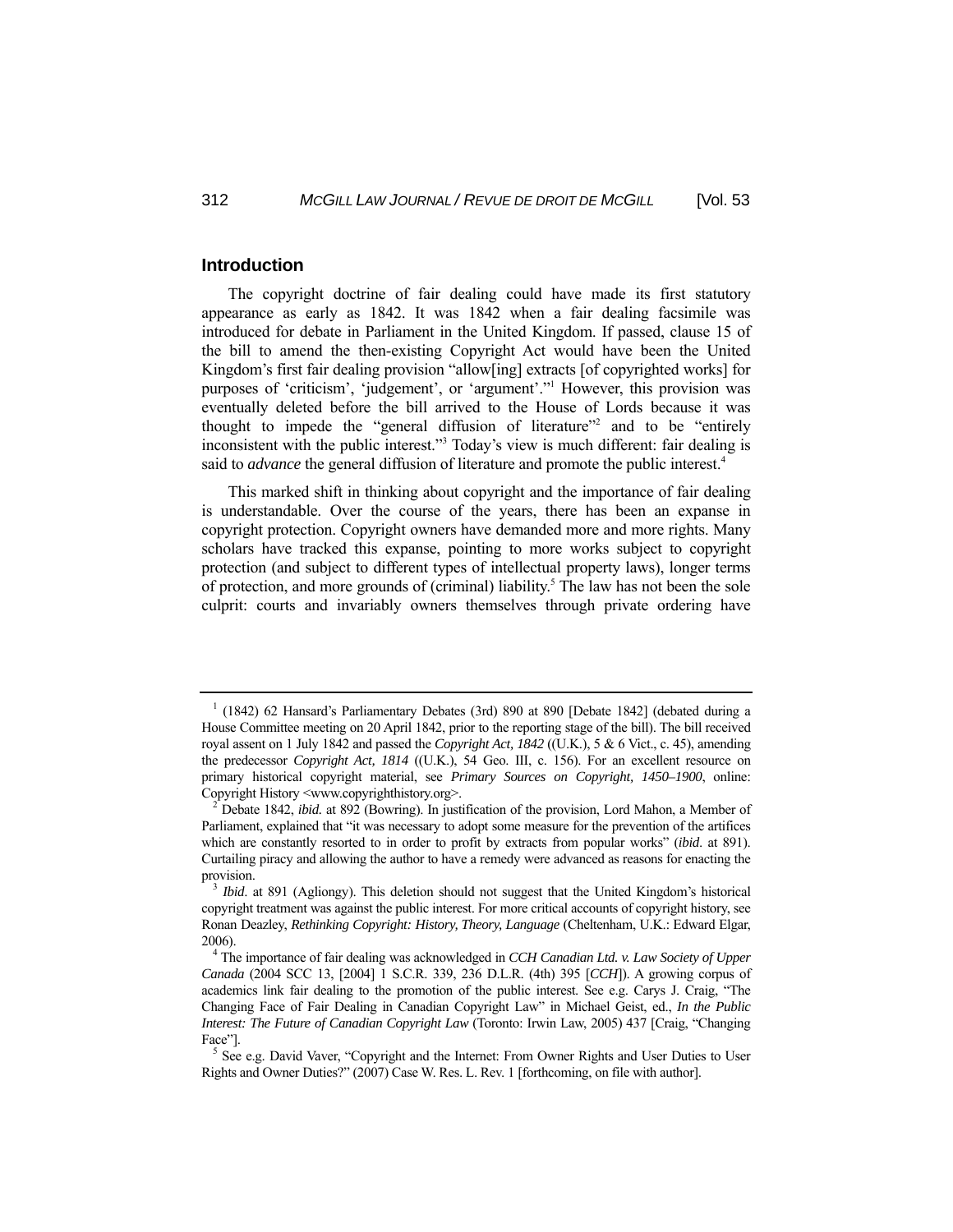## Introduction

The copyright doctrine of fair dealing could have made its first statutory appearance as early as 1842. It was 1842 when a fair dealing facsimile was introduced for debate in Parliament in the United Kingdom. If passed, clause 15 of the bill to amend the then-existing Copyright Act would have been the United Kingdom's first fair dealing provision "allow[ing] extracts [of copyrighted works] for purposes of 'criticism', 'judgement', or 'argument'."[1] However, this provision was eventually deleted before the bill arrived to the House of Lords because it was thought to impede the "general diffusion of literature"[2] and to be "entirely inconsistent with the public interest."[3] Today's view is much different: fair dealing is said to *advance* the general diffusion of literature and promote the public interest.[4]

This marked shift in thinking about copyright and the importance of fair dealing is understandable. Over the course of the years, there has been an expanse in copyright protection. Copyright owners have demanded more and more rights. Many scholars have tracked this expanse, pointing to more works subject to copyright protection (and subject to different types of intellectual property laws), longer terms of protection, and more grounds of (criminal) liability.[5] The law has not been the sole culprit: courts and invariably owners themselves through private ordering have

---

[1] (1842) 62 Hansard's Parliamentary Debates (3rd) 890 at 890 [Debate 1842] (debated during a House Committee meeting on 20 April 1842, prior to the reporting stage of the bill). The bill received royal assent on 1 July 1842 and passed the *Copyright Act, 1842* ((U.K.), 5 & 6 Vict., c. 45), amending the predecessor *Copyright Act, 1814* ((U.K.), 54 Geo. III, c. 156). For an excellent resource on primary historical copyright material, see *Primary Sources on Copyright, 1450–1900*, online: Copyright History <www.copyrighthistory.org>.

[2] Debate 1842, *ibid.* at 892 (Bowring). In justification of the provision, Lord Mahon, a Member of Parliament, explained that "it was necessary to adopt some measure for the prevention of the artifices which are constantly resorted to in order to profit by extracts from popular works" (*ibid.* at 891). Curtailing piracy and allowing the author to have a remedy were advanced as reasons for enacting the provision.

[3] *Ibid.* at 891 (Agliongy). This deletion should not suggest that the United Kingdom's historical copyright treatment was against the public interest. For more critical accounts of copyright history, see Ronan Deazley, *Rethinking Copyright: History, Theory, Language* (Cheltenham, U.K.: Edward Elgar, 2006).

[4] The importance of fair dealing was acknowledged in *CCH Canadian Ltd. v. Law Society of Upper Canada* (2004 SCC 13, [2004] 1 S.C.R. 339, 236 D.L.R. (4th) 395 [*CCH*]). A growing corpus of academics link fair dealing to the promotion of the public interest. See e.g. Carys J. Craig, "The Changing Face of Fair Dealing in Canadian Copyright Law" in Michael Geist, ed., *In the Public Interest: The Future of Canadian Copyright Law* (Toronto: Irwin Law, 2005) 437 [Craig, "Changing Face"].

[5] See e.g. David Vaver, "Copyright and the Internet: From Owner Rights and User Duties to User Rights and Owner Duties?" (2007) Case W. Res. L. Rev. 1 [forthcoming, on file with author].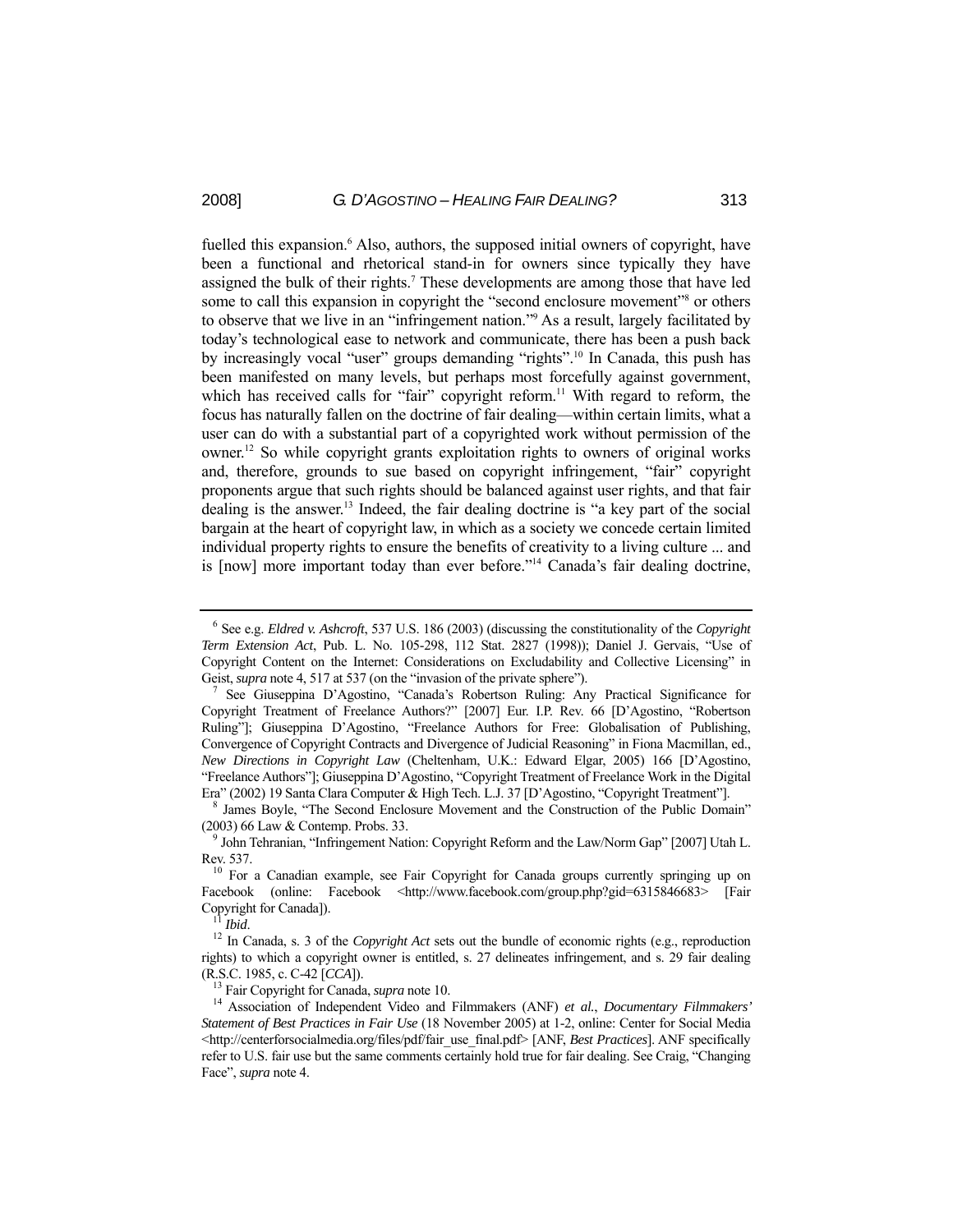fuelled this expansion.[6] Also, authors, the supposed initial owners of copyright, have been a functional and rhetorical stand-in for owners since typically they have assigned the bulk of their rights.[7] These developments are among those that have led some to call this expansion in copyright the "second enclosure movement"[8] or others to observe that we live in an "infringement nation."[9] As a result, largely facilitated by today's technological ease to network and communicate, there has been a push back by increasingly vocal "user" groups demanding "rights".[10] In Canada, this push has been manifested on many levels, but perhaps most forcefully against government, which has received calls for "fair" copyright reform.[11] With regard to reform, the focus has naturally fallen on the doctrine of fair dealing—within certain limits, what a user can do with a substantial part of a copyrighted work without permission of the owner.[12] So while copyright grants exploitation rights to owners of original works and, therefore, grounds to sue based on copyright infringement, "fair" copyright proponents argue that such rights should be balanced against user rights, and that fair dealing is the answer.[13] Indeed, the fair dealing doctrine is "a key part of the social bargain at the heart of copyright law, in which as a society we concede certain limited individual property rights to ensure the benefits of creativity to a living culture ... and is [now] more important today than ever before."[14] Canada's fair dealing doctrine,

---

[6] See e.g. *Eldred v. Ashcroft*, 537 U.S. 186 (2003) (discussing the constitutionality of the *Copyright Term Extension Act*, Pub. L. No. 105-298, 112 Stat. 2827 (1998)); Daniel J. Gervais, "Use of Copyright Content on the Internet: Considerations on Excludability and Collective Licensing" in Geist, *supra* note 4, 517 at 537 (on the "invasion of the private sphere").

[7] See Giuseppina D'Agostino, "Canada's Robertson Ruling: Any Practical Significance for Copyright Treatment of Freelance Authors?" [2007] Eur. I.P. Rev. 66 [D'Agostino, "Robertson Ruling"]; Giuseppina D'Agostino, "Freelance Authors for Free: Globalisation of Publishing, Convergence of Copyright Contracts and Divergence of Judicial Reasoning" in Fiona Macmillan, ed., *New Directions in Copyright Law* (Cheltenham, U.K.: Edward Elgar, 2005) 166 [D'Agostino, "Freelance Authors"]; Giuseppina D'Agostino, "Copyright Treatment of Freelance Work in the Digital Era" (2002) 19 Santa Clara Computer & High Tech. L.J. 37 [D'Agostino, "Copyright Treatment"].

[8] James Boyle, "The Second Enclosure Movement and the Construction of the Public Domain" (2003) 66 Law & Contemp. Probs. 33.

[9] John Tehranian, "Infringement Nation: Copyright Reform and the Law/Norm Gap" [2007] Utah L. Rev. 537.

[10] For a Canadian example, see Fair Copyright for Canada groups currently springing up on Facebook (online: Facebook <http://www.facebook.com/group.php?gid=6315846683> [Fair Copyright for Canada]).

[11] *Ibid*.

[12] In Canada, s. 3 of the *Copyright Act* sets out the bundle of economic rights (e.g., reproduction rights) to which a copyright owner is entitled, s. 27 delineates infringement, and s. 29 fair dealing (R.S.C. 1985, c. C-42 [*CCA*]).

[13] Fair Copyright for Canada, *supra* note 10.

[14] Association of Independent Video and Filmmakers (ANF) *et al.*, *Documentary Filmmakers' Statement of Best Practices in Fair Use* (18 November 2005) at 1-2, online: Center for Social Media <http://centerforsocialmedia.org/files/pdf/fair_use_final.pdf> [ANF, *Best Practices*]. ANF specifically refer to U.S. fair use but the same comments certainly hold true for fair dealing. See Craig, "Changing Face", *supra* note 4.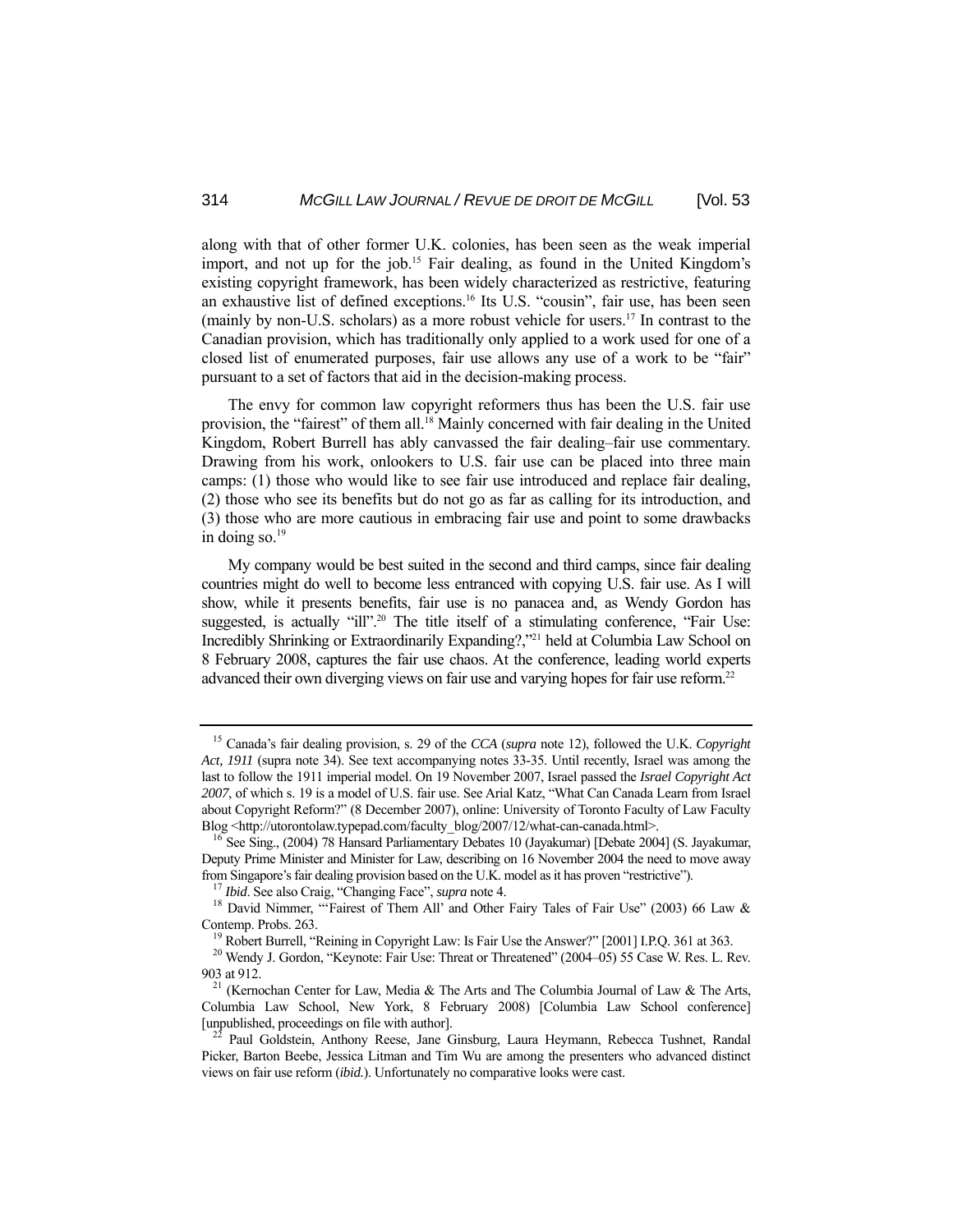along with that of other former U.K. colonies, has been seen as the weak imperial import, and not up for the job.[15] Fair dealing, as found in the United Kingdom's existing copyright framework, has been widely characterized as restrictive, featuring an exhaustive list of defined exceptions.[16] Its U.S. "cousin", fair use, has been seen (mainly by non-U.S. scholars) as a more robust vehicle for users.[17] In contrast to the Canadian provision, which has traditionally only applied to a work used for one of a closed list of enumerated purposes, fair use allows any use of a work to be "fair" pursuant to a set of factors that aid in the decision-making process.

The envy for common law copyright reformers thus has been the U.S. fair use provision, the "fairest" of them all.[18] Mainly concerned with fair dealing in the United Kingdom, Robert Burrell has ably canvassed the fair dealing–fair use commentary. Drawing from his work, onlookers to U.S. fair use can be placed into three main camps: (1) those who would like to see fair use introduced and replace fair dealing, (2) those who see its benefits but do not go as far as calling for its introduction, and (3) those who are more cautious in embracing fair use and point to some drawbacks in doing so.[19]

My company would be best suited in the second and third camps, since fair dealing countries might do well to become less entranced with copying U.S. fair use. As I will show, while it presents benefits, fair use is no panacea and, as Wendy Gordon has suggested, is actually "ill".[20] The title itself of a stimulating conference, "Fair Use: Incredibly Shrinking or Extraordinarily Expanding?,"[21] held at Columbia Law School on 8 February 2008, captures the fair use chaos. At the conference, leading world experts advanced their own diverging views on fair use and varying hopes for fair use reform.[22]

---

[15] Canada's fair dealing provision, s. 29 of the *CCA* (*supra* note 12), followed the U.K. *Copyright Act, 1911* (supra note 34). See text accompanying notes 33-35. Until recently, Israel was among the last to follow the 1911 imperial model. On 19 November 2007, Israel passed the *Israel Copyright Act 2007*, of which s. 19 is a model of U.S. fair use. See Arial Katz, "What Can Canada Learn from Israel about Copyright Reform?" (8 December 2007), online: University of Toronto Faculty of Law Faculty Blog <http://utorontolaw.typepad.com/faculty_blog/2007/12/what-can-canada.html>.

[16] See Sing., (2004) 78 Hansard Parliamentary Debates 10 (Jayakumar) [Debate 2004] (S. Jayakumar, Deputy Prime Minister and Minister for Law, describing on 16 November 2004 the need to move away from Singapore's fair dealing provision based on the U.K. model as it has proven "restrictive").

[17] *Ibid*. See also Craig, "Changing Face", *supra* note 4.

[18] David Nimmer, "'Fairest of Them All' and Other Fairy Tales of Fair Use" (2003) 66 Law & Contemp. Probs. 263.

[19] Robert Burrell, "Reining in Copyright Law: Is Fair Use the Answer?" [2001] I.P.Q. 361 at 363.

[20] Wendy J. Gordon, "Keynote: Fair Use: Threat or Threatened" (2004–05) 55 Case W. Res. L. Rev. 903 at 912.

[21] (Kernochan Center for Law, Media & The Arts and The Columbia Journal of Law & The Arts, Columbia Law School, New York, 8 February 2008) [Columbia Law School conference] [unpublished, proceedings on file with author].

[22] Paul Goldstein, Anthony Reese, Jane Ginsburg, Laura Heymann, Rebecca Tushnet, Randal Picker, Barton Beebe, Jessica Litman and Tim Wu are among the presenters who advanced distinct views on fair use reform (*ibid.*). Unfortunately no comparative looks were cast.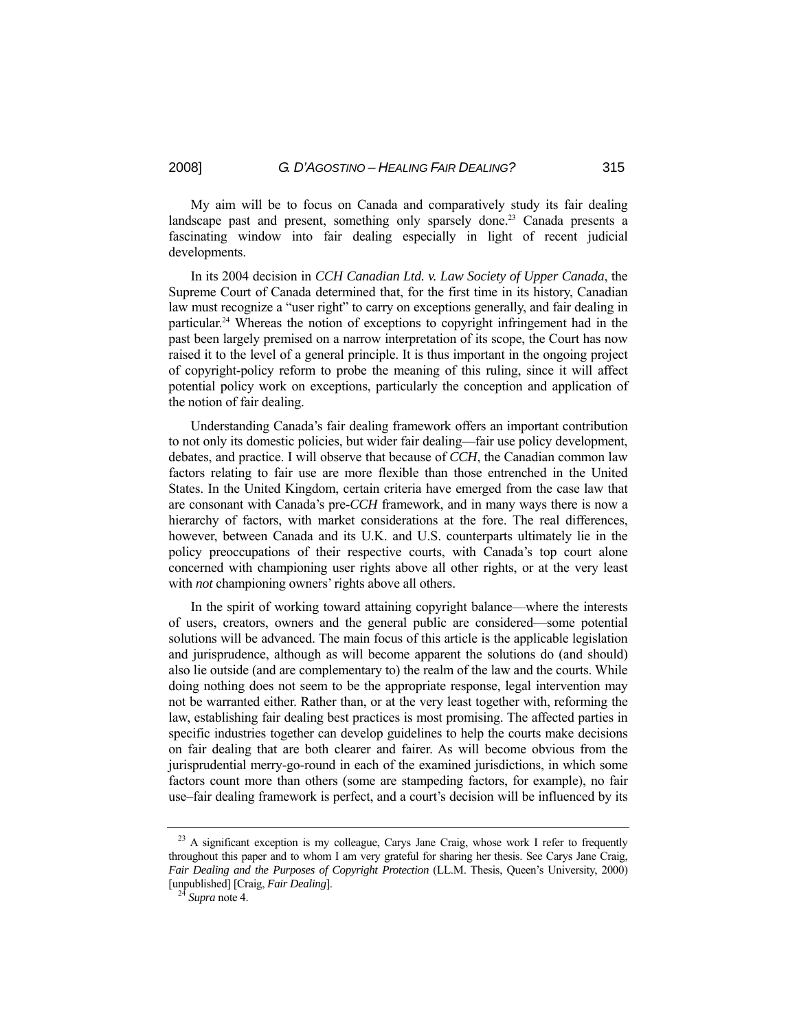My aim will be to focus on Canada and comparatively study its fair dealing landscape past and present, something only sparsely done.[23] Canada presents a fascinating window into fair dealing especially in light of recent judicial developments.

In its 2004 decision in *CCH Canadian Ltd. v. Law Society of Upper Canada*, the Supreme Court of Canada determined that, for the first time in its history, Canadian law must recognize a "user right" to carry on exceptions generally, and fair dealing in particular.[24] Whereas the notion of exceptions to copyright infringement had in the past been largely premised on a narrow interpretation of its scope, the Court has now raised it to the level of a general principle. It is thus important in the ongoing project of copyright-policy reform to probe the meaning of this ruling, since it will affect potential policy work on exceptions, particularly the conception and application of the notion of fair dealing.

Understanding Canada's fair dealing framework offers an important contribution to not only its domestic policies, but wider fair dealing—fair use policy development, debates, and practice. I will observe that because of *CCH*, the Canadian common law factors relating to fair use are more flexible than those entrenched in the United States. In the United Kingdom, certain criteria have emerged from the case law that are consonant with Canada's pre-*CCH* framework, and in many ways there is now a hierarchy of factors, with market considerations at the fore. The real differences, however, between Canada and its U.K. and U.S. counterparts ultimately lie in the policy preoccupations of their respective courts, with Canada's top court alone concerned with championing user rights above all other rights, or at the very least with *not* championing owners' rights above all others.

In the spirit of working toward attaining copyright balance—where the interests of users, creators, owners and the general public are considered—some potential solutions will be advanced. The main focus of this article is the applicable legislation and jurisprudence, although as will become apparent the solutions do (and should) also lie outside (and are complementary to) the realm of the law and the courts. While doing nothing does not seem to be the appropriate response, legal intervention may not be warranted either. Rather than, or at the very least together with, reforming the law, establishing fair dealing best practices is most promising. The affected parties in specific industries together can develop guidelines to help the courts make decisions on fair dealing that are both clearer and fairer. As will become obvious from the jurisprudential merry-go-round in each of the examined jurisdictions, in which some factors count more than others (some are stampeding factors, for example), no fair use–fair dealing framework is perfect, and a court's decision will be influenced by its

---

[23] A significant exception is my colleague, Carys Jane Craig, whose work I refer to frequently throughout this paper and to whom I am very grateful for sharing her thesis. See Carys Jane Craig, *Fair Dealing and the Purposes of Copyright Protection* (LL.M. Thesis, Queen's University, 2000) [unpublished] [Craig, *Fair Dealing*].

[24] *Supra* note 4.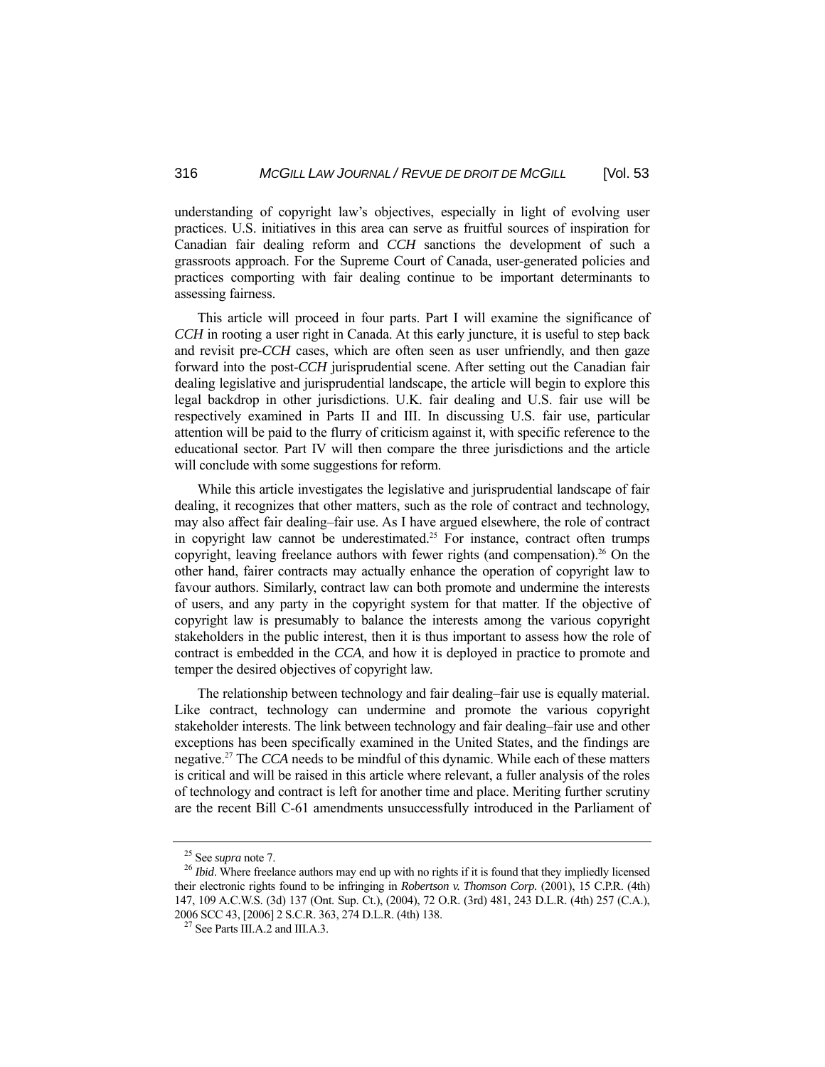understanding of copyright law's objectives, especially in light of evolving user practices. U.S. initiatives in this area can serve as fruitful sources of inspiration for Canadian fair dealing reform and *CCH* sanctions the development of such a grassroots approach. For the Supreme Court of Canada, user-generated policies and practices comporting with fair dealing continue to be important determinants to assessing fairness.

This article will proceed in four parts. Part I will examine the significance of *CCH* in rooting a user right in Canada. At this early juncture, it is useful to step back and revisit pre-*CCH* cases, which are often seen as user unfriendly, and then gaze forward into the post-*CCH* jurisprudential scene. After setting out the Canadian fair dealing legislative and jurisprudential landscape, the article will begin to explore this legal backdrop in other jurisdictions. U.K. fair dealing and U.S. fair use will be respectively examined in Parts II and III. In discussing U.S. fair use, particular attention will be paid to the flurry of criticism against it, with specific reference to the educational sector. Part IV will then compare the three jurisdictions and the article will conclude with some suggestions for reform.

While this article investigates the legislative and jurisprudential landscape of fair dealing, it recognizes that other matters, such as the role of contract and technology, may also affect fair dealing–fair use. As I have argued elsewhere, the role of contract in copyright law cannot be underestimated.[25] For instance, contract often trumps copyright, leaving freelance authors with fewer rights (and compensation).[26] On the other hand, fairer contracts may actually enhance the operation of copyright law to favour authors. Similarly, contract law can both promote and undermine the interests of users, and any party in the copyright system for that matter. If the objective of copyright law is presumably to balance the interests among the various copyright stakeholders in the public interest, then it is thus important to assess how the role of contract is embedded in the *CCA*, and how it is deployed in practice to promote and temper the desired objectives of copyright law.

The relationship between technology and fair dealing–fair use is equally material. Like contract, technology can undermine and promote the various copyright stakeholder interests. The link between technology and fair dealing–fair use and other exceptions has been specifically examined in the United States, and the findings are negative.[27] The *CCA* needs to be mindful of this dynamic. While each of these matters is critical and will be raised in this article where relevant, a fuller analysis of the roles of technology and contract is left for another time and place. Meriting further scrutiny are the recent Bill C-61 amendments unsuccessfully introduced in the Parliament of

---

[25] See *supra* note 7.

[26] *Ibid*. Where freelance authors may end up with no rights if it is found that they impliedly licensed their electronic rights found to be infringing in *Robertson v. Thomson Corp.* (2001), 15 C.P.R. (4th) 147, 109 A.C.W.S. (3d) 137 (Ont. Sup. Ct.), (2004), 72 O.R. (3rd) 481, 243 D.L.R. (4th) 257 (C.A.), 2006 SCC 43, [2006] 2 S.C.R. 363, 274 D.L.R. (4th) 138.

[27] See Parts III.A.2 and III.A.3.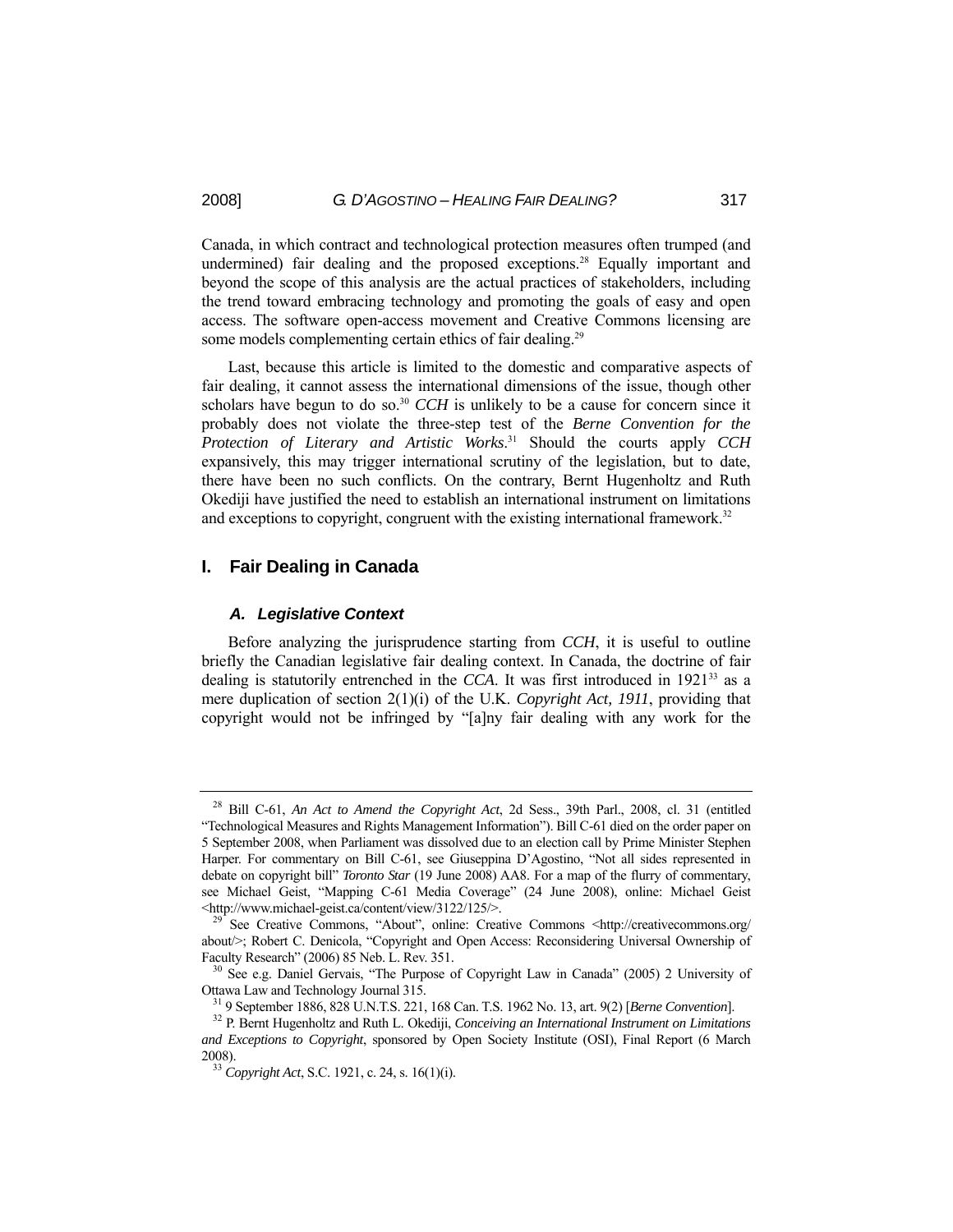Canada, in which contract and technological protection measures often trumped (and undermined) fair dealing and the proposed exceptions.[28] Equally important and beyond the scope of this analysis are the actual practices of stakeholders, including the trend toward embracing technology and promoting the goals of easy and open access. The software open-access movement and Creative Commons licensing are some models complementing certain ethics of fair dealing.[29]

Last, because this article is limited to the domestic and comparative aspects of fair dealing, it cannot assess the international dimensions of the issue, though other scholars have begun to do so.[30] *CCH* is unlikely to be a cause for concern since it probably does not violate the three-step test of the *Berne Convention for the Protection of Literary and Artistic Works*.[31] Should the courts apply *CCH* expansively, this may trigger international scrutiny of the legislation, but to date, there have been no such conflicts. On the contrary, Bernt Hugenholtz and Ruth Okediji have justified the need to establish an international instrument on limitations and exceptions to copyright, congruent with the existing international framework.[32]

## I. Fair Dealing in Canada

### *A. Legislative Context*

Before analyzing the jurisprudence starting from *CCH*, it is useful to outline briefly the Canadian legislative fair dealing context. In Canada, the doctrine of fair dealing is statutorily entrenched in the *CCA*. It was first introduced in 1921[33] as a mere duplication of section 2(1)(i) of the U.K. *Copyright Act, 1911*, providing that copyright would not be infringed by "[a]ny fair dealing with any work for the

---

[28] Bill C-61, *An Act to Amend the Copyright Act*, 2d Sess., 39th Parl., 2008, cl. 31 (entitled "Technological Measures and Rights Management Information"). Bill C-61 died on the order paper on 5 September 2008, when Parliament was dissolved due to an election call by Prime Minister Stephen Harper. For commentary on Bill C-61, see Giuseppina D'Agostino, "Not all sides represented in debate on copyright bill" *Toronto Star* (19 June 2008) AA8. For a map of the flurry of commentary, see Michael Geist, "Mapping C-61 Media Coverage" (24 June 2008), online: Michael Geist <http://www.michael-geist.ca/content/view/3122/125/>.

[29] See Creative Commons, "About", online: Creative Commons <http://creativecommons.org/about/>; Robert C. Denicola, "Copyright and Open Access: Reconsidering Universal Ownership of Faculty Research" (2006) 85 Neb. L. Rev. 351.

[30] See e.g. Daniel Gervais, "The Purpose of Copyright Law in Canada" (2005) 2 University of Ottawa Law and Technology Journal 315.

[31] 9 September 1886, 828 U.N.T.S. 221, 168 Can. T.S. 1962 No. 13, art. 9(2) [*Berne Convention*].

[32] P. Bernt Hugenholtz and Ruth L. Okediji, *Conceiving an International Instrument on Limitations and Exceptions to Copyright*, sponsored by Open Society Institute (OSI), Final Report (6 March 2008).

[33] *Copyright Act*, S.C. 1921, c. 24, s. 16(1)(i).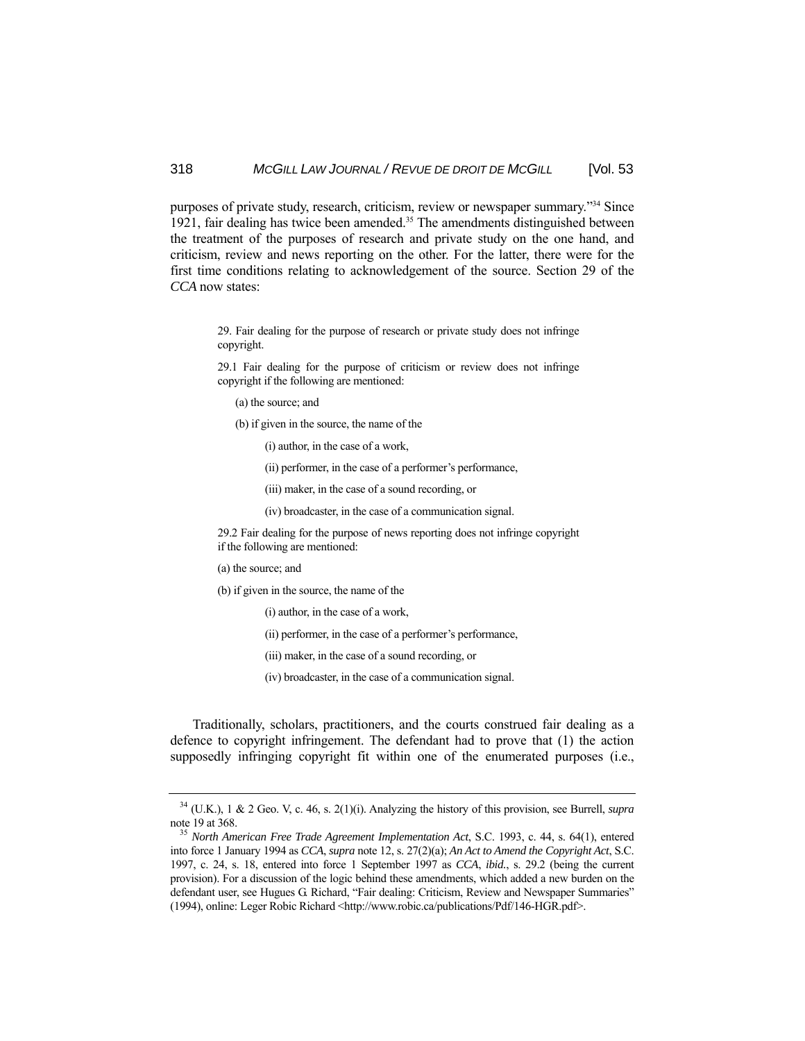purposes of private study, research, criticism, review or newspaper summary."[34] Since 1921, fair dealing has twice been amended.[35] The amendments distinguished between the treatment of the purposes of research and private study on the one hand, and criticism, review and news reporting on the other. For the latter, there were for the first time conditions relating to acknowledgement of the source. Section 29 of the *CCA* now states:

> 29. Fair dealing for the purpose of research or private study does not infringe copyright.
>
> 29.1 Fair dealing for the purpose of criticism or review does not infringe copyright if the following are mentioned:
>
> (a) the source; and
>
> (b) if given in the source, the name of the
>
> (i) author, in the case of a work,
>
> (ii) performer, in the case of a performer's performance,
>
> (iii) maker, in the case of a sound recording, or
>
> (iv) broadcaster, in the case of a communication signal.
>
> 29.2 Fair dealing for the purpose of news reporting does not infringe copyright if the following are mentioned:
>
> (a) the source; and
>
> (b) if given in the source, the name of the
>
> (i) author, in the case of a work,
>
> (ii) performer, in the case of a performer's performance,
>
> (iii) maker, in the case of a sound recording, or
>
> (iv) broadcaster, in the case of a communication signal.

Traditionally, scholars, practitioners, and the courts construed fair dealing as a defence to copyright infringement. The defendant had to prove that (1) the action supposedly infringing copyright fit within one of the enumerated purposes (i.e.,

---

[34] (U.K.), 1 & 2 Geo. V, c. 46, s. 2(1)(i). Analyzing the history of this provision, see Burrell, *supra* note 19 at 368.

[35] *North American Free Trade Agreement Implementation Act*, S.C. 1993, c. 44, s. 64(1), entered into force 1 January 1994 as *CCA*, *supra* note 12, s. 27(2)(a); *An Act to Amend the Copyright Act*, S.C. 1997, c. 24, s. 18, entered into force 1 September 1997 as *CCA*, *ibid.*, s. 29.2 (being the current provision). For a discussion of the logic behind these amendments, which added a new burden on the defendant user, see Hugues G. Richard, "Fair dealing: Criticism, Review and Newspaper Summaries" (1994), online: Leger Robic Richard <http://www.robic.ca/publications/Pdf/146-HGR.pdf>.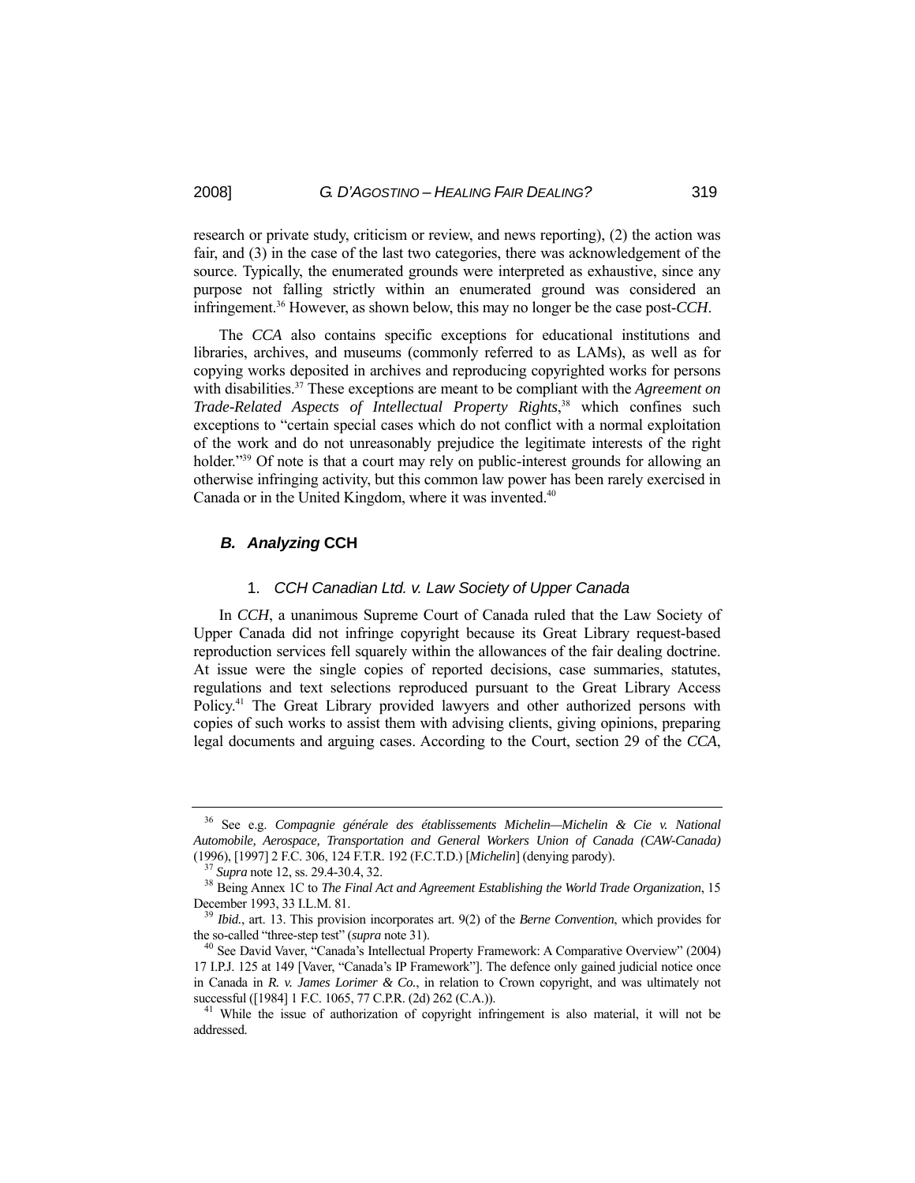research or private study, criticism or review, and news reporting), (2) the action was fair, and (3) in the case of the last two categories, there was acknowledgement of the source. Typically, the enumerated grounds were interpreted as exhaustive, since any purpose not falling strictly within an enumerated ground was considered an infringement.[36] However, as shown below, this may no longer be the case post-*CCH*.

The *CCA* also contains specific exceptions for educational institutions and libraries, archives, and museums (commonly referred to as LAMs), as well as for copying works deposited in archives and reproducing copyrighted works for persons with disabilities.[37] These exceptions are meant to be compliant with the *Agreement on Trade-Related Aspects of Intellectual Property Rights*,[38] which confines such exceptions to "certain special cases which do not conflict with a normal exploitation of the work and do not unreasonably prejudice the legitimate interests of the right holder."[39] Of note is that a court may rely on public-interest grounds for allowing an otherwise infringing activity, but this common law power has been rarely exercised in Canada or in the United Kingdom, where it was invented.[40]

### *B. Analyzing* CCH

#### 1. *CCH Canadian Ltd. v. Law Society of Upper Canada*

In *CCH*, a unanimous Supreme Court of Canada ruled that the Law Society of Upper Canada did not infringe copyright because its Great Library request-based reproduction services fell squarely within the allowances of the fair dealing doctrine. At issue were the single copies of reported decisions, case summaries, statutes, regulations and text selections reproduced pursuant to the Great Library Access Policy.[41] The Great Library provided lawyers and other authorized persons with copies of such works to assist them with advising clients, giving opinions, preparing legal documents and arguing cases. According to the Court, section 29 of the *CCA*,

---

[36] See e.g. *Compagnie générale des établissements Michelin—Michelin & Cie v. National Automobile, Aerospace, Transportation and General Workers Union of Canada (CAW-Canada)* (1996), [1997] 2 F.C. 306, 124 F.T.R. 192 (F.C.T.D.) [*Michelin*] (denying parody).

[37] *Supra* note 12, ss. 29.4-30.4, 32.

[38] Being Annex 1C to *The Final Act and Agreement Establishing the World Trade Organization*, 15 December 1993, 33 I.L.M. 81.

[39] *Ibid.*, art. 13. This provision incorporates art. 9(2) of the *Berne Convention*, which provides for the so-called "three-step test" (*supra* note 31).

[40] See David Vaver, "Canada's Intellectual Property Framework: A Comparative Overview" (2004) 17 I.P.J. 125 at 149 [Vaver, "Canada's IP Framework"]. The defence only gained judicial notice once in Canada in *R. v. James Lorimer & Co.*, in relation to Crown copyright, and was ultimately not successful ([1984] 1 F.C. 1065, 77 C.P.R. (2d) 262 (C.A.)).

[41] While the issue of authorization of copyright infringement is also material, it will not be addressed.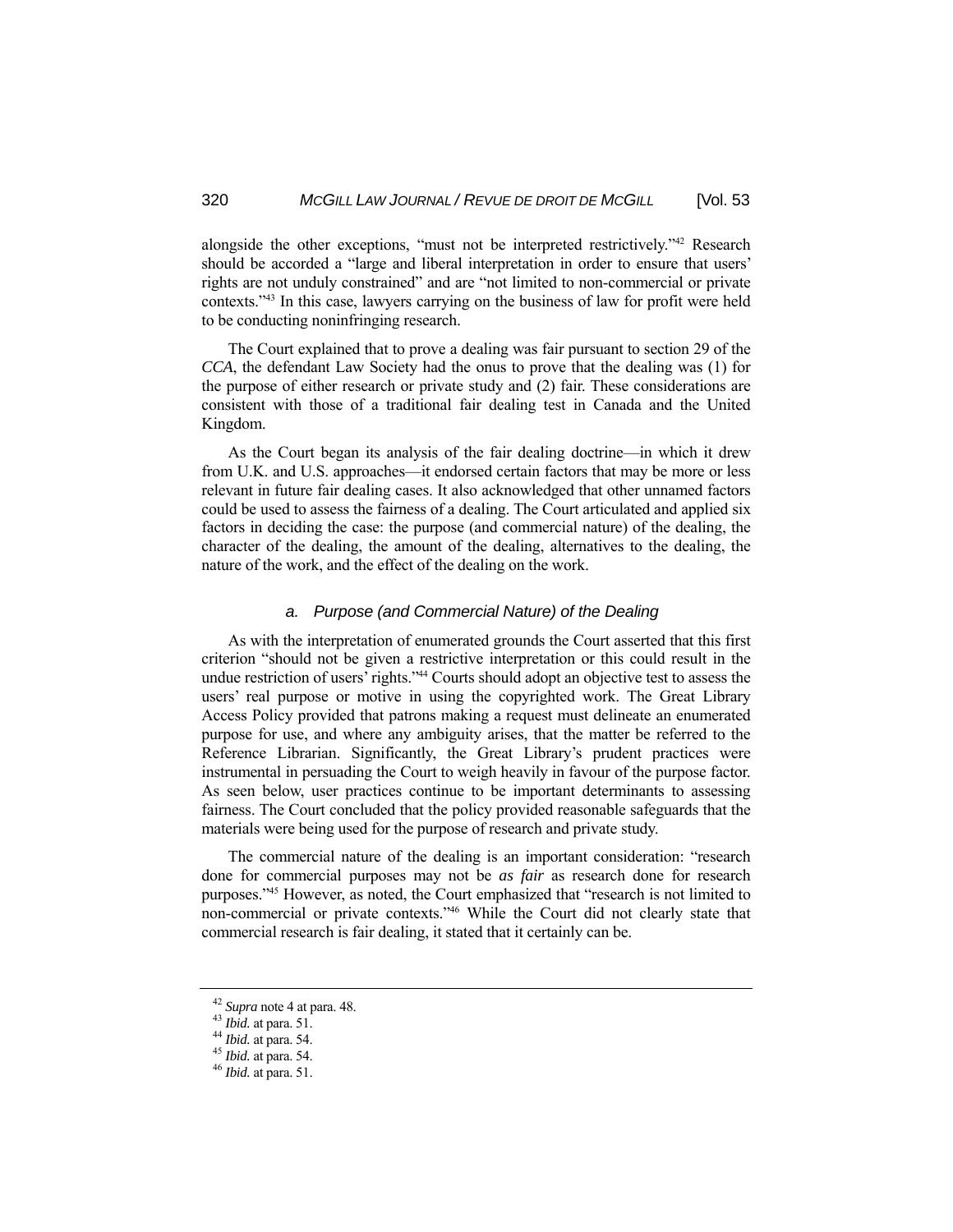alongside the other exceptions, "must not be interpreted restrictively."[42] Research should be accorded a "large and liberal interpretation in order to ensure that users' rights are not unduly constrained" and are "not limited to non-commercial or private contexts."[43] In this case, lawyers carrying on the business of law for profit were held to be conducting noninfringing research.

The Court explained that to prove a dealing was fair pursuant to section 29 of the *CCA*, the defendant Law Society had the onus to prove that the dealing was (1) for the purpose of either research or private study and (2) fair. These considerations are consistent with those of a traditional fair dealing test in Canada and the United Kingdom.

As the Court began its analysis of the fair dealing doctrine—in which it drew from U.K. and U.S. approaches—it endorsed certain factors that may be more or less relevant in future fair dealing cases. It also acknowledged that other unnamed factors could be used to assess the fairness of a dealing. The Court articulated and applied six factors in deciding the case: the purpose (and commercial nature) of the dealing, the character of the dealing, the amount of the dealing, alternatives to the dealing, the nature of the work, and the effect of the dealing on the work.

#### *a. Purpose (and Commercial Nature) of the Dealing*

As with the interpretation of enumerated grounds the Court asserted that this first criterion "should not be given a restrictive interpretation or this could result in the undue restriction of users' rights."[44] Courts should adopt an objective test to assess the users' real purpose or motive in using the copyrighted work. The Great Library Access Policy provided that patrons making a request must delineate an enumerated purpose for use, and where any ambiguity arises, that the matter be referred to the Reference Librarian. Significantly, the Great Library's prudent practices were instrumental in persuading the Court to weigh heavily in favour of the purpose factor. As seen below, user practices continue to be important determinants to assessing fairness. The Court concluded that the policy provided reasonable safeguards that the materials were being used for the purpose of research and private study.

The commercial nature of the dealing is an important consideration: "research done for commercial purposes may not be *as fair* as research done for research purposes."[45] However, as noted, the Court emphasized that "research is not limited to non-commercial or private contexts."[46] While the Court did not clearly state that commercial research is fair dealing, it stated that it certainly can be.

---

[42] *Supra* note 4 at para. 48.
[43] *Ibid.* at para. 51.
[44] *Ibid.* at para. 54.
[45] *Ibid.* at para. 54.
[46] *Ibid.* at para. 51.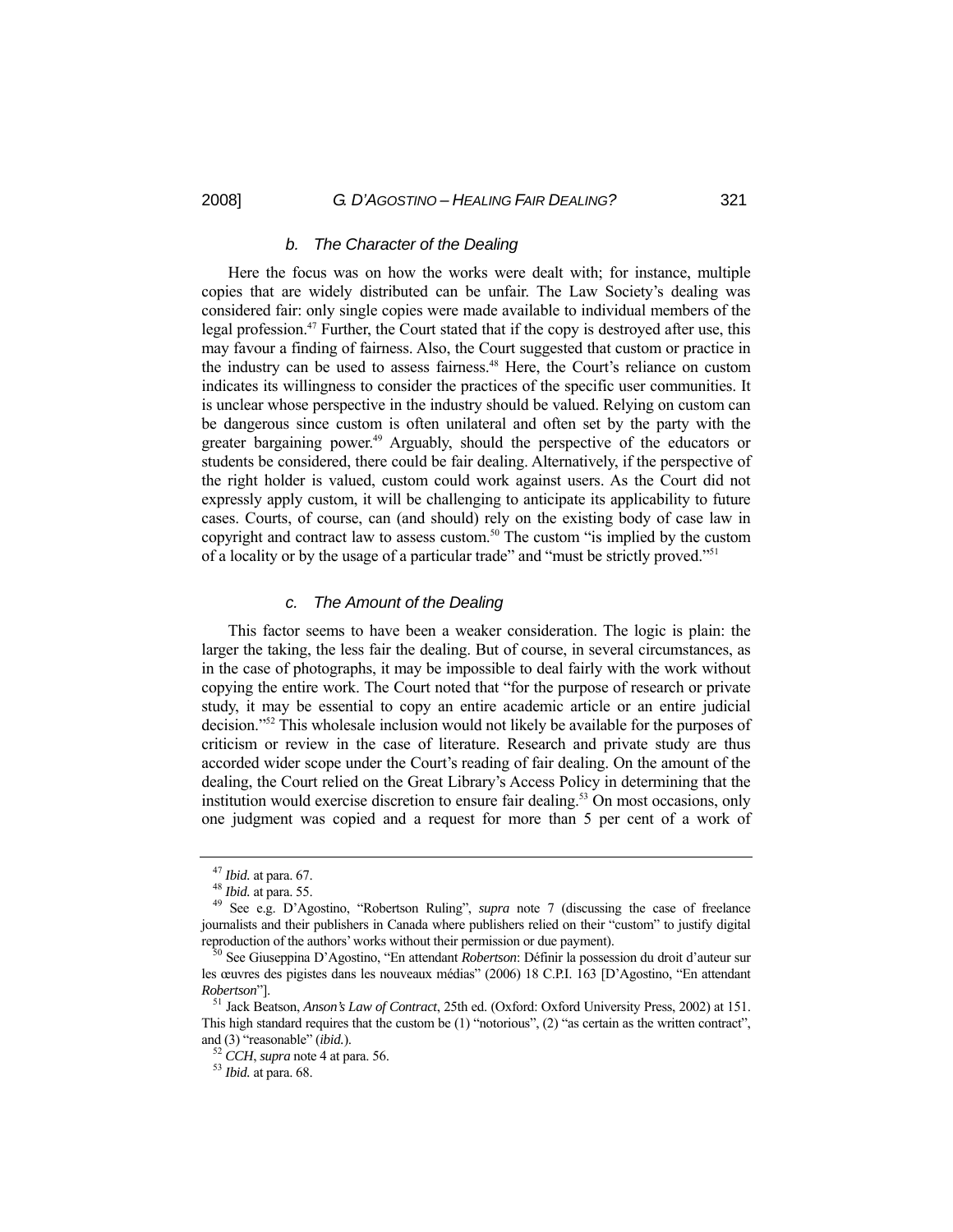### *b. The Character of the Dealing*

Here the focus was on how the works were dealt with; for instance, multiple copies that are widely distributed can be unfair. The Law Society's dealing was considered fair: only single copies were made available to individual members of the legal profession.[47] Further, the Court stated that if the copy is destroyed after use, this may favour a finding of fairness. Also, the Court suggested that custom or practice in the industry can be used to assess fairness.[48] Here, the Court's reliance on custom indicates its willingness to consider the practices of the specific user communities. It is unclear whose perspective in the industry should be valued. Relying on custom can be dangerous since custom is often unilateral and often set by the party with the greater bargaining power.[49] Arguably, should the perspective of the educators or students be considered, there could be fair dealing. Alternatively, if the perspective of the right holder is valued, custom could work against users. As the Court did not expressly apply custom, it will be challenging to anticipate its applicability to future cases. Courts, of course, can (and should) rely on the existing body of case law in copyright and contract law to assess custom.[50] The custom "is implied by the custom of a locality or by the usage of a particular trade" and "must be strictly proved."[51]

### *c. The Amount of the Dealing*

This factor seems to have been a weaker consideration. The logic is plain: the larger the taking, the less fair the dealing. But of course, in several circumstances, as in the case of photographs, it may be impossible to deal fairly with the work without copying the entire work. The Court noted that "for the purpose of research or private study, it may be essential to copy an entire academic article or an entire judicial decision."[52] This wholesale inclusion would not likely be available for the purposes of criticism or review in the case of literature. Research and private study are thus accorded wider scope under the Court's reading of fair dealing. On the amount of the dealing, the Court relied on the Great Library's Access Policy in determining that the institution would exercise discretion to ensure fair dealing.[53] On most occasions, only one judgment was copied and a request for more than 5 per cent of a work of

---

[47] *Ibid.* at para. 67.

[48] *Ibid.* at para. 55.

[49] See e.g. D'Agostino, "Robertson Ruling", *supra* note 7 (discussing the case of freelance journalists and their publishers in Canada where publishers relied on their "custom" to justify digital reproduction of the authors' works without their permission or due payment).

[50] See Giuseppina D'Agostino, "En attendant *Robertson*: Définir la possession du droit d'auteur sur les œuvres des pigistes dans les nouveaux médias" (2006) 18 C.P.I. 163 [D'Agostino, "En attendant *Robertson*"].

[51] Jack Beatson, *Anson's Law of Contract*, 25th ed. (Oxford: Oxford University Press, 2002) at 151. This high standard requires that the custom be (1) "notorious", (2) "as certain as the written contract", and (3) "reasonable" (*ibid.*).

[52] *CCH*, *supra* note 4 at para. 56.

[53] *Ibid.* at para. 68.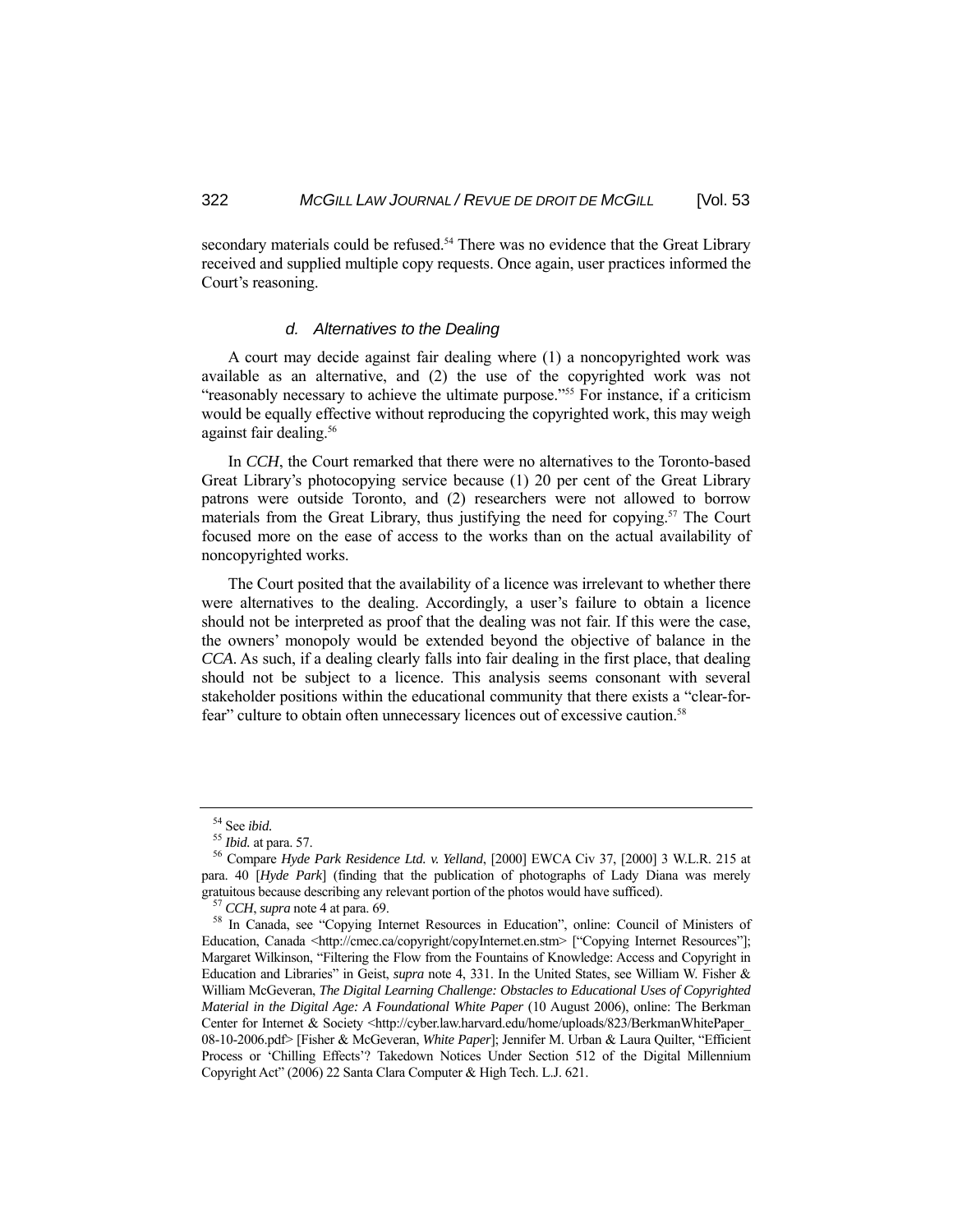secondary materials could be refused.[54] There was no evidence that the Great Library received and supplied multiple copy requests. Once again, user practices informed the Court's reasoning.

#### *d. Alternatives to the Dealing*

A court may decide against fair dealing where (1) a noncopyrighted work was available as an alternative, and (2) the use of the copyrighted work was not "reasonably necessary to achieve the ultimate purpose."[55] For instance, if a criticism would be equally effective without reproducing the copyrighted work, this may weigh against fair dealing.[56]

In *CCH*, the Court remarked that there were no alternatives to the Toronto-based Great Library's photocopying service because (1) 20 per cent of the Great Library patrons were outside Toronto, and (2) researchers were not allowed to borrow materials from the Great Library, thus justifying the need for copying.[57] The Court focused more on the ease of access to the works than on the actual availability of noncopyrighted works.

The Court posited that the availability of a licence was irrelevant to whether there were alternatives to the dealing. Accordingly, a user's failure to obtain a licence should not be interpreted as proof that the dealing was not fair. If this were the case, the owners' monopoly would be extended beyond the objective of balance in the *CCA*. As such, if a dealing clearly falls into fair dealing in the first place, that dealing should not be subject to a licence. This analysis seems consonant with several stakeholder positions within the educational community that there exists a "clear-for-fear" culture to obtain often unnecessary licences out of excessive caution.[58]

---

[54] See *ibid.*

[55] *Ibid.* at para. 57.

[56] Compare *Hyde Park Residence Ltd. v. Yelland*, [2000] EWCA Civ 37, [2000] 3 W.L.R. 215 at para. 40 [*Hyde Park*] (finding that the publication of photographs of Lady Diana was merely gratuitous because describing any relevant portion of the photos would have sufficed).

[57] *CCH*, *supra* note 4 at para. 69.

[58] In Canada, see "Copying Internet Resources in Education", online: Council of Ministers of Education, Canada <http://cmec.ca/copyright/copyInternet.en.stm> ["Copying Internet Resources"]; Margaret Wilkinson, "Filtering the Flow from the Fountains of Knowledge: Access and Copyright in Education and Libraries" in Geist, *supra* note 4, 331. In the United States, see William W. Fisher & William McGeveran, *The Digital Learning Challenge: Obstacles to Educational Uses of Copyrighted Material in the Digital Age: A Foundational White Paper* (10 August 2006), online: The Berkman Center for Internet & Society <http://cyber.law.harvard.edu/home/uploads/823/BerkmanWhitePaper_08-10-2006.pdf> [Fisher & McGeveran, *White Paper*]; Jennifer M. Urban & Laura Quilter, "Efficient Process or 'Chilling Effects'? Takedown Notices Under Section 512 of the Digital Millennium Copyright Act" (2006) 22 Santa Clara Computer & High Tech. L.J. 621.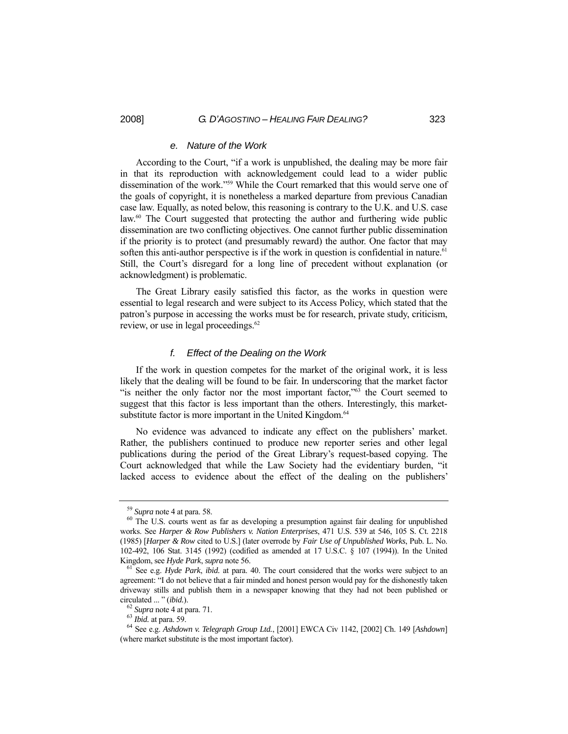#### *e. Nature of the Work*

According to the Court, "if a work is unpublished, the dealing may be more fair in that its reproduction with acknowledgement could lead to a wider public dissemination of the work."[59] While the Court remarked that this would serve one of the goals of copyright, it is nonetheless a marked departure from previous Canadian case law. Equally, as noted below, this reasoning is contrary to the U.K. and U.S. case law.[60] The Court suggested that protecting the author and furthering wide public dissemination are two conflicting objectives. One cannot further public dissemination if the priority is to protect (and presumably reward) the author. One factor that may soften this anti-author perspective is if the work in question is confidential in nature.[61] Still, the Court's disregard for a long line of precedent without explanation (or acknowledgment) is problematic.

The Great Library easily satisfied this factor, as the works in question were essential to legal research and were subject to its Access Policy, which stated that the patron's purpose in accessing the works must be for research, private study, criticism, review, or use in legal proceedings.[62]

#### *f. Effect of the Dealing on the Work*

If the work in question competes for the market of the original work, it is less likely that the dealing will be found to be fair. In underscoring that the market factor "is neither the only factor nor the most important factor,"[63] the Court seemed to suggest that this factor is less important than the others. Interestingly, this market-substitute factor is more important in the United Kingdom.[64]

No evidence was advanced to indicate any effect on the publishers' market. Rather, the publishers continued to produce new reporter series and other legal publications during the period of the Great Library's request-based copying. The Court acknowledged that while the Law Society had the evidentiary burden, "it lacked access to evidence about the effect of the dealing on the publishers'

---

[59] *Supra* note 4 at para. 58.

[60] The U.S. courts went as far as developing a presumption against fair dealing for unpublished works. See *Harper & Row Publishers v. Nation Enterprises*, 471 U.S. 539 at 546, 105 S. Ct. 2218 (1985) [*Harper & Row* cited to U.S.] (later overrode by *Fair Use of Unpublished Works*, Pub. L. No. 102-492, 106 Stat. 3145 (1992) (codified as amended at 17 U.S.C. § 107 (1994)). In the United Kingdom, see *Hyde Park*, *supra* note 56.

[61] See e.g. *Hyde Park*, *ibid.* at para. 40. The court considered that the works were subject to an agreement: "I do not believe that a fair minded and honest person would pay for the dishonestly taken driveway stills and publish them in a newspaper knowing that they had not been published or circulated ... " (*ibid.*).

[62] *Supra* note 4 at para. 71.

[63] *Ibid.* at para. 59.

[64] See e.g. *Ashdown v. Telegraph Group Ltd.*, [2001] EWCA Civ 1142, [2002] Ch. 149 [*Ashdown*] (where market substitute is the most important factor).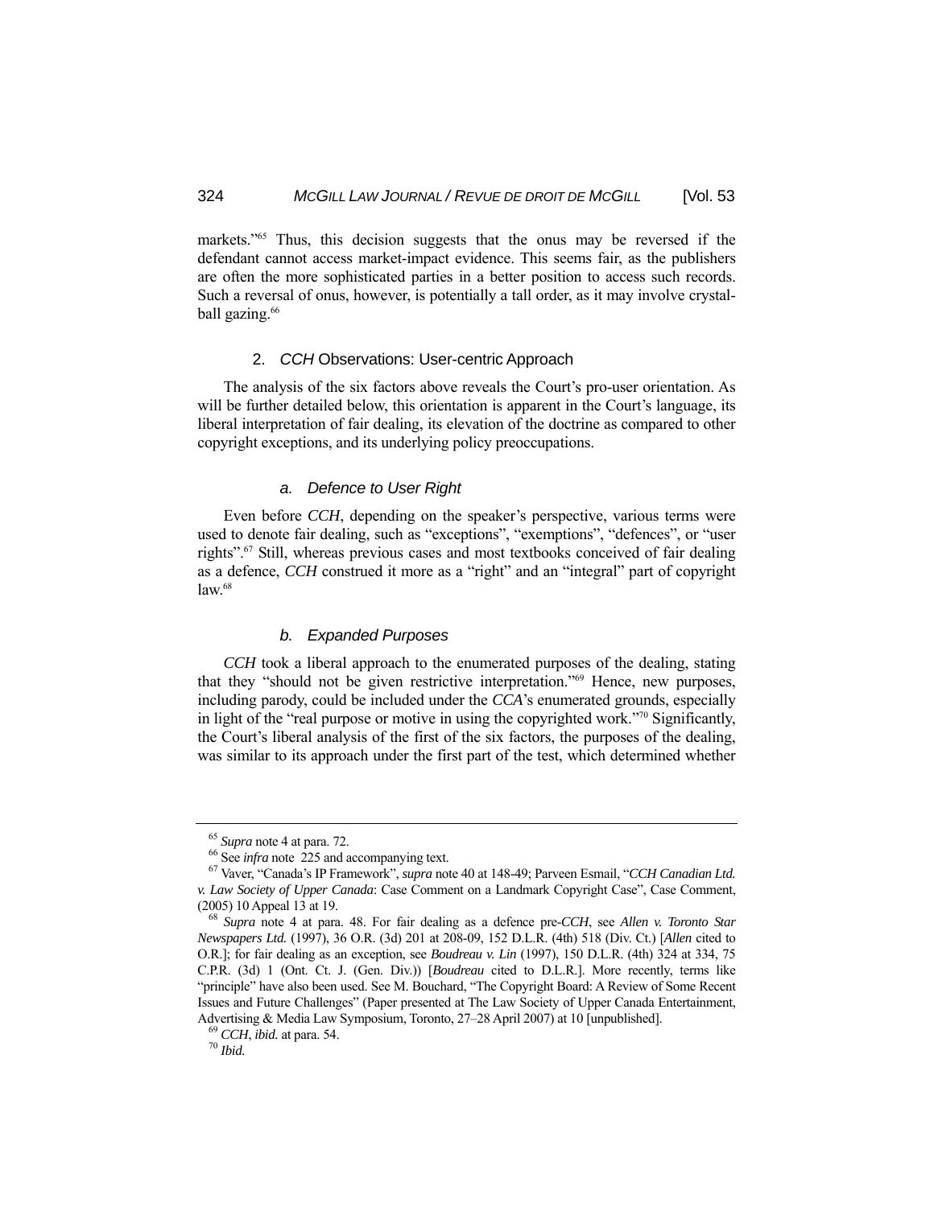markets."[65] Thus, this decision suggests that the onus may be reversed if the defendant cannot access market-impact evidence. This seems fair, as the publishers are often the more sophisticated parties in a better position to access such records. Such a reversal of onus, however, is potentially a tall order, as it may involve crystal-ball gazing.[66]

### 2. *CCH* Observations: User-centric Approach

The analysis of the six factors above reveals the Court's pro-user orientation. As will be further detailed below, this orientation is apparent in the Court's language, its liberal interpretation of fair dealing, its elevation of the doctrine as compared to other copyright exceptions, and its underlying policy preoccupations.

#### *a. Defence to User Right*

Even before *CCH*, depending on the speaker's perspective, various terms were used to denote fair dealing, such as "exceptions", "exemptions", "defences", or "user rights".[67] Still, whereas previous cases and most textbooks conceived of fair dealing as a defence, *CCH* construed it more as a "right" and an "integral" part of copyright law.[68]

#### *b. Expanded Purposes*

*CCH* took a liberal approach to the enumerated purposes of the dealing, stating that they "should not be given restrictive interpretation."[69] Hence, new purposes, including parody, could be included under the *CCA*'s enumerated grounds, especially in light of the "real purpose or motive in using the copyrighted work."[70] Significantly, the Court's liberal analysis of the first of the six factors, the purposes of the dealing, was similar to its approach under the first part of the test, which determined whether

---

[65] *Supra* note 4 at para. 72.

[66] See *infra* note 225 and accompanying text.

[67] Vaver, "Canada's IP Framework", *supra* note 40 at 148-49; Parveen Esmail, "*CCH Canadian Ltd. v. Law Society of Upper Canada*: Case Comment on a Landmark Copyright Case", Case Comment, (2005) 10 Appeal 13 at 19.

[68] *Supra* note 4 at para. 48. For fair dealing as a defence pre-*CCH*, see *Allen v. Toronto Star Newspapers Ltd.* (1997), 36 O.R. (3d) 201 at 208-09, 152 D.L.R. (4th) 518 (Div. Ct.) [*Allen* cited to O.R.]; for fair dealing as an exception, see *Boudreau v. Lin* (1997), 150 D.L.R. (4th) 324 at 334, 75 C.P.R. (3d) 1 (Ont. Ct. J. (Gen. Div.)) [*Boudreau* cited to D.L.R.]. More recently, terms like "principle" have also been used. See M. Bouchard, "The Copyright Board: A Review of Some Recent Issues and Future Challenges" (Paper presented at The Law Society of Upper Canada Entertainment, Advertising & Media Law Symposium, Toronto, 27–28 April 2007) at 10 [unpublished].

[69] *CCH*, *ibid.* at para. 54.

[70] *Ibid.*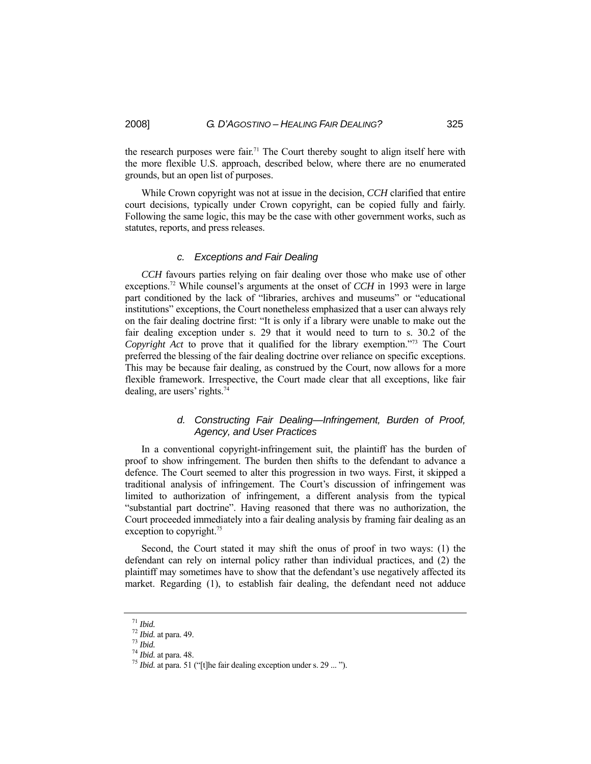the research purposes were fair.[71] The Court thereby sought to align itself here with the more flexible U.S. approach, described below, where there are no enumerated grounds, but an open list of purposes.

While Crown copyright was not at issue in the decision, *CCH* clarified that entire court decisions, typically under Crown copyright, can be copied fully and fairly. Following the same logic, this may be the case with other government works, such as statutes, reports, and press releases.

### *c. Exceptions and Fair Dealing*

*CCH* favours parties relying on fair dealing over those who make use of other exceptions.[72] While counsel's arguments at the onset of *CCH* in 1993 were in large part conditioned by the lack of "libraries, archives and museums" or "educational institutions" exceptions, the Court nonetheless emphasized that a user can always rely on the fair dealing doctrine first: "It is only if a library were unable to make out the fair dealing exception under s. 29 that it would need to turn to s. 30.2 of the *Copyright Act* to prove that it qualified for the library exemption."[73] The Court preferred the blessing of the fair dealing doctrine over reliance on specific exceptions. This may be because fair dealing, as construed by the Court, now allows for a more flexible framework. Irrespective, the Court made clear that all exceptions, like fair dealing, are users' rights.[74]

### *d. Constructing Fair Dealing—Infringement, Burden of Proof, Agency, and User Practices*

In a conventional copyright-infringement suit, the plaintiff has the burden of proof to show infringement. The burden then shifts to the defendant to advance a defence. The Court seemed to alter this progression in two ways. First, it skipped a traditional analysis of infringement. The Court's discussion of infringement was limited to authorization of infringement, a different analysis from the typical "substantial part doctrine". Having reasoned that there was no authorization, the Court proceeded immediately into a fair dealing analysis by framing fair dealing as an exception to copyright.[75]

Second, the Court stated it may shift the onus of proof in two ways: (1) the defendant can rely on internal policy rather than individual practices, and (2) the plaintiff may sometimes have to show that the defendant's use negatively affected its market. Regarding (1), to establish fair dealing, the defendant need not adduce

---

[71] *Ibid.*

[72] *Ibid.* at para. 49.

[73] *Ibid.*

[74] *Ibid.* at para. 48.

[75] *Ibid.* at para. 51 ("[t]he fair dealing exception under s. 29 ... ").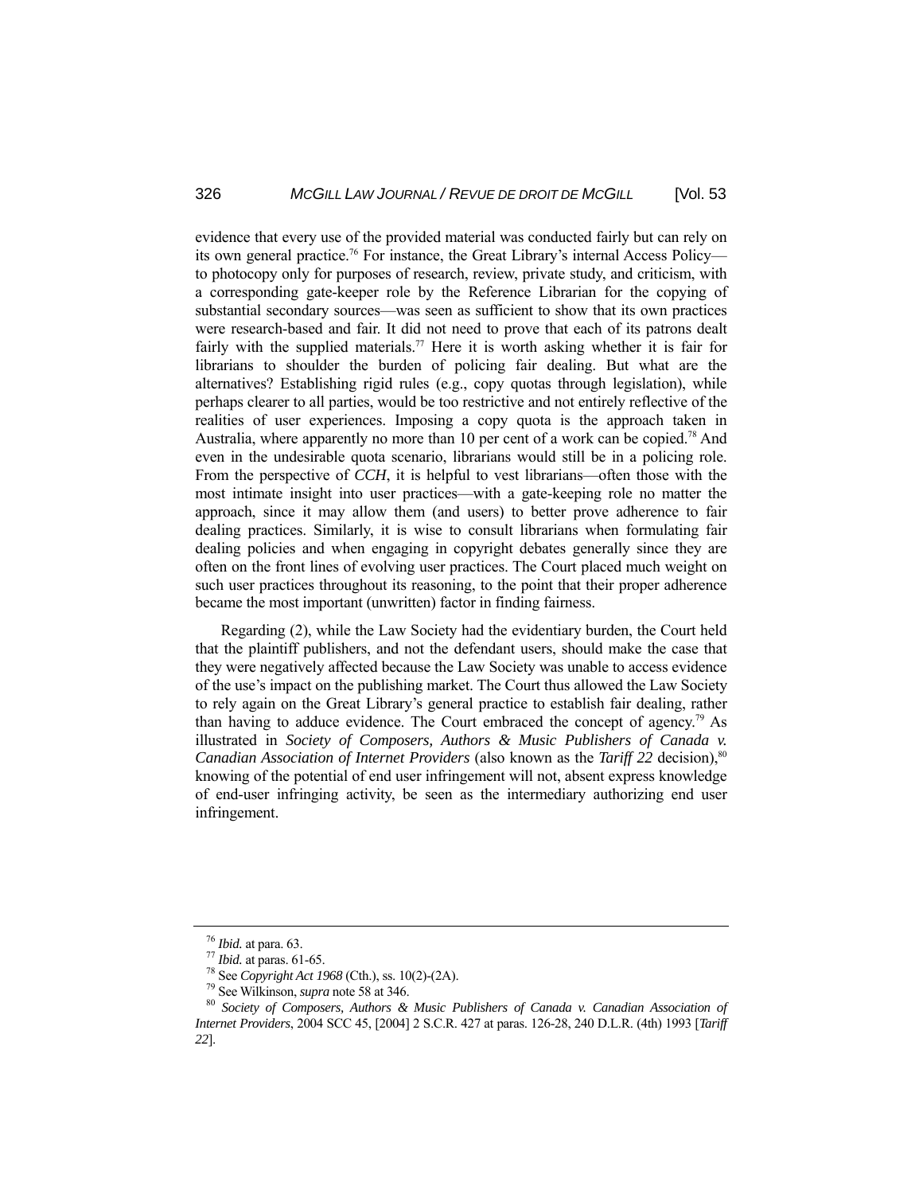evidence that every use of the provided material was conducted fairly but can rely on its own general practice.[76] For instance, the Great Library's internal Access Policy—to photocopy only for purposes of research, review, private study, and criticism, with a corresponding gate-keeper role by the Reference Librarian for the copying of substantial secondary sources—was seen as sufficient to show that its own practices were research-based and fair. It did not need to prove that each of its patrons dealt fairly with the supplied materials.[77] Here it is worth asking whether it is fair for librarians to shoulder the burden of policing fair dealing. But what are the alternatives? Establishing rigid rules (e.g., copy quotas through legislation), while perhaps clearer to all parties, would be too restrictive and not entirely reflective of the realities of user experiences. Imposing a copy quota is the approach taken in Australia, where apparently no more than 10 per cent of a work can be copied.[78] And even in the undesirable quota scenario, librarians would still be in a policing role. From the perspective of *CCH*, it is helpful to vest librarians—often those with the most intimate insight into user practices—with a gate-keeping role no matter the approach, since it may allow them (and users) to better prove adherence to fair dealing practices. Similarly, it is wise to consult librarians when formulating fair dealing policies and when engaging in copyright debates generally since they are often on the front lines of evolving user practices. The Court placed much weight on such user practices throughout its reasoning, to the point that their proper adherence became the most important (unwritten) factor in finding fairness.

Regarding (2), while the Law Society had the evidentiary burden, the Court held that the plaintiff publishers, and not the defendant users, should make the case that they were negatively affected because the Law Society was unable to access evidence of the use's impact on the publishing market. The Court thus allowed the Law Society to rely again on the Great Library's general practice to establish fair dealing, rather than having to adduce evidence. The Court embraced the concept of agency.[79] As illustrated in ***Society of Composers, Authors & Music Publishers of Canada v. Canadian Association of Internet Providers*** (also known as the *Tariff 22* decision),[80] knowing of the potential of end user infringement will not, absent express knowledge of end-user infringing activity, be seen as the intermediary authorizing end user infringement.

---

[76] *Ibid.* at para. 63.

[77] *Ibid.* at paras. 61-65.

[78] See *Copyright Act 1968* (Cth.), ss. 10(2)-(2A).

[79] See Wilkinson, *supra* note 58 at 346.

[80] *Society of Composers, Authors & Music Publishers of Canada v. Canadian Association of Internet Providers*, 2004 SCC 45, [2004] 2 S.C.R. 427 at paras. 126-28, 240 D.L.R. (4th) 1993 [*Tariff 22*].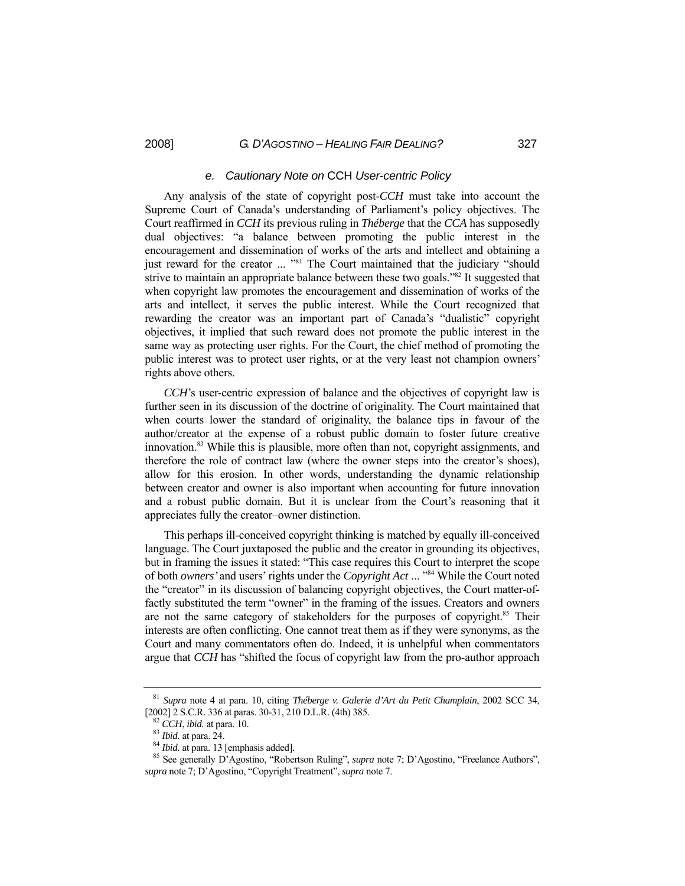#### *e. Cautionary Note on* CCH *User-centric Policy*

Any analysis of the state of copyright post-*CCH* must take into account the Supreme Court of Canada's understanding of Parliament's policy objectives. The Court reaffirmed in *CCH* its previous ruling in *Théberge* that the *CCA* has supposedly dual objectives: "a balance between promoting the public interest in the encouragement and dissemination of works of the arts and intellect and obtaining a just reward for the creator ... "[81] The Court maintained that the judiciary "should strive to maintain an appropriate balance between these two goals."[82] It suggested that when copyright law promotes the encouragement and dissemination of works of the arts and intellect, it serves the public interest. While the Court recognized that rewarding the creator was an important part of Canada's "dualistic" copyright objectives, it implied that such reward does not promote the public interest in the same way as protecting user rights. For the Court, the chief method of promoting the public interest was to protect user rights, or at the very least not champion owners' rights above others.

*CCH*'s user-centric expression of balance and the objectives of copyright law is further seen in its discussion of the doctrine of originality. The Court maintained that when courts lower the standard of originality, the balance tips in favour of the author/creator at the expense of a robust public domain to foster future creative innovation.[83] While this is plausible, more often than not, copyright assignments, and therefore the role of contract law (where the owner steps into the creator's shoes), allow for this erosion. In other words, understanding the dynamic relationship between creator and owner is also important when accounting for future innovation and a robust public domain. But it is unclear from the Court's reasoning that it appreciates fully the creator–owner distinction.

This perhaps ill-conceived copyright thinking is matched by equally ill-conceived language. The Court juxtaposed the public and the creator in grounding its objectives, but in framing the issues it stated: "This case requires this Court to interpret the scope of both *owners'* and users' rights under the *Copyright Act* ... "[84] While the Court noted the "creator" in its discussion of balancing copyright objectives, the Court matter-of-factly substituted the term "owner" in the framing of the issues. Creators and owners are not the same category of stakeholders for the purposes of copyright.[85] Their interests are often conflicting. One cannot treat them as if they were synonyms, as the Court and many commentators often do. Indeed, it is unhelpful when commentators argue that *CCH* has "shifted the focus of copyright law from the pro-author approach

---

[81] *Supra* note 4 at para. 10, citing *Théberge v. Galerie d'Art du Petit Champlain*, 2002 SCC 34, [2002] 2 S.C.R. 336 at paras. 30-31, 210 D.L.R. (4th) 385.

[82] *CCH*, *ibid.* at para. 10.

[83] *Ibid.* at para. 24.

[84] *Ibid.* at para. 13 [emphasis added].

[85] See generally D'Agostino, "Robertson Ruling", *supra* note 7; D'Agostino, "Freelance Authors", *supra* note 7; D'Agostino, "Copyright Treatment", *supra* note 7.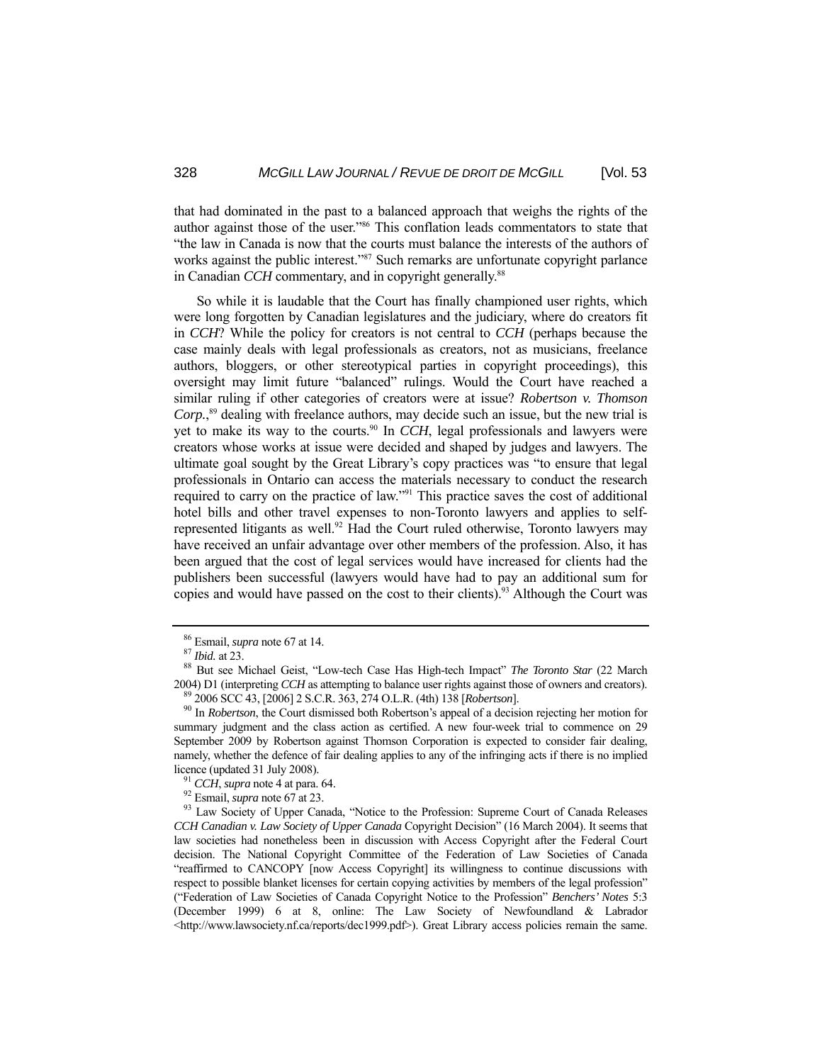that had dominated in the past to a balanced approach that weighs the rights of the author against those of the user."[86] This conflation leads commentators to state that "the law in Canada is now that the courts must balance the interests of the authors of works against the public interest."[87] Such remarks are unfortunate copyright parlance in Canadian *CCH* commentary, and in copyright generally.[88]

So while it is laudable that the Court has finally championed user rights, which were long forgotten by Canadian legislatures and the judiciary, where do creators fit in *CCH*? While the policy for creators is not central to *CCH* (perhaps because the case mainly deals with legal professionals as creators, not as musicians, freelance authors, bloggers, or other stereotypical parties in copyright proceedings), this oversight may limit future "balanced" rulings. Would the Court have reached a similar ruling if other categories of creators were at issue? *Robertson v. Thomson Corp.*,[89] dealing with freelance authors, may decide such an issue, but the new trial is yet to make its way to the courts.[90] In *CCH*, legal professionals and lawyers were creators whose works at issue were decided and shaped by judges and lawyers. The ultimate goal sought by the Great Library's copy practices was "to ensure that legal professionals in Ontario can access the materials necessary to conduct the research required to carry on the practice of law."[91] This practice saves the cost of additional hotel bills and other travel expenses to non-Toronto lawyers and applies to self-represented litigants as well.[92] Had the Court ruled otherwise, Toronto lawyers may have received an unfair advantage over other members of the profession. Also, it has been argued that the cost of legal services would have increased for clients had the publishers been successful (lawyers would have had to pay an additional sum for copies and would have passed on the cost to their clients).[93] Although the Court was

---

[86] Esmail, *supra* note 67 at 14.

[87] *Ibid.* at 23.

[88] But see Michael Geist, "Low-tech Case Has High-tech Impact" *The Toronto Star* (22 March 2004) D1 (interpreting *CCH* as attempting to balance user rights against those of owners and creators).

[89] 2006 SCC 43, [2006] 2 S.C.R. 363, 274 O.L.R. (4th) 138 [*Robertson*].

[90] In *Robertson*, the Court dismissed both Robertson's appeal of a decision rejecting her motion for summary judgment and the class action as certified. A new four-week trial to commence on 29 September 2009 by Robertson against Thomson Corporation is expected to consider fair dealing, namely, whether the defence of fair dealing applies to any of the infringing acts if there is no implied licence (updated 31 July 2008).

[91] *CCH*, *supra* note 4 at para. 64.

[92] Esmail, *supra* note 67 at 23.

[93] Law Society of Upper Canada, "Notice to the Profession: Supreme Court of Canada Releases *CCH Canadian v. Law Society of Upper Canada* Copyright Decision" (16 March 2004). It seems that law societies had nonetheless been in discussion with Access Copyright after the Federal Court decision. The National Copyright Committee of the Federation of Law Societies of Canada "reaffirmed to CANCOPY [now Access Copyright] its willingness to continue discussions with respect to possible blanket licenses for certain copying activities by members of the legal profession" ("Federation of Law Societies of Canada Copyright Notice to the Profession" *Benchers' Notes* 5:3 (December 1999) 6 at 8, online: The Law Society of Newfoundland & Labrador <http://www.lawsociety.nf.ca/reports/dec1999.pdf>). Great Library access policies remain the same.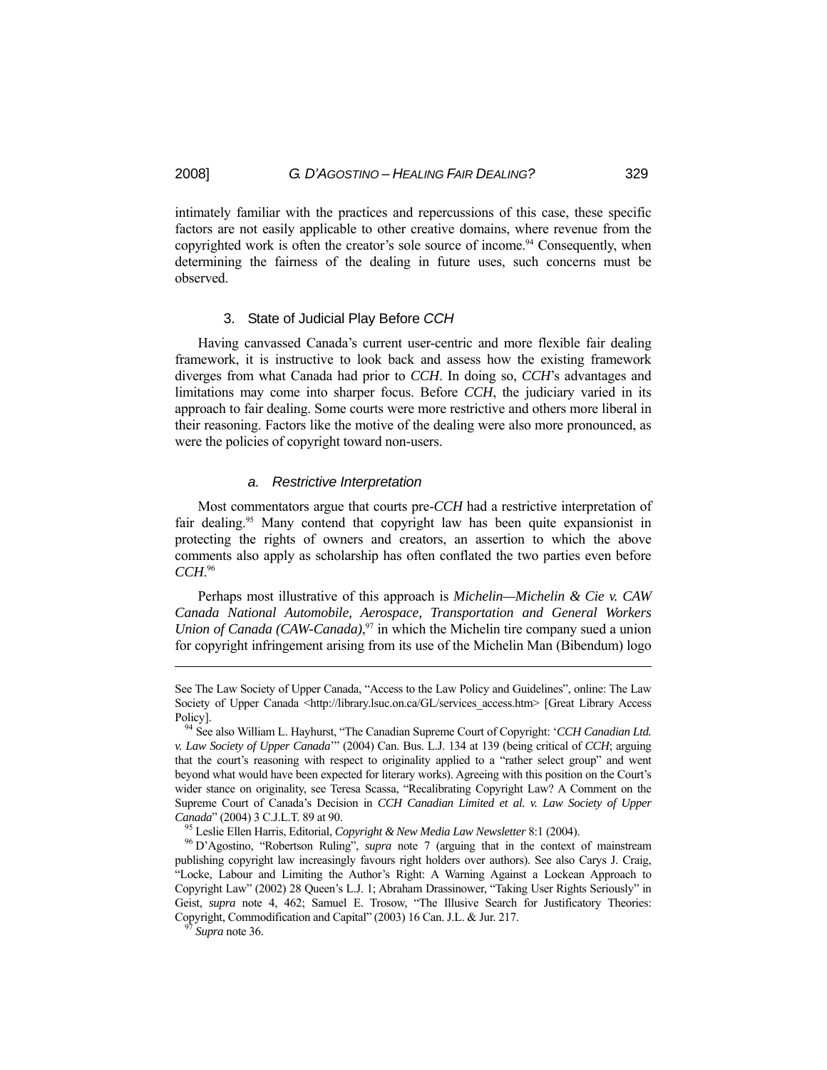intimately familiar with the practices and repercussions of this case, these specific factors are not easily applicable to other creative domains, where revenue from the copyrighted work is often the creator's sole source of income.[94] Consequently, when determining the fairness of the dealing in future uses, such concerns must be observed.

### 3. State of Judicial Play Before *CCH*

Having canvassed Canada's current user-centric and more flexible fair dealing framework, it is instructive to look back and assess how the existing framework diverges from what Canada had prior to *CCH*. In doing so, *CCH*'s advantages and limitations may come into sharper focus. Before *CCH*, the judiciary varied in its approach to fair dealing. Some courts were more restrictive and others more liberal in their reasoning. Factors like the motive of the dealing were also more pronounced, as were the policies of copyright toward non-users.

#### *a. Restrictive Interpretation*

Most commentators argue that courts pre-*CCH* had a restrictive interpretation of fair dealing.[95] Many contend that copyright law has been quite expansionist in protecting the rights of owners and creators, an assertion to which the above comments also apply as scholarship has often conflated the two parties even before *CCH*.[96]

Perhaps most illustrative of this approach is *Michelin—Michelin & Cie v. CAW Canada National Automobile, Aerospace, Transportation and General Workers Union of Canada (CAW-Canada)*,[97] in which the Michelin tire company sued a union for copyright infringement arising from its use of the Michelin Man (Bibendum) logo

---

See The Law Society of Upper Canada, "Access to the Law Policy and Guidelines", online: The Law Society of Upper Canada <http://library.lsuc.on.ca/GL/services_access.htm> [Great Library Access Policy].

[94] See also William L. Hayhurst, "The Canadian Supreme Court of Copyright: '*CCH Canadian Ltd. v. Law Society of Upper Canada*'" (2004) Can. Bus. L.J. 134 at 139 (being critical of *CCH*; arguing that the court's reasoning with respect to originality applied to a "rather select group" and went beyond what would have been expected for literary works). Agreeing with this position on the Court's wider stance on originality, see Teresa Scassa, "Recalibrating Copyright Law? A Comment on the Supreme Court of Canada's Decision in *CCH Canadian Limited et al. v. Law Society of Upper Canada*" (2004) 3 C.J.L.T. 89 at 90.

[95] Leslie Ellen Harris, Editorial, *Copyright & New Media Law Newsletter* 8:1 (2004).

[96] D'Agostino, "Robertson Ruling", *supra* note 7 (arguing that in the context of mainstream publishing copyright law increasingly favours right holders over authors). See also Carys J. Craig, "Locke, Labour and Limiting the Author's Right: A Warning Against a Lockean Approach to Copyright Law" (2002) 28 Queen's L.J. 1; Abraham Drassinower, "Taking User Rights Seriously" in Geist, *supra* note 4, 462; Samuel E. Trosow, "The Illusive Search for Justificatory Theories: Copyright, Commodification and Capital" (2003) 16 Can. J.L. & Jur. 217.

[97] *Supra* note 36.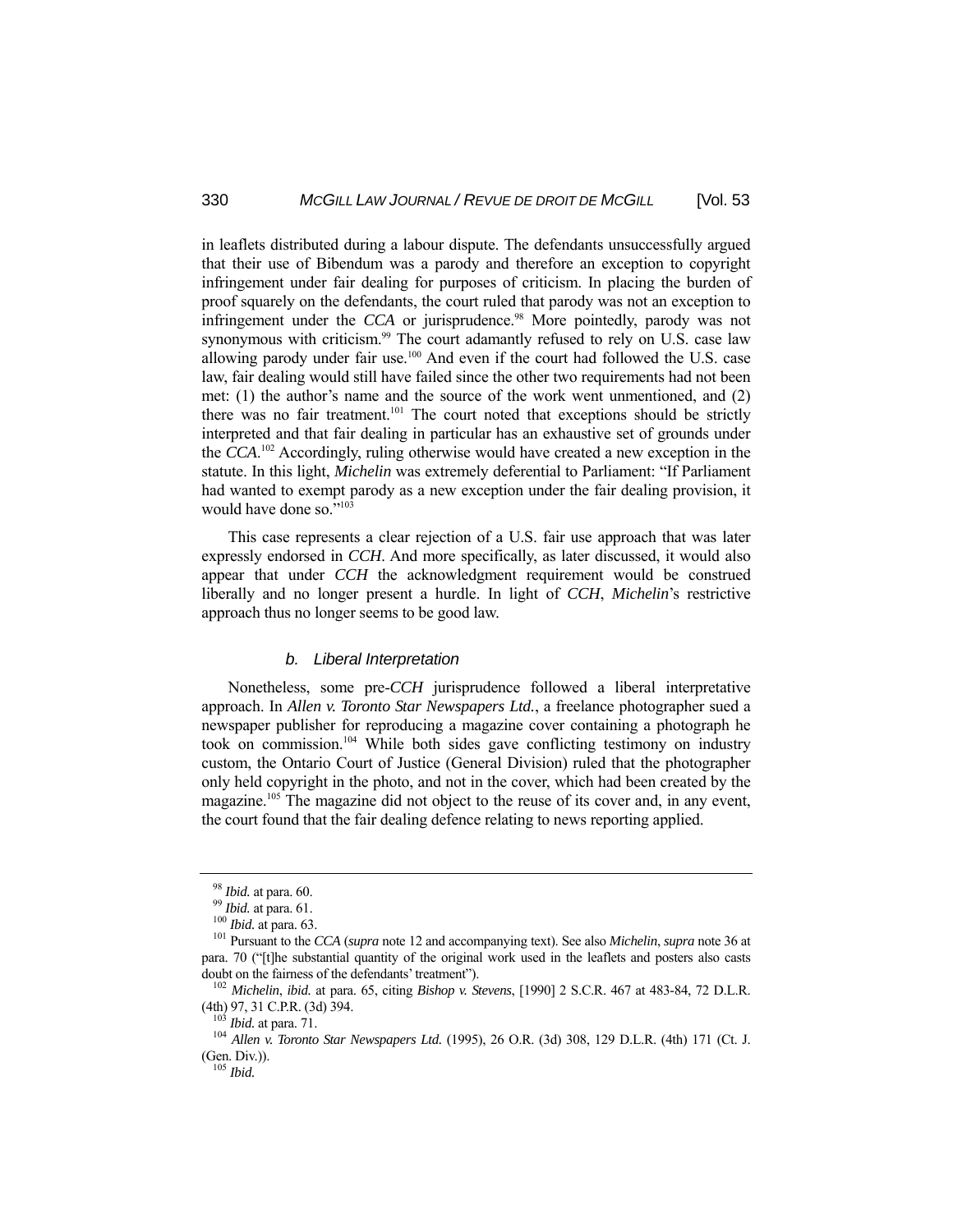in leaflets distributed during a labour dispute. The defendants unsuccessfully argued that their use of Bibendum was a parody and therefore an exception to copyright infringement under fair dealing for purposes of criticism. In placing the burden of proof squarely on the defendants, the court ruled that parody was not an exception to infringement under the *CCA* or jurisprudence.[98] More pointedly, parody was not synonymous with criticism.[99] The court adamantly refused to rely on U.S. case law allowing parody under fair use.[100] And even if the court had followed the U.S. case law, fair dealing would still have failed since the other two requirements had not been met: (1) the author's name and the source of the work went unmentioned, and (2) there was no fair treatment.[101] The court noted that exceptions should be strictly interpreted and that fair dealing in particular has an exhaustive set of grounds under the *CCA*.[102] Accordingly, ruling otherwise would have created a new exception in the statute. In this light, *Michelin* was extremely deferential to Parliament: "If Parliament had wanted to exempt parody as a new exception under the fair dealing provision, it would have done so."[103]

This case represents a clear rejection of a U.S. fair use approach that was later expressly endorsed in *CCH*. And more specifically, as later discussed, it would also appear that under *CCH* the acknowledgment requirement would be construed liberally and no longer present a hurdle. In light of *CCH*, *Michelin*'s restrictive approach thus no longer seems to be good law.

#### *b. Liberal Interpretation*

Nonetheless, some pre-*CCH* jurisprudence followed a liberal interpretative approach. In *Allen v. Toronto Star Newspapers Ltd.*, a freelance photographer sued a newspaper publisher for reproducing a magazine cover containing a photograph he took on commission.[104] While both sides gave conflicting testimony on industry custom, the Ontario Court of Justice (General Division) ruled that the photographer only held copyright in the photo, and not in the cover, which had been created by the magazine.[105] The magazine did not object to the reuse of its cover and, in any event, the court found that the fair dealing defence relating to news reporting applied.

---

[98] *Ibid.* at para. 60.

[99] *Ibid.* at para. 61.

[100] *Ibid.* at para. 63.

[101] Pursuant to the *CCA* (*supra* note 12 and accompanying text). See also *Michelin*, *supra* note 36 at para. 70 ("[t]he substantial quantity of the original work used in the leaflets and posters also casts doubt on the fairness of the defendants' treatment").

[102] *Michelin*, *ibid.* at para. 65, citing *Bishop v. Stevens*, [1990] 2 S.C.R. 467 at 483-84, 72 D.L.R. (4th) 97, 31 C.P.R. (3d) 394.

[103] *Ibid.* at para. 71.

[104] *Allen v. Toronto Star Newspapers Ltd.* (1995), 26 O.R. (3d) 308, 129 D.L.R. (4th) 171 (Ct. J. (Gen. Div.)).

[105] *Ibid.*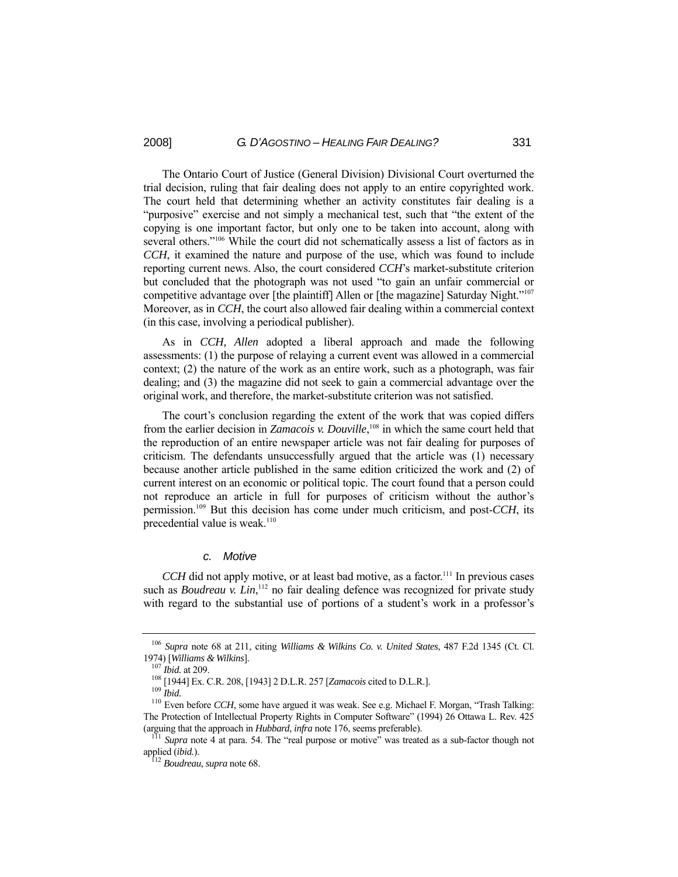The Ontario Court of Justice (General Division) Divisional Court overturned the trial decision, ruling that fair dealing does not apply to an entire copyrighted work. The court held that determining whether an activity constitutes fair dealing is a "purposive" exercise and not simply a mechanical test, such that "the extent of the copying is one important factor, but only one to be taken into account, along with several others."[106] While the court did not schematically assess a list of factors as in *CCH*, it examined the nature and purpose of the use, which was found to include reporting current news. Also, the court considered *CCH*'s market-substitute criterion but concluded that the photograph was not used "to gain an unfair commercial or competitive advantage over [the plaintiff] Allen or [the magazine] Saturday Night."[107] Moreover, as in *CCH*, the court also allowed fair dealing within a commercial context (in this case, involving a periodical publisher).

As in *CCH, Allen* adopted a liberal approach and made the following assessments: (1) the purpose of relaying a current event was allowed in a commercial context; (2) the nature of the work as an entire work, such as a photograph, was fair dealing; and (3) the magazine did not seek to gain a commercial advantage over the original work, and therefore, the market-substitute criterion was not satisfied.

The court's conclusion regarding the extent of the work that was copied differs from the earlier decision in ***Zamacois v. Douville***,[108] in which the same court held that the reproduction of an entire newspaper article was not fair dealing for purposes of criticism. The defendants unsuccessfully argued that the article was (1) necessary because another article published in the same edition criticized the work and (2) of current interest on an economic or political topic. The court found that a person could not reproduce an article in full for purposes of criticism without the author's permission.[109] But this decision has come under much criticism, and post-*CCH*, its precedential value is weak.[110]

#### *c. Motive*

*CCH* did not apply motive, or at least bad motive, as a factor.[111] In previous cases such as *Boudreau v. Lin*,[112] no fair dealing defence was recognized for private study with regard to the substantial use of portions of a student's work in a professor's

---

[106] *Supra* note 68 at 211, citing *Williams & Wilkins Co. v. United States*, 487 F.2d 1345 (Ct. Cl. 1974) [*Williams & Wilkins*].

[107] *Ibid.* at 209.

[108] [1944] Ex. C.R. 208, [1943] 2 D.L.R. 257 [*Zamacois* cited to D.L.R.].

[109] *Ibid.*

[110] Even before *CCH*, some have argued it was weak. See e.g. Michael F. Morgan, "Trash Talking: The Protection of Intellectual Property Rights in Computer Software" (1994) 26 Ottawa L. Rev. 425 (arguing that the approach in *Hubbard*, *infra* note 176, seems preferable).

[111] *Supra* note 4 at para. 54. The "real purpose or motive" was treated as a sub-factor though not applied (*ibid.*).

[112] *Boudreau*, *supra* note 68.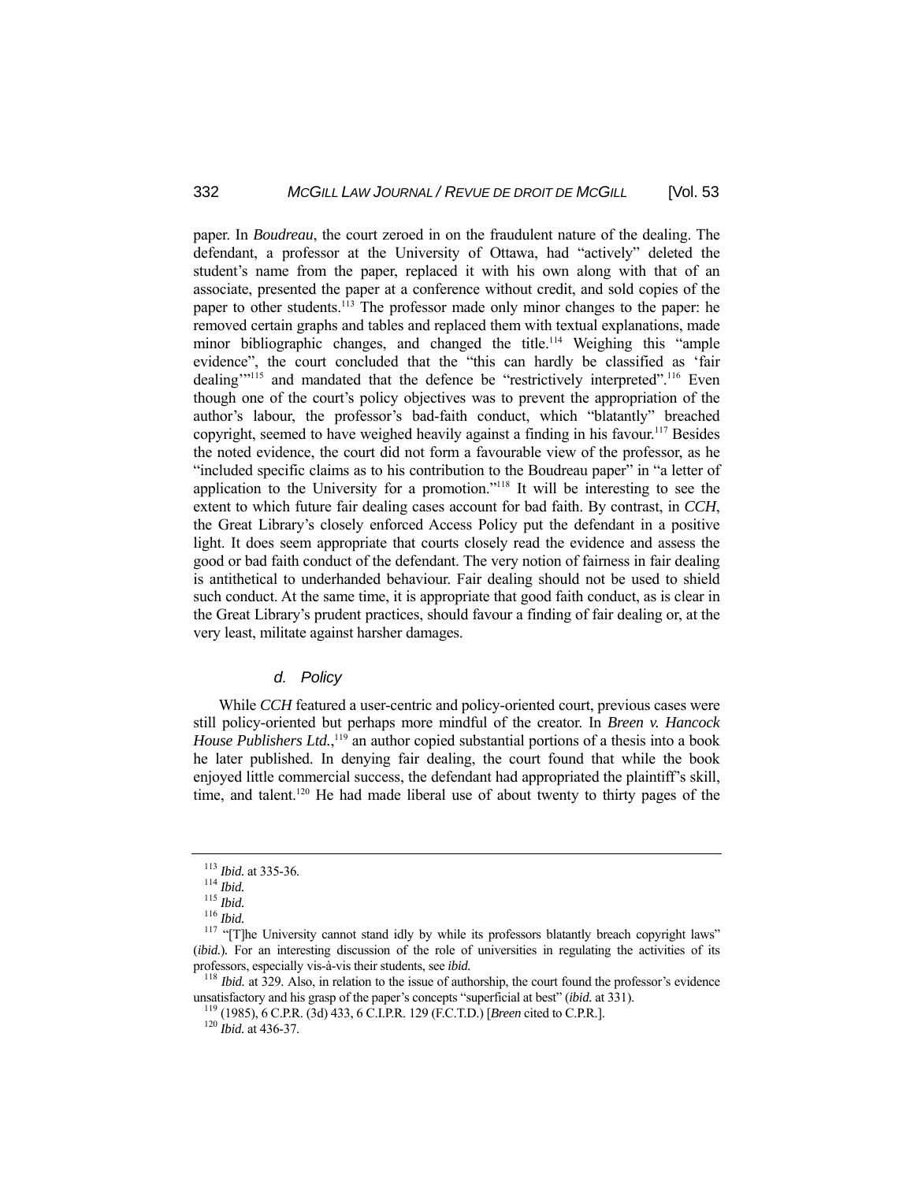paper. In *Boudreau*, the court zeroed in on the fraudulent nature of the dealing. The defendant, a professor at the University of Ottawa, had "actively" deleted the student's name from the paper, replaced it with his own along with that of an associate, presented the paper at a conference without credit, and sold copies of the paper to other students.[113] The professor made only minor changes to the paper: he removed certain graphs and tables and replaced them with textual explanations, made minor bibliographic changes, and changed the title.[114] Weighing this "ample evidence", the court concluded that the "this can hardly be classified as 'fair dealing'"[115] and mandated that the defence be "restrictively interpreted".[116] Even though one of the court's policy objectives was to prevent the appropriation of the author's labour, the professor's bad-faith conduct, which "blatantly" breached copyright, seemed to have weighed heavily against a finding in his favour.[117] Besides the noted evidence, the court did not form a favourable view of the professor, as he "included specific claims as to his contribution to the Boudreau paper" in "a letter of application to the University for a promotion."[118] It will be interesting to see the extent to which future fair dealing cases account for bad faith. By contrast, in *CCH*, the Great Library's closely enforced Access Policy put the defendant in a positive light. It does seem appropriate that courts closely read the evidence and assess the good or bad faith conduct of the defendant. The very notion of fairness in fair dealing is antithetical to underhanded behaviour. Fair dealing should not be used to shield such conduct. At the same time, it is appropriate that good faith conduct, as is clear in the Great Library's prudent practices, should favour a finding of fair dealing or, at the very least, militate against harsher damages.

#### *d. Policy*

While *CCH* featured a user-centric and policy-oriented court, previous cases were still policy-oriented but perhaps more mindful of the creator. In *Breen v. Hancock House Publishers Ltd.*,[119] an author copied substantial portions of a thesis into a book he later published. In denying fair dealing, the court found that while the book enjoyed little commercial success, the defendant had appropriated the plaintiff's skill, time, and talent.[120] He had made liberal use of about twenty to thirty pages of the

---

[113] *Ibid.* at 335-36.

[114] *Ibid.*

[115] *Ibid.*

[116] *Ibid.*

[117] "[T]he University cannot stand idly by while its professors blatantly breach copyright laws" (*ibid.*). For an interesting discussion of the role of universities in regulating the activities of its professors, especially vis-à-vis their students, see *ibid.*

[118] *Ibid.* at 329. Also, in relation to the issue of authorship, the court found the professor's evidence unsatisfactory and his grasp of the paper's concepts "superficial at best" (*ibid.* at 331).

[119] (1985), 6 C.P.R. (3d) 433, 6 C.I.P.R. 129 (F.C.T.D.) [*Breen* cited to C.P.R.].

[120] *Ibid.* at 436-37.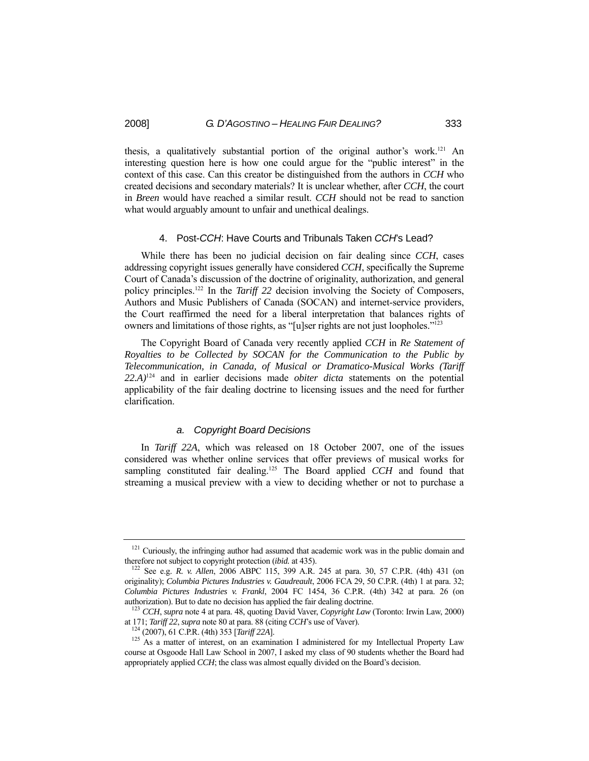thesis, a qualitatively substantial portion of the original author's work.[121] An interesting question here is how one could argue for the "public interest" in the context of this case. Can this creator be distinguished from the authors in *CCH* who created decisions and secondary materials? It is unclear whether, after *CCH*, the court in *Breen* would have reached a similar result. *CCH* should not be read to sanction what would arguably amount to unfair and unethical dealings.

### 4. Post-*CCH*: Have Courts and Tribunals Taken *CCH*'s Lead?

While there has been no judicial decision on fair dealing since *CCH*, cases addressing copyright issues generally have considered *CCH*, specifically the Supreme Court of Canada's discussion of the doctrine of originality, authorization, and general policy principles.[122] In the *Tariff 22* decision involving the Society of Composers, Authors and Music Publishers of Canada (SOCAN) and internet-service providers, the Court reaffirmed the need for a liberal interpretation that balances rights of owners and limitations of those rights, as "[u]ser rights are not just loopholes."[123]

The Copyright Board of Canada very recently applied *CCH* in *Re Statement of Royalties to be Collected by SOCAN for the Communication to the Public by Telecommunication, in Canada, of Musical or Dramatico-Musical Works (Tariff 22.A)*[124] and in earlier decisions made *obiter dicta* statements on the potential applicability of the fair dealing doctrine to licensing issues and the need for further clarification.

#### *a. Copyright Board Decisions*

In *Tariff 22A*, which was released on 18 October 2007, one of the issues considered was whether online services that offer previews of musical works for sampling constituted fair dealing.[125] The Board applied *CCH* and found that streaming a musical preview with a view to deciding whether or not to purchase a

---

[121] Curiously, the infringing author had assumed that academic work was in the public domain and therefore not subject to copyright protection (*ibid.* at 435).

[122] See e.g. *R. v. Allen*, 2006 ABPC 115, 399 A.R. 245 at para. 30, 57 C.P.R. (4th) 431 (on originality); *Columbia Pictures Industries v. Gaudreault*, 2006 FCA 29, 50 C.P.R. (4th) 1 at para. 32; *Columbia Pictures Industries v. Frankl*, 2004 FC 1454, 36 C.P.R. (4th) 342 at para. 26 (on authorization). But to date no decision has applied the fair dealing doctrine.

[123] *CCH*, *supra* note 4 at para. 48, quoting David Vaver, *Copyright Law* (Toronto: Irwin Law, 2000) at 171; *Tariff 22*, *supra* note 80 at para. 88 (citing *CCH*'s use of Vaver).

[124] (2007), 61 C.P.R. (4th) 353 [*Tariff 22A*].

[125] As a matter of interest, on an examination I administered for my Intellectual Property Law course at Osgoode Hall Law School in 2007, I asked my class of 90 students whether the Board had appropriately applied *CCH*; the class was almost equally divided on the Board's decision.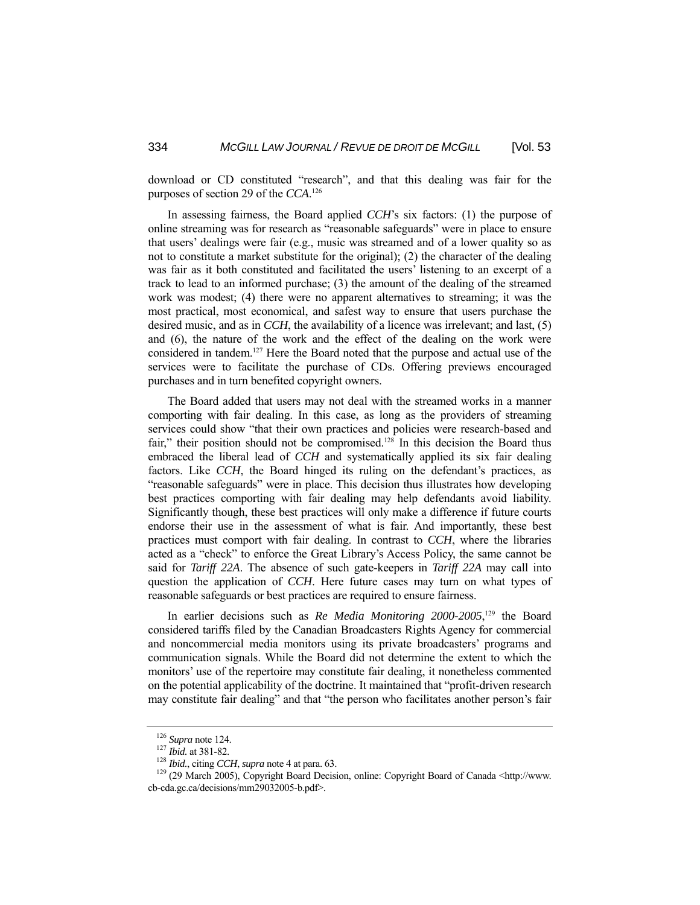download or CD constituted "research", and that this dealing was fair for the purposes of section 29 of the *CCA*.[126]

In assessing fairness, the Board applied *CCH*'s six factors: (1) the purpose of online streaming was for research as "reasonable safeguards" were in place to ensure that users' dealings were fair (e.g., music was streamed and of a lower quality so as not to constitute a market substitute for the original); (2) the character of the dealing was fair as it both constituted and facilitated the users' listening to an excerpt of a track to lead to an informed purchase; (3) the amount of the dealing of the streamed work was modest; (4) there were no apparent alternatives to streaming; it was the most practical, most economical, and safest way to ensure that users purchase the desired music, and as in *CCH*, the availability of a licence was irrelevant; and last, (5) and (6), the nature of the work and the effect of the dealing on the work were considered in tandem.[127] Here the Board noted that the purpose and actual use of the services were to facilitate the purchase of CDs. Offering previews encouraged purchases and in turn benefited copyright owners.

The Board added that users may not deal with the streamed works in a manner comporting with fair dealing. In this case, as long as the providers of streaming services could show "that their own practices and policies were research-based and fair," their position should not be compromised.[128] In this decision the Board thus embraced the liberal lead of *CCH* and systematically applied its six fair dealing factors. Like *CCH*, the Board hinged its ruling on the defendant's practices, as "reasonable safeguards" were in place. This decision thus illustrates how developing best practices comporting with fair dealing may help defendants avoid liability. Significantly though, these best practices will only make a difference if future courts endorse their use in the assessment of what is fair. And importantly, these best practices must comport with fair dealing. In contrast to *CCH*, where the libraries acted as a "check" to enforce the Great Library's Access Policy, the same cannot be said for *Tariff 22A*. The absence of such gate-keepers in *Tariff 22A* may call into question the application of *CCH*. Here future cases may turn on what types of reasonable safeguards or best practices are required to ensure fairness.

In earlier decisions such as *Re Media Monitoring 2000-2005*,[129] the Board considered tariffs filed by the Canadian Broadcasters Rights Agency for commercial and noncommercial media monitors using its private broadcasters' programs and communication signals. While the Board did not determine the extent to which the monitors' use of the repertoire may constitute fair dealing, it nonetheless commented on the potential applicability of the doctrine. It maintained that "profit-driven research may constitute fair dealing" and that "the person who facilitates another person's fair

---

[126] *Supra* note 124.

[127] *Ibid.* at 381-82.

[128] *Ibid.*, citing *CCH*, *supra* note 4 at para. 63.

[129] (29 March 2005), Copyright Board Decision, online: Copyright Board of Canada <http://www.cb-cda.gc.ca/decisions/mm29032005-b.pdf>.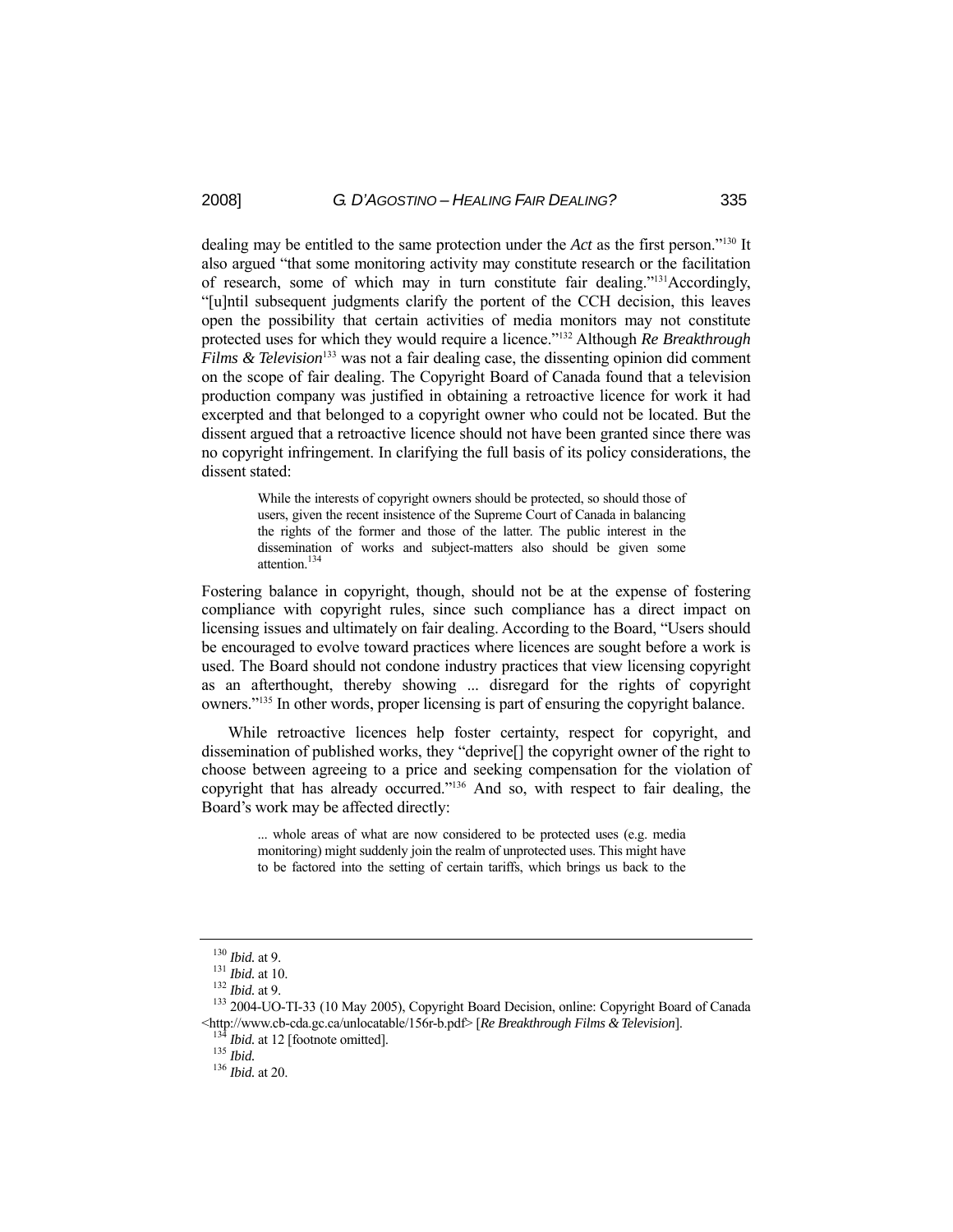dealing may be entitled to the same protection under the *Act* as the first person."[130] It also argued "that some monitoring activity may constitute research or the facilitation of research, some of which may in turn constitute fair dealing."[131]Accordingly, "[u]ntil subsequent judgments clarify the portent of the CCH decision, this leaves open the possibility that certain activities of media monitors may not constitute protected uses for which they would require a licence."[132] Although *Re Breakthrough Films & Television*[133] was not a fair dealing case, the dissenting opinion did comment on the scope of fair dealing. The Copyright Board of Canada found that a television production company was justified in obtaining a retroactive licence for work it had excerpted and that belonged to a copyright owner who could not be located. But the dissent argued that a retroactive licence should not have been granted since there was no copyright infringement. In clarifying the full basis of its policy considerations, the dissent stated:

> While the interests of copyright owners should be protected, so should those of users, given the recent insistence of the Supreme Court of Canada in balancing the rights of the former and those of the latter. The public interest in the dissemination of works and subject-matters also should be given some attention.[134]

Fostering balance in copyright, though, should not be at the expense of fostering compliance with copyright rules, since such compliance has a direct impact on licensing issues and ultimately on fair dealing. According to the Board, "Users should be encouraged to evolve toward practices where licences are sought before a work is used. The Board should not condone industry practices that view licensing copyright as an afterthought, thereby showing ... disregard for the rights of copyright owners."[135] In other words, proper licensing is part of ensuring the copyright balance.

While retroactive licences help foster certainty, respect for copyright, and dissemination of published works, they "deprive[] the copyright owner of the right to choose between agreeing to a price and seeking compensation for the violation of copyright that has already occurred."[136] And so, with respect to fair dealing, the Board's work may be affected directly:

> ... whole areas of what are now considered to be protected uses (e.g. media monitoring) might suddenly join the realm of unprotected uses. This might have to be factored into the setting of certain tariffs, which brings us back to the

---

[130] *Ibid.* at 9.

[131] *Ibid.* at 10.

[132] *Ibid.* at 9.

[133] 2004-UO-TI-33 (10 May 2005), Copyright Board Decision, online: Copyright Board of Canada <http://www.cb-cda.gc.ca/unlocatable/156r-b.pdf> [*Re Breakthrough Films & Television*].

[134] *Ibid.* at 12 [footnote omitted].

[135] *Ibid.*

[136] *Ibid.* at 20.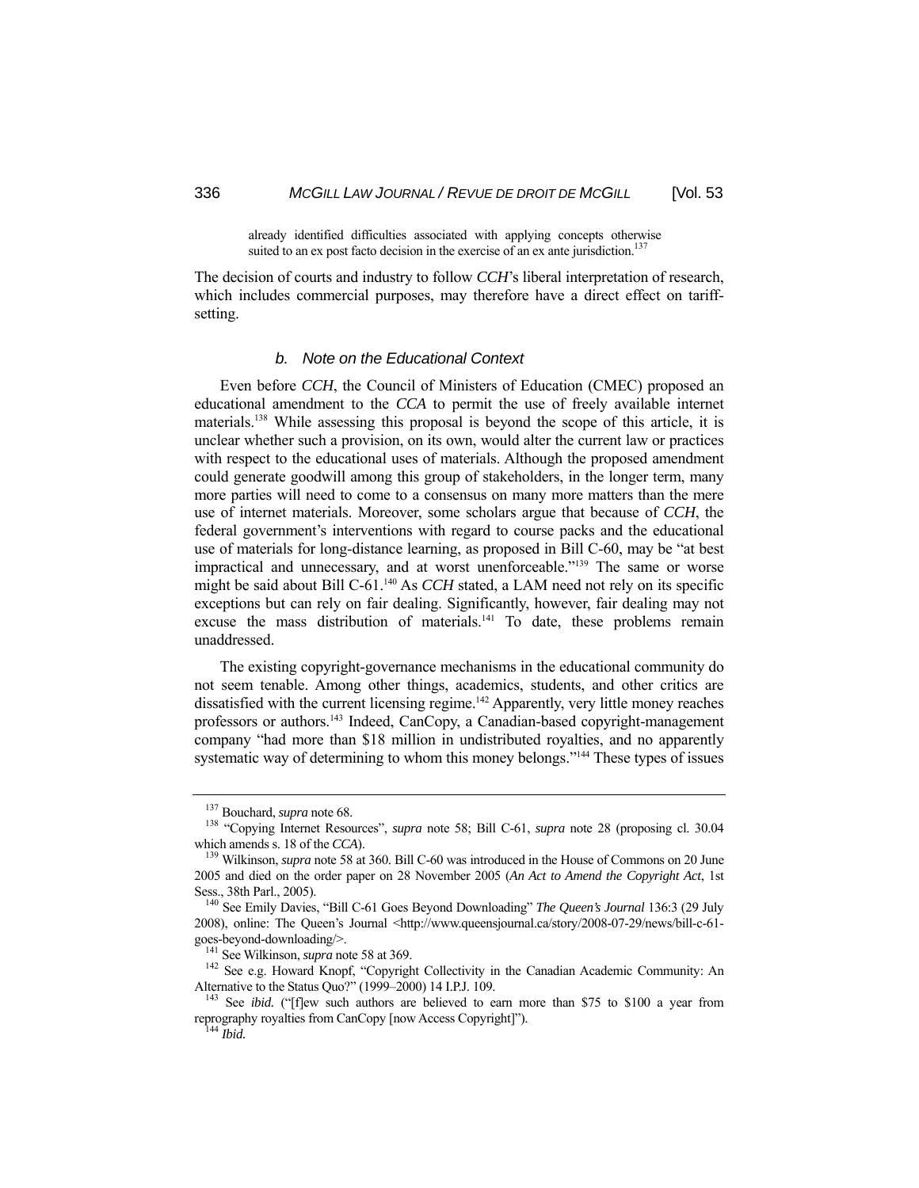> already identified difficulties associated with applying concepts otherwise suited to an ex post facto decision in the exercise of an ex ante jurisdiction.[137]

The decision of courts and industry to follow *CCH*'s liberal interpretation of research, which includes commercial purposes, may therefore have a direct effect on tariff-setting.

### *b. Note on the Educational Context*

Even before *CCH*, the Council of Ministers of Education (CMEC) proposed an educational amendment to the *CCA* to permit the use of freely available internet materials.[138] While assessing this proposal is beyond the scope of this article, it is unclear whether such a provision, on its own, would alter the current law or practices with respect to the educational uses of materials. Although the proposed amendment could generate goodwill among this group of stakeholders, in the longer term, many more parties will need to come to a consensus on many more matters than the mere use of internet materials. Moreover, some scholars argue that because of *CCH*, the federal government's interventions with regard to course packs and the educational use of materials for long-distance learning, as proposed in Bill C-60, may be "at best impractical and unnecessary, and at worst unenforceable."[139] The same or worse might be said about Bill C-61.[140] As *CCH* stated, a LAM need not rely on its specific exceptions but can rely on fair dealing. Significantly, however, fair dealing may not excuse the mass distribution of materials.[141] To date, these problems remain unaddressed.

The existing copyright-governance mechanisms in the educational community do not seem tenable. Among other things, academics, students, and other critics are dissatisfied with the current licensing regime.[142] Apparently, very little money reaches professors or authors.[143] Indeed, CanCopy, a Canadian-based copyright-management company "had more than $18 million in undistributed royalties, and no apparently systematic way of determining to whom this money belongs."[144] These types of issues

---

[137] Bouchard, *supra* note 68.

[138] "Copying Internet Resources", *supra* note 58; Bill C-61, *supra* note 28 (proposing cl. 30.04 which amends s. 18 of the *CCA*).

[139] Wilkinson, *supra* note 58 at 360. Bill C-60 was introduced in the House of Commons on 20 June 2005 and died on the order paper on 28 November 2005 (*An Act to Amend the Copyright Act*, 1st Sess., 38th Parl., 2005).

[140] See Emily Davies, "Bill C-61 Goes Beyond Downloading" *The Queen's Journal* 136:3 (29 July 2008), online: The Queen's Journal <http://www.queensjournal.ca/story/2008-07-29/news/bill-c-61-goes-beyond-downloading/>.

[141] See Wilkinson, *supra* note 58 at 369.

[142] See e.g. Howard Knopf, "Copyright Collectivity in the Canadian Academic Community: An Alternative to the Status Quo?" (1999–2000) 14 I.P.J. 109.

[143] See *ibid.* ("[f]ew such authors are believed to earn more than $75 to $100 a year from reprography royalties from CanCopy [now Access Copyright]").

[144] *Ibid.*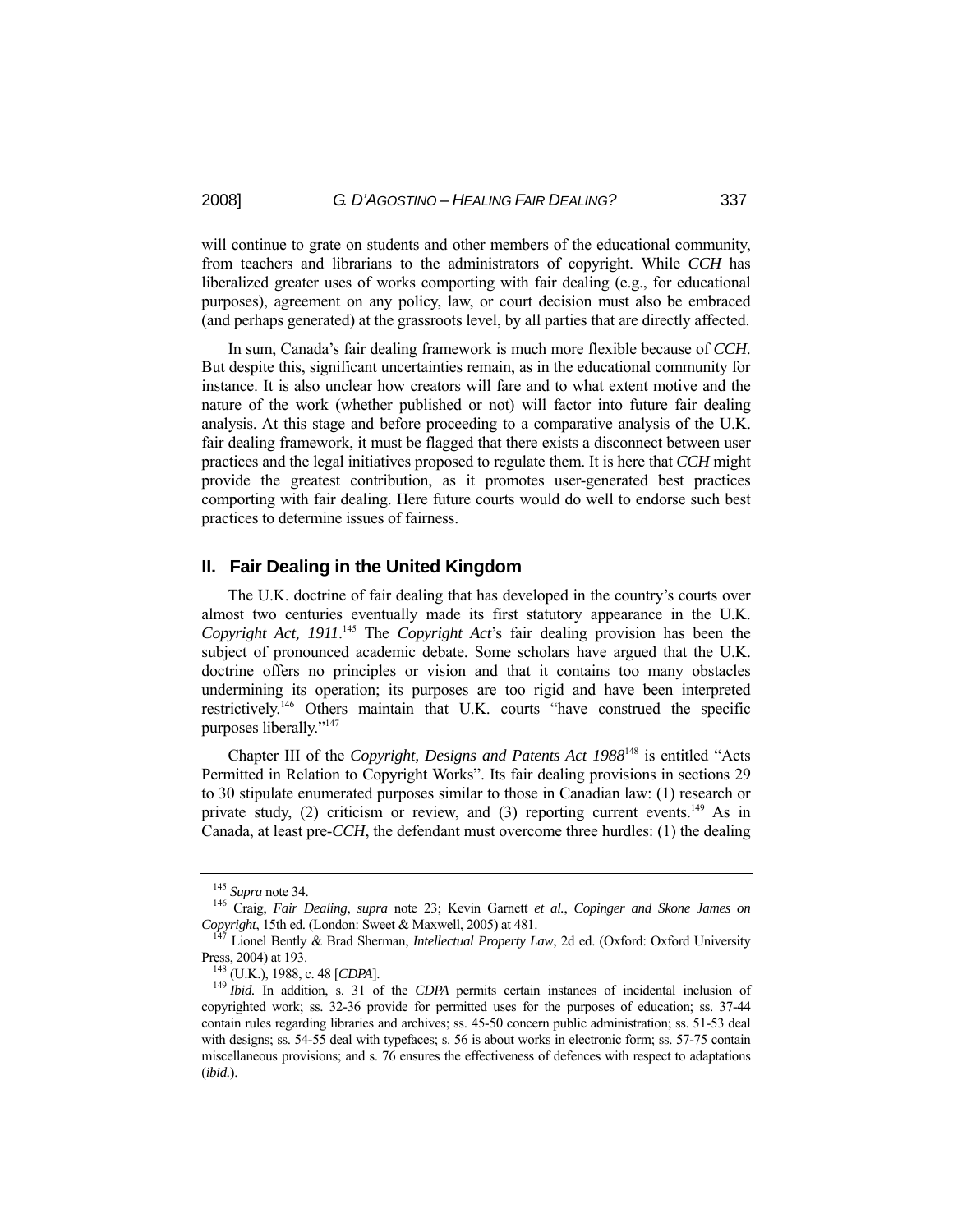will continue to grate on students and other members of the educational community, from teachers and librarians to the administrators of copyright. While *CCH* has liberalized greater uses of works comporting with fair dealing (e.g., for educational purposes), agreement on any policy, law, or court decision must also be embraced (and perhaps generated) at the grassroots level, by all parties that are directly affected.

In sum, Canada's fair dealing framework is much more flexible because of *CCH*. But despite this, significant uncertainties remain, as in the educational community for instance. It is also unclear how creators will fare and to what extent motive and the nature of the work (whether published or not) will factor into future fair dealing analysis. At this stage and before proceeding to a comparative analysis of the U.K. fair dealing framework, it must be flagged that there exists a disconnect between user practices and the legal initiatives proposed to regulate them. It is here that *CCH* might provide the greatest contribution, as it promotes user-generated best practices comporting with fair dealing. Here future courts would do well to endorse such best practices to determine issues of fairness.

## II. Fair Dealing in the United Kingdom

The U.K. doctrine of fair dealing that has developed in the country's courts over almost two centuries eventually made its first statutory appearance in the U.K. *Copyright Act, 1911*.[145] The *Copyright Act*'s fair dealing provision has been the subject of pronounced academic debate. Some scholars have argued that the U.K. doctrine offers no principles or vision and that it contains too many obstacles undermining its operation; its purposes are too rigid and have been interpreted restrictively.[146] Others maintain that U.K. courts "have construed the specific purposes liberally."[147]

Chapter III of the *Copyright, Designs and Patents Act 1988*[148] is entitled "Acts Permitted in Relation to Copyright Works". Its fair dealing provisions in sections 29 to 30 stipulate enumerated purposes similar to those in Canadian law: (1) research or private study, (2) criticism or review, and (3) reporting current events.[149] As in Canada, at least pre-*CCH*, the defendant must overcome three hurdles: (1) the dealing

---

[145] *Supra* note 34.

[146] Craig, *Fair Dealing*, *supra* note 23; Kevin Garnett *et al.*, *Copinger and Skone James on Copyright*, 15th ed. (London: Sweet & Maxwell, 2005) at 481.

[147] Lionel Bently & Brad Sherman, *Intellectual Property Law*, 2d ed. (Oxford: Oxford University Press, 2004) at 193.

[148] (U.K.), 1988, c. 48 [*CDPA*].

[149] *Ibid.* In addition, s. 31 of the *CDPA* permits certain instances of incidental inclusion of copyrighted work; ss. 32-36 provide for permitted uses for the purposes of education; ss. 37-44 contain rules regarding libraries and archives; ss. 45-50 concern public administration; ss. 51-53 deal with designs; ss. 54-55 deal with typefaces; s. 56 is about works in electronic form; ss. 57-75 contain miscellaneous provisions; and s. 76 ensures the effectiveness of defences with respect to adaptations (*ibid.*).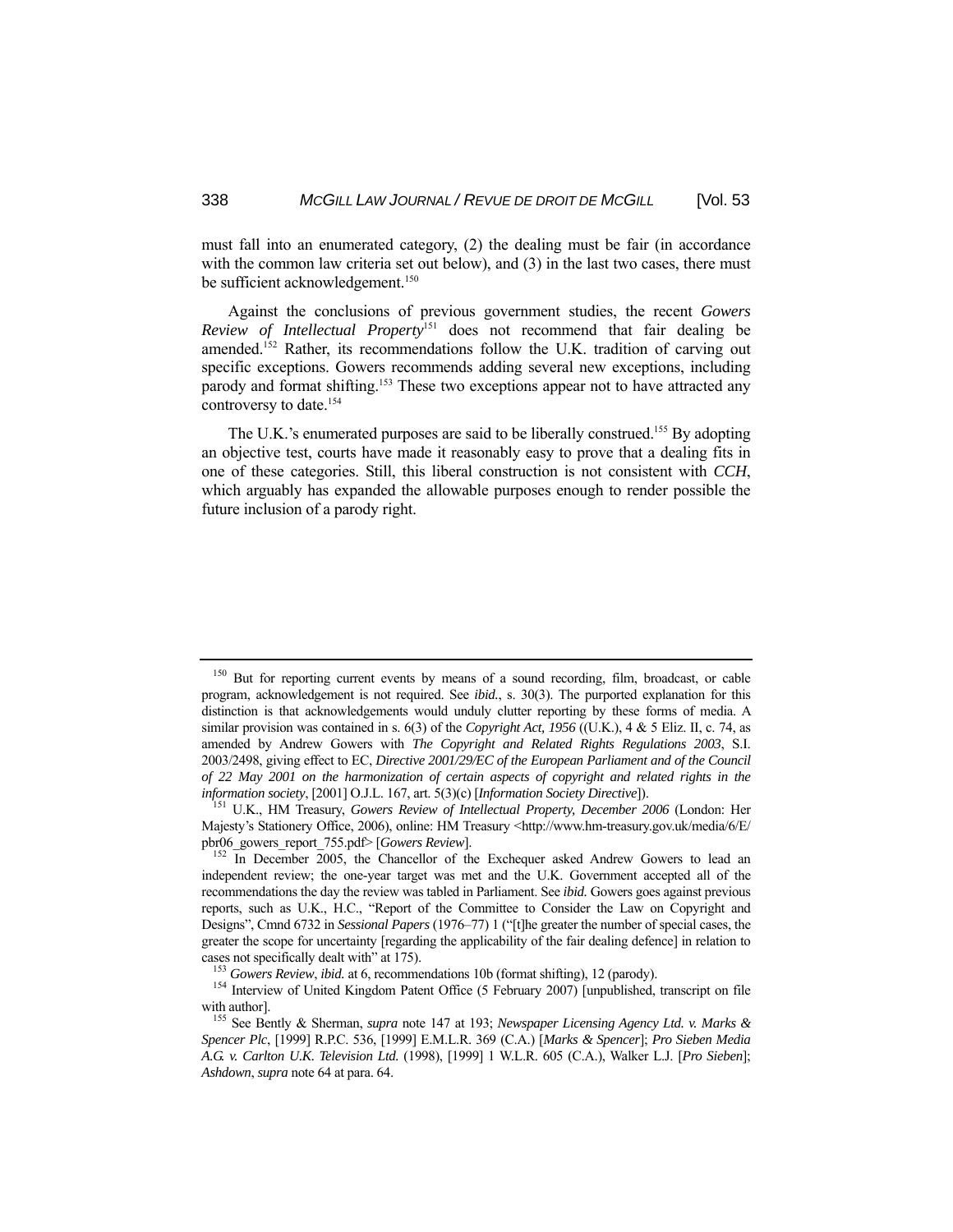must fall into an enumerated category, (2) the dealing must be fair (in accordance with the common law criteria set out below), and (3) in the last two cases, there must be sufficient acknowledgement.[150]

Against the conclusions of previous government studies, the recent *Gowers Review of Intellectual Property*[151] does not recommend that fair dealing be amended.[152] Rather, its recommendations follow the U.K. tradition of carving out specific exceptions. Gowers recommends adding several new exceptions, including parody and format shifting.[153] These two exceptions appear not to have attracted any controversy to date.[154]

The U.K.'s enumerated purposes are said to be liberally construed.[155] By adopting an objective test, courts have made it reasonably easy to prove that a dealing fits in one of these categories. Still, this liberal construction is not consistent with *CCH*, which arguably has expanded the allowable purposes enough to render possible the future inclusion of a parody right.

---

[150] But for reporting current events by means of a sound recording, film, broadcast, or cable program, acknowledgement is not required. See *ibid.*, s. 30(3). The purported explanation for this distinction is that acknowledgements would unduly clutter reporting by these forms of media. A similar provision was contained in s. 6(3) of the *Copyright Act, 1956* ((U.K.), 4 & 5 Eliz. II, c. 74, as amended by Andrew Gowers with *The Copyright and Related Rights Regulations 2003*, S.I. 2003/2498, giving effect to EC, *Directive 2001/29/EC of the European Parliament and of the Council of 22 May 2001 on the harmonization of certain aspects of copyright and related rights in the information society*, [2001] O.J.L. 167, art. 5(3)(c) [*Information Society Directive*]).

[151] U.K., HM Treasury, *Gowers Review of Intellectual Property, December 2006* (London: Her Majesty's Stationery Office, 2006), online: HM Treasury <http://www.hm-treasury.gov.uk/media/6/E/pbr06_gowers_report_755.pdf> [*Gowers Review*].

[152] In December 2005, the Chancellor of the Exchequer asked Andrew Gowers to lead an independent review; the one-year target was met and the U.K. Government accepted all of the recommendations the day the review was tabled in Parliament. See *ibid.* Gowers goes against previous reports, such as U.K., H.C., "Report of the Committee to Consider the Law on Copyright and Designs", Cmnd 6732 in *Sessional Papers* (1976–77) 1 ("[t]he greater the number of special cases, the greater the scope for uncertainty [regarding the applicability of the fair dealing defence] in relation to cases not specifically dealt with" at 175).

[153] *Gowers Review*, *ibid.* at 6, recommendations 10b (format shifting), 12 (parody).

[154] Interview of United Kingdom Patent Office (5 February 2007) [unpublished, transcript on file with author].

[155] See Bently & Sherman, *supra* note 147 at 193; *Newspaper Licensing Agency Ltd. v. Marks & Spencer Plc*, [1999] R.P.C. 536, [1999] E.M.L.R. 369 (C.A.) [*Marks & Spencer*]; *Pro Sieben Media A.G. v. Carlton U.K. Television Ltd.* (1998), [1999] 1 W.L.R. 605 (C.A.), Walker L.J. [*Pro Sieben*]; *Ashdown*, *supra* note 64 at para. 64.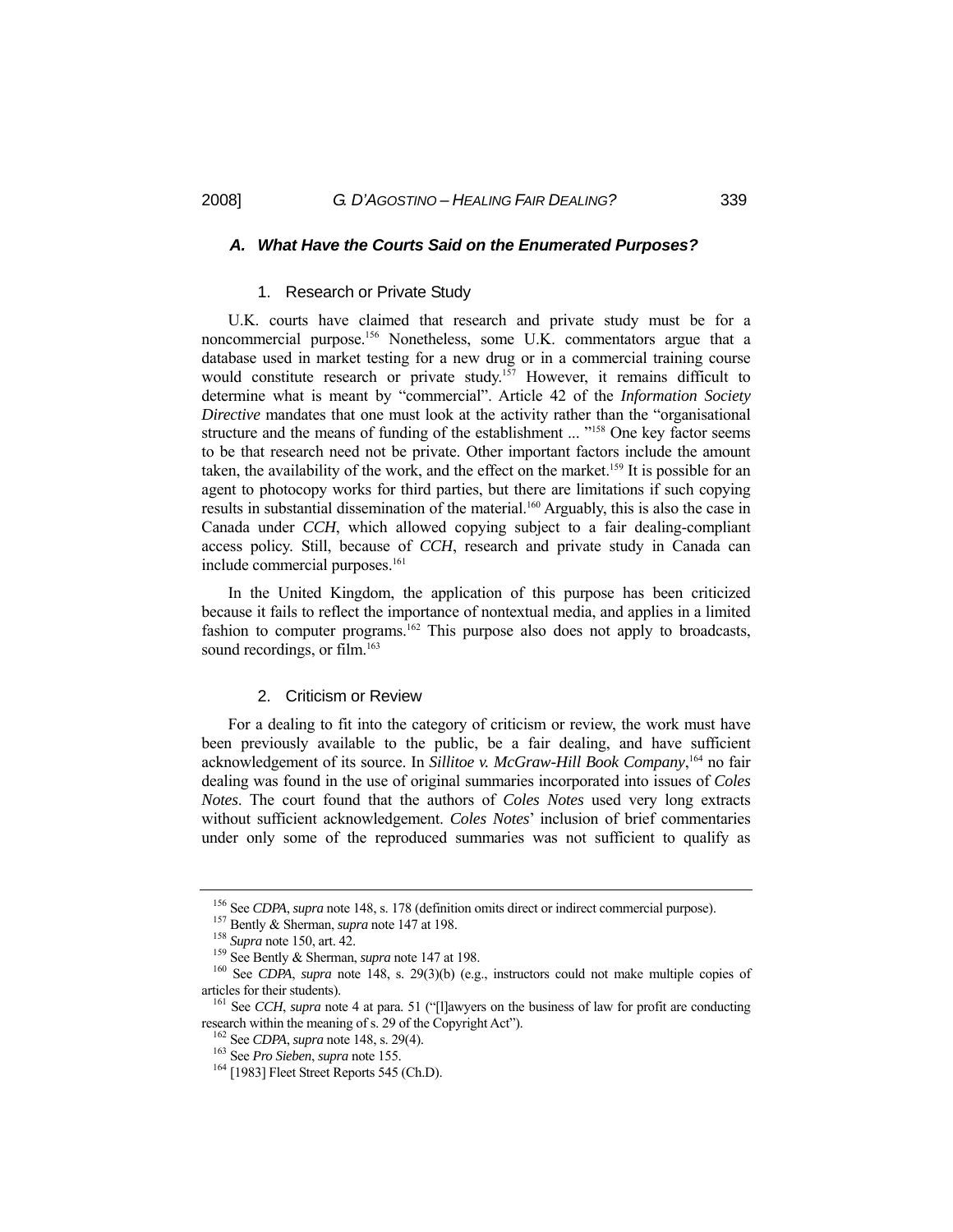### *A. What Have the Courts Said on the Enumerated Purposes?*

#### 1. Research or Private Study

U.K. courts have claimed that research and private study must be for a noncommercial purpose.[156] Nonetheless, some U.K. commentators argue that a database used in market testing for a new drug or in a commercial training course would constitute research or private study.[157] However, it remains difficult to determine what is meant by "commercial". Article 42 of the *Information Society Directive* mandates that one must look at the activity rather than the "organisational structure and the means of funding of the establishment ... "[158] One key factor seems to be that research need not be private. Other important factors include the amount taken, the availability of the work, and the effect on the market.[159] It is possible for an agent to photocopy works for third parties, but there are limitations if such copying results in substantial dissemination of the material.[160] Arguably, this is also the case in Canada under *CCH*, which allowed copying subject to a fair dealing-compliant access policy. Still, because of *CCH*, research and private study in Canada can include commercial purposes.[161]

In the United Kingdom, the application of this purpose has been criticized because it fails to reflect the importance of nontextual media, and applies in a limited fashion to computer programs.[162] This purpose also does not apply to broadcasts, sound recordings, or film.[163]

#### 2. Criticism or Review

For a dealing to fit into the category of criticism or review, the work must have been previously available to the public, be a fair dealing, and have sufficient acknowledgement of its source. In *Sillitoe v. McGraw-Hill Book Company*,[164] no fair dealing was found in the use of original summaries incorporated into issues of *Coles Notes*. The court found that the authors of *Coles Notes* used very long extracts without sufficient acknowledgement. *Coles Notes*' inclusion of brief commentaries under only some of the reproduced summaries was not sufficient to qualify as

---

[156] See *CDPA*, *supra* note 148, s. 178 (definition omits direct or indirect commercial purpose).

[157] Bently & Sherman, *supra* note 147 at 198.

[158] *Supra* note 150, art. 42.

[159] See Bently & Sherman, *supra* note 147 at 198.

[160] See *CDPA*, *supra* note 148, s. 29(3)(b) (e.g., instructors could not make multiple copies of articles for their students).

[161] See *CCH*, *supra* note 4 at para. 51 ("[l]awyers on the business of law for profit are conducting research within the meaning of s. 29 of the Copyright Act").

[162] See *CDPA*, *supra* note 148, s. 29(4).

[163] See *Pro Sieben*, *supra* note 155.

[164] [1983] Fleet Street Reports 545 (Ch.D).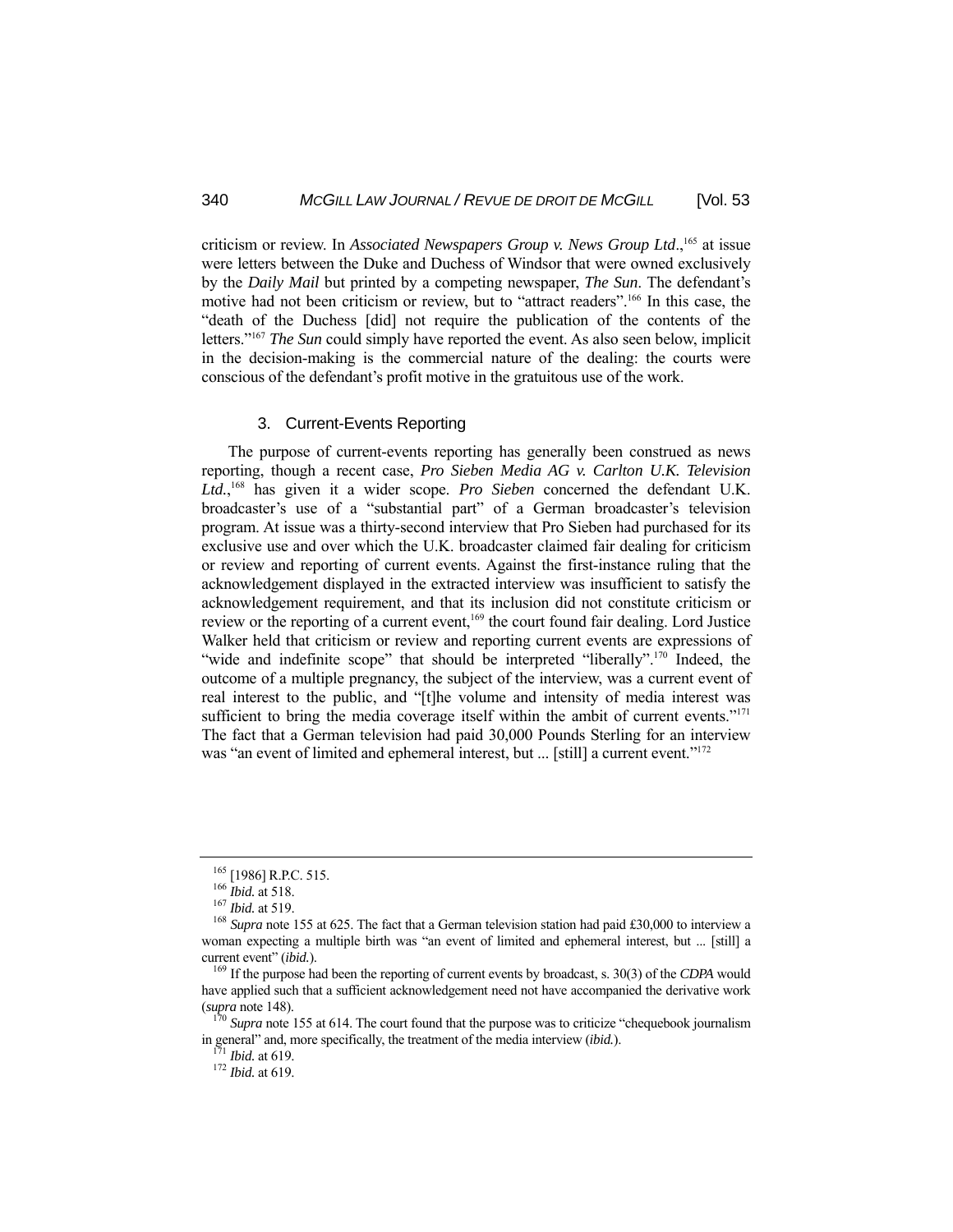criticism or review. In *Associated Newspapers Group v. News Group Ltd*.,[165] at issue were letters between the Duke and Duchess of Windsor that were owned exclusively by the *Daily Mail* but printed by a competing newspaper, *The Sun*. The defendant's motive had not been criticism or review, but to "attract readers".[166] In this case, the "death of the Duchess [did] not require the publication of the contents of the letters."[167] *The Sun* could simply have reported the event. As also seen below, implicit in the decision-making is the commercial nature of the dealing: the courts were conscious of the defendant's profit motive in the gratuitous use of the work.

### 3. Current-Events Reporting

The purpose of current-events reporting has generally been construed as news reporting, though a recent case, *Pro Sieben Media AG v. Carlton U.K. Television Ltd.*,[168] has given it a wider scope. *Pro Sieben* concerned the defendant U.K. broadcaster's use of a "substantial part" of a German broadcaster's television program. At issue was a thirty-second interview that Pro Sieben had purchased for its exclusive use and over which the U.K. broadcaster claimed fair dealing for criticism or review and reporting of current events. Against the first-instance ruling that the acknowledgement displayed in the extracted interview was insufficient to satisfy the acknowledgement requirement, and that its inclusion did not constitute criticism or review or the reporting of a current event,[169] the court found fair dealing. Lord Justice Walker held that criticism or review and reporting current events are expressions of "wide and indefinite scope" that should be interpreted "liberally".[170] Indeed, the outcome of a multiple pregnancy, the subject of the interview, was a current event of real interest to the public, and "[t]he volume and intensity of media interest was sufficient to bring the media coverage itself within the ambit of current events."[171] The fact that a German television had paid 30,000 Pounds Sterling for an interview was "an event of limited and ephemeral interest, but ... [still] a current event."[172]

---

[165] [1986] R.P.C. 515.

[166] *Ibid.* at 518.

[167] *Ibid.* at 519.

[168] *Supra* note 155 at 625. The fact that a German television station had paid £30,000 to interview a woman expecting a multiple birth was "an event of limited and ephemeral interest, but ... [still] a current event" (*ibid.*).

[169] If the purpose had been the reporting of current events by broadcast, s. 30(3) of the *CDPA* would have applied such that a sufficient acknowledgement need not have accompanied the derivative work (*supra* note 148).

[170] *Supra* note 155 at 614. The court found that the purpose was to criticize "chequebook journalism in general" and, more specifically, the treatment of the media interview (*ibid.*).

[171] *Ibid.* at 619.

[172] *Ibid.* at 619.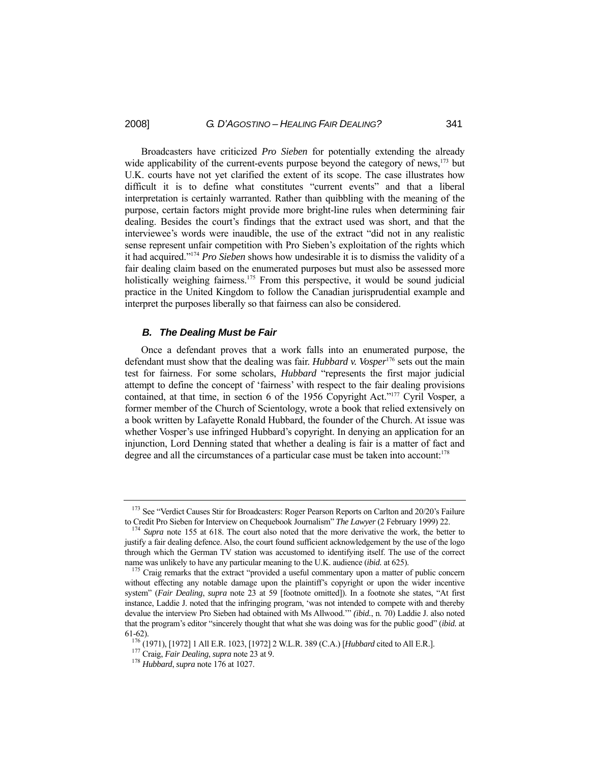Broadcasters have criticized *Pro Sieben* for potentially extending the already wide applicability of the current-events purpose beyond the category of news,[173] but U.K. courts have not yet clarified the extent of its scope. The case illustrates how difficult it is to define what constitutes "current events" and that a liberal interpretation is certainly warranted. Rather than quibbling with the meaning of the purpose, certain factors might provide more bright-line rules when determining fair dealing. Besides the court's findings that the extract used was short, and that the interviewee's words were inaudible, the use of the extract "did not in any realistic sense represent unfair competition with Pro Sieben's exploitation of the rights which it had acquired."[174] *Pro Sieben* shows how undesirable it is to dismiss the validity of a fair dealing claim based on the enumerated purposes but must also be assessed more holistically weighing fairness.[175] From this perspective, it would be sound judicial practice in the United Kingdom to follow the Canadian jurisprudential example and interpret the purposes liberally so that fairness can also be considered.

### *B. The Dealing Must be Fair*

Once a defendant proves that a work falls into an enumerated purpose, the defendant must show that the dealing was fair. *Hubbard v. Vosper*[176] sets out the main test for fairness. For some scholars, *Hubbard* "represents the first major judicial attempt to define the concept of 'fairness' with respect to the fair dealing provisions contained, at that time, in section 6 of the 1956 Copyright Act."[177] Cyril Vosper, a former member of the Church of Scientology, wrote a book that relied extensively on a book written by Lafayette Ronald Hubbard, the founder of the Church. At issue was whether Vosper's use infringed Hubbard's copyright. In denying an application for an injunction, Lord Denning stated that whether a dealing is fair is a matter of fact and degree and all the circumstances of a particular case must be taken into account:[178]

---

[173] See "Verdict Causes Stir for Broadcasters: Roger Pearson Reports on Carlton and 20/20's Failure to Credit Pro Sieben for Interview on Chequebook Journalism" *The Lawyer* (2 February 1999) 22.

[174] *Supra* note 155 at 618. The court also noted that the more derivative the work, the better to justify a fair dealing defence. Also, the court found sufficient acknowledgement by the use of the logo through which the German TV station was accustomed to identifying itself. The use of the correct name was unlikely to have any particular meaning to the U.K. audience (*ibid.* at 625).

[175] Craig remarks that the extract "provided a useful commentary upon a matter of public concern without effecting any notable damage upon the plaintiff's copyright or upon the wider incentive system" (*Fair Dealing*, *supra* note 23 at 59 [footnote omitted]). In a footnote she states, "At first instance, Laddie J. noted that the infringing program, 'was not intended to compete with and thereby devalue the interview Pro Sieben had obtained with Ms Allwood.'" (*ibid.*, n. 70) Laddie J. also noted that the program's editor "sincerely thought that what she was doing was for the public good" (*ibid.* at 61-62).

[176] (1971), [1972] 1 All E.R. 1023, [1972] 2 W.L.R. 389 (C.A.) [*Hubbard* cited to All E.R.].

[177] Craig, *Fair Dealing*, *supra* note 23 at 9.

[178] *Hubbard*, *supra* note 176 at 1027.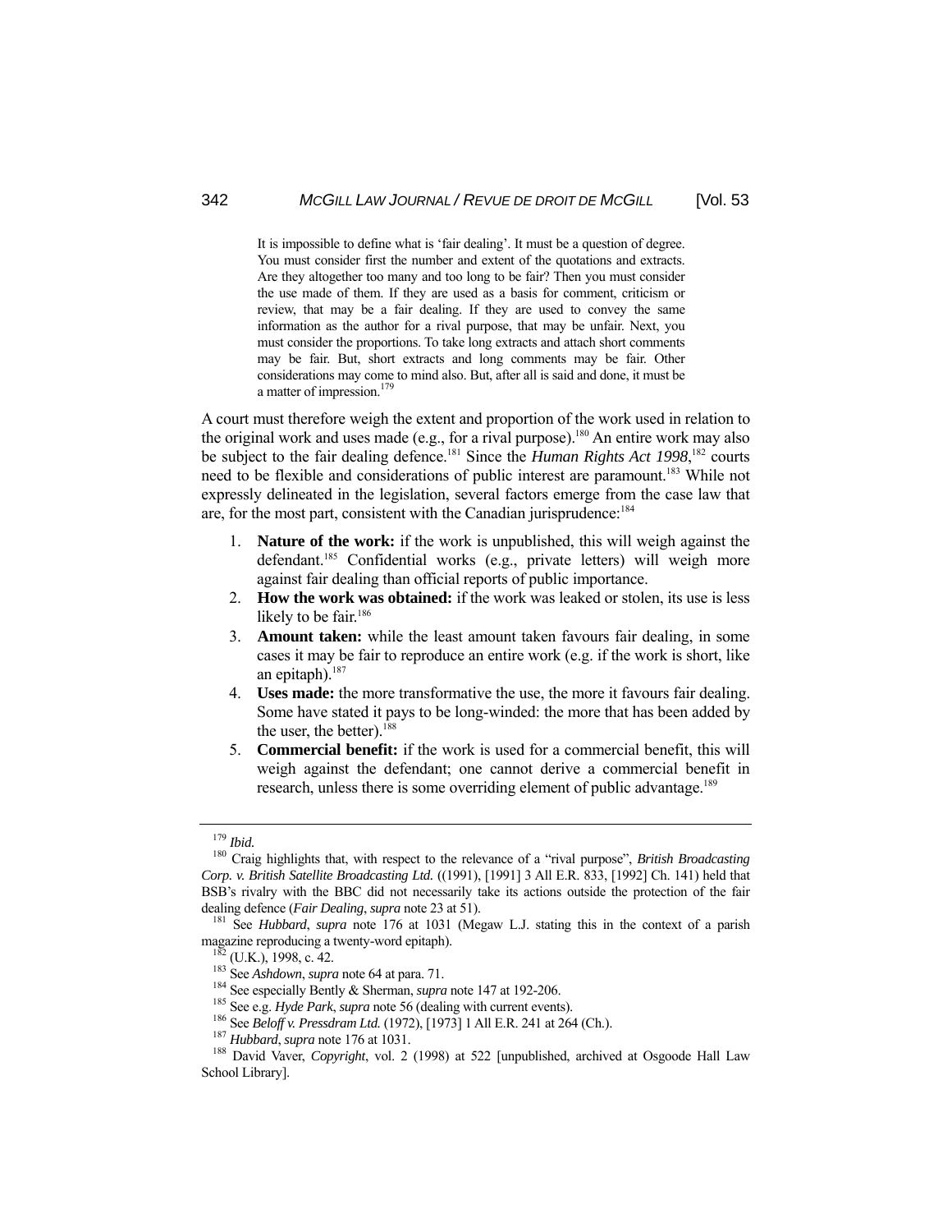> It is impossible to define what is 'fair dealing'. It must be a question of degree. You must consider first the number and extent of the quotations and extracts. Are they altogether too many and too long to be fair? Then you must consider the use made of them. If they are used as a basis for comment, criticism or review, that may be a fair dealing. If they are used to convey the same information as the author for a rival purpose, that may be unfair. Next, you must consider the proportions. To take long extracts and attach short comments may be fair. But, short extracts and long comments may be fair. Other considerations may come to mind also. But, after all is said and done, it must be a matter of impression.[179]

A court must therefore weigh the extent and proportion of the work used in relation to the original work and uses made (e.g., for a rival purpose).[180] An entire work may also be subject to the fair dealing defence.[181] Since the *Human Rights Act 1998*,[182] courts need to be flexible and considerations of public interest are paramount.[183] While not expressly delineated in the legislation, several factors emerge from the case law that are, for the most part, consistent with the Canadian jurisprudence:[184]

1. **Nature of the work:** if the work is unpublished, this will weigh against the defendant.[185] Confidential works (e.g., private letters) will weigh more against fair dealing than official reports of public importance.
2. **How the work was obtained:** if the work was leaked or stolen, its use is less likely to be fair.[186]
3. **Amount taken:** while the least amount taken favours fair dealing, in some cases it may be fair to reproduce an entire work (e.g. if the work is short, like an epitaph).[187]
4. **Uses made:** the more transformative the use, the more it favours fair dealing. Some have stated it pays to be long-winded: the more that has been added by the user, the better).[188]
5. **Commercial benefit:** if the work is used for a commercial benefit, this will weigh against the defendant; one cannot derive a commercial benefit in research, unless there is some overriding element of public advantage.[189]

---

[179] *Ibid.*

[180] Craig highlights that, with respect to the relevance of a "rival purpose", *British Broadcasting Corp. v. British Satellite Broadcasting Ltd.* ((1991), [1991] 3 All E.R. 833, [1992] Ch. 141) held that BSB's rivalry with the BBC did not necessarily take its actions outside the protection of the fair dealing defence (*Fair Dealing*, *supra* note 23 at 51).

[181] See *Hubbard*, *supra* note 176 at 1031 (Megaw L.J. stating this in the context of a parish magazine reproducing a twenty-word epitaph).

[182] (U.K.), 1998, c. 42.

[183] See *Ashdown*, *supra* note 64 at para. 71.

[184] See especially Bently & Sherman, *supra* note 147 at 192-206.

[185] See e.g. *Hyde Park*, *supra* note 56 (dealing with current events).

[186] See *Beloff v. Pressdram Ltd.* (1972), [1973] 1 All E.R. 241 at 264 (Ch.).

[187] *Hubbard*, *supra* note 176 at 1031.

[188] David Vaver, *Copyright*, vol. 2 (1998) at 522 [unpublished, archived at Osgoode Hall Law School Library].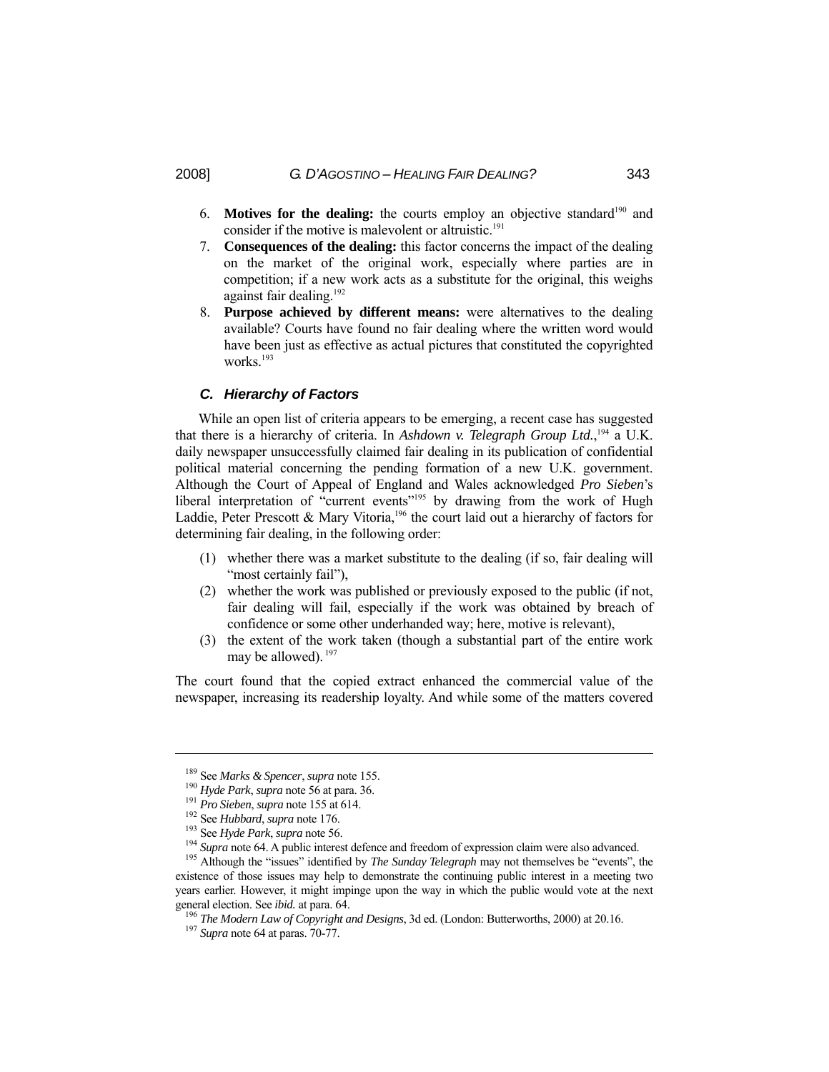6. **Motives for the dealing:** the courts employ an objective standard[190] and consider if the motive is malevolent or altruistic.[191]
7. **Consequences of the dealing:** this factor concerns the impact of the dealing on the market of the original work, especially where parties are in competition; if a new work acts as a substitute for the original, this weighs against fair dealing.[192]
8. **Purpose achieved by different means:** were alternatives to the dealing available? Courts have found no fair dealing where the written word would have been just as effective as actual pictures that constituted the copyrighted works.[193]

### *C. Hierarchy of Factors*

While an open list of criteria appears to be emerging, a recent case has suggested that there is a hierarchy of criteria. In *Ashdown v. Telegraph Group Ltd.*,[194] a U.K. daily newspaper unsuccessfully claimed fair dealing in its publication of confidential political material concerning the pending formation of a new U.K. government. Although the Court of Appeal of England and Wales acknowledged *Pro Sieben*'s liberal interpretation of "current events"[195] by drawing from the work of Hugh Laddie, Peter Prescott & Mary Vitoria,[196] the court laid out a hierarchy of factors for determining fair dealing, in the following order:

(1) whether there was a market substitute to the dealing (if so, fair dealing will "most certainly fail"),
(2) whether the work was published or previously exposed to the public (if not, fair dealing will fail, especially if the work was obtained by breach of confidence or some other underhanded way; here, motive is relevant),
(3) the extent of the work taken (though a substantial part of the entire work may be allowed). [197]

The court found that the copied extract enhanced the commercial value of the newspaper, increasing its readership loyalty. And while some of the matters covered

---

[189] See *Marks & Spencer*, *supra* note 155.

[190] *Hyde Park*, *supra* note 56 at para. 36.

[191] *Pro Sieben*, *supra* note 155 at 614.

[192] See *Hubbard*, *supra* note 176.

[193] See *Hyde Park*, *supra* note 56.

[194] *Supra* note 64. A public interest defence and freedom of expression claim were also advanced.

[195] Although the "issues" identified by *The Sunday Telegraph* may not themselves be "events", the existence of those issues may help to demonstrate the continuing public interest in a meeting two years earlier. However, it might impinge upon the way in which the public would vote at the next general election. See *ibid.* at para. 64.

[196] *The Modern Law of Copyright and Designs*, 3d ed. (London: Butterworths, 2000) at 20.16.

[197] *Supra* note 64 at paras. 70-77.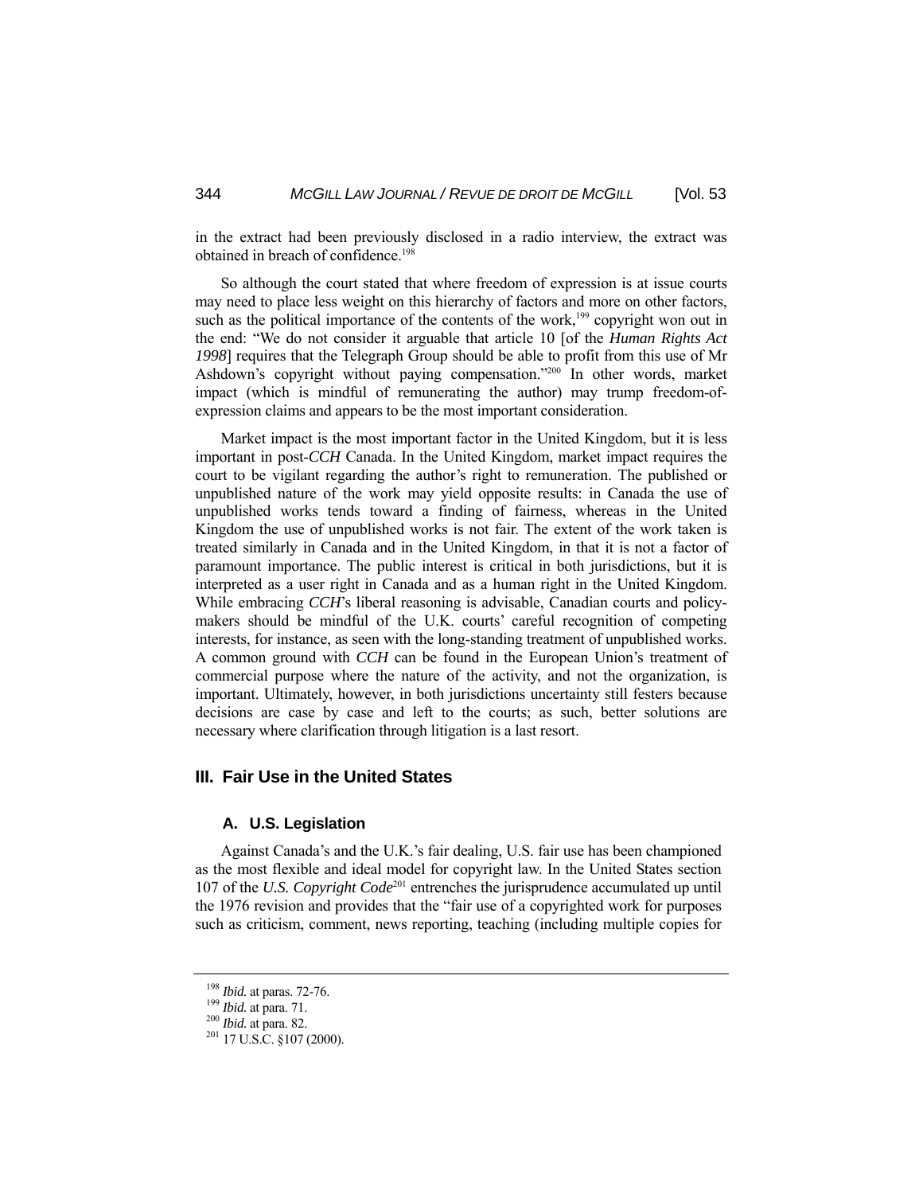in the extract had been previously disclosed in a radio interview, the extract was obtained in breach of confidence.[198]

So although the court stated that where freedom of expression is at issue courts may need to place less weight on this hierarchy of factors and more on other factors, such as the political importance of the contents of the work,[199] copyright won out in the end: "We do not consider it arguable that article 10 [of the *Human Rights Act 1998*] requires that the Telegraph Group should be able to profit from this use of Mr Ashdown's copyright without paying compensation."[200] In other words, market impact (which is mindful of remunerating the author) may trump freedom-of-expression claims and appears to be the most important consideration.

Market impact is the most important factor in the United Kingdom, but it is less important in post-*CCH* Canada. In the United Kingdom, market impact requires the court to be vigilant regarding the author's right to remuneration. The published or unpublished nature of the work may yield opposite results: in Canada the use of unpublished works tends toward a finding of fairness, whereas in the United Kingdom the use of unpublished works is not fair. The extent of the work taken is treated similarly in Canada and in the United Kingdom, in that it is not a factor of paramount importance. The public interest is critical in both jurisdictions, but it is interpreted as a user right in Canada and as a human right in the United Kingdom. While embracing *CCH*'s liberal reasoning is advisable, Canadian courts and policy-makers should be mindful of the U.K. courts' careful recognition of competing interests, for instance, as seen with the long-standing treatment of unpublished works. A common ground with *CCH* can be found in the European Union's treatment of commercial purpose where the nature of the activity, and not the organization, is important. Ultimately, however, in both jurisdictions uncertainty still festers because decisions are case by case and left to the courts; as such, better solutions are necessary where clarification through litigation is a last resort.

## III. Fair Use in the United States

### A. U.S. Legislation

Against Canada's and the U.K.'s fair dealing, U.S. fair use has been championed as the most flexible and ideal model for copyright law. In the United States section 107 of the *U.S. Copyright Code*[201] entrenches the jurisprudence accumulated up until the 1976 revision and provides that the "fair use of a copyrighted work for purposes such as criticism, comment, news reporting, teaching (including multiple copies for

---

[198] *Ibid.* at paras. 72-76.

[199] *Ibid.* at para. 71.

[200] *Ibid.* at para. 82.

[201] 17 U.S.C. §107 (2000).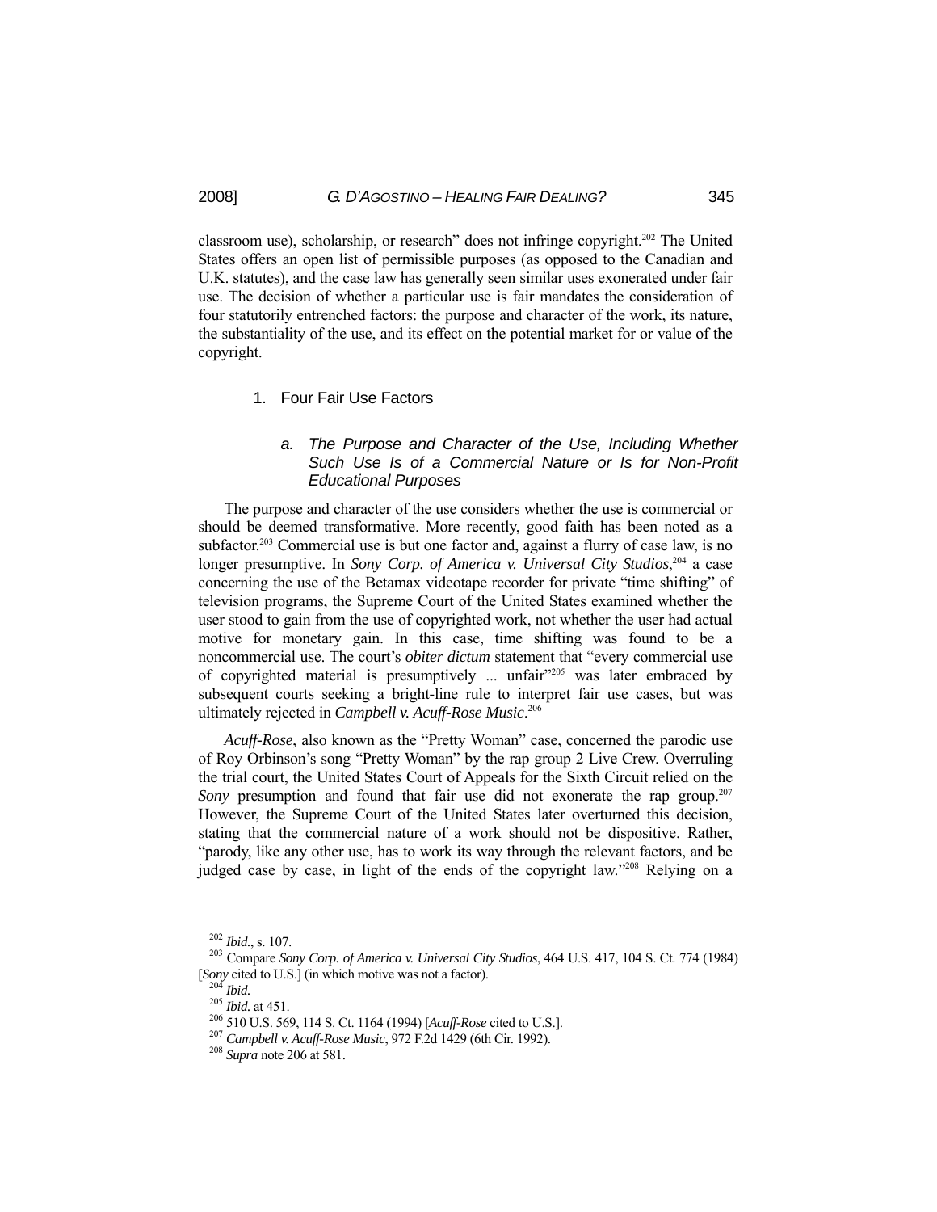classroom use), scholarship, or research" does not infringe copyright.[202] The United States offers an open list of permissible purposes (as opposed to the Canadian and U.K. statutes), and the case law has generally seen similar uses exonerated under fair use. The decision of whether a particular use is fair mandates the consideration of four statutorily entrenched factors: the purpose and character of the work, its nature, the substantiality of the use, and its effect on the potential market for or value of the copyright.

### 1. Four Fair Use Factors

#### *a. The Purpose and Character of the Use, Including Whether Such Use Is of a Commercial Nature or Is for Non-Profit Educational Purposes*

The purpose and character of the use considers whether the use is commercial or should be deemed transformative. More recently, good faith has been noted as a subfactor.[203] Commercial use is but one factor and, against a flurry of case law, is no longer presumptive. In *Sony Corp. of America v. Universal City Studios*,[204] a case concerning the use of the Betamax videotape recorder for private "time shifting" of television programs, the Supreme Court of the United States examined whether the user stood to gain from the use of copyrighted work, not whether the user had actual motive for monetary gain. In this case, time shifting was found to be a noncommercial use. The court's *obiter dictum* statement that "every commercial use of copyrighted material is presumptively ... unfair"[205] was later embraced by subsequent courts seeking a bright-line rule to interpret fair use cases, but was ultimately rejected in *Campbell v. Acuff-Rose Music*.[206]

*Acuff-Rose*, also known as the "Pretty Woman" case, concerned the parodic use of Roy Orbinson's song "Pretty Woman" by the rap group 2 Live Crew. Overruling the trial court, the United States Court of Appeals for the Sixth Circuit relied on the *Sony* presumption and found that fair use did not exonerate the rap group.[207] However, the Supreme Court of the United States later overturned this decision, stating that the commercial nature of a work should not be dispositive. Rather, "parody, like any other use, has to work its way through the relevant factors, and be judged case by case, in light of the ends of the copyright law."[208] Relying on a

---

[202] *Ibid.*, s. 107.

[203] Compare *Sony Corp. of America v. Universal City Studios*, 464 U.S. 417, 104 S. Ct. 774 (1984) [*Sony* cited to U.S.] (in which motive was not a factor).

[204] *Ibid.*

[205] *Ibid.* at 451.

[206] 510 U.S. 569, 114 S. Ct. 1164 (1994) [*Acuff-Rose* cited to U.S.].

[207] *Campbell v. Acuff-Rose Music*, 972 F.2d 1429 (6th Cir. 1992).

[208] *Supra* note 206 at 581.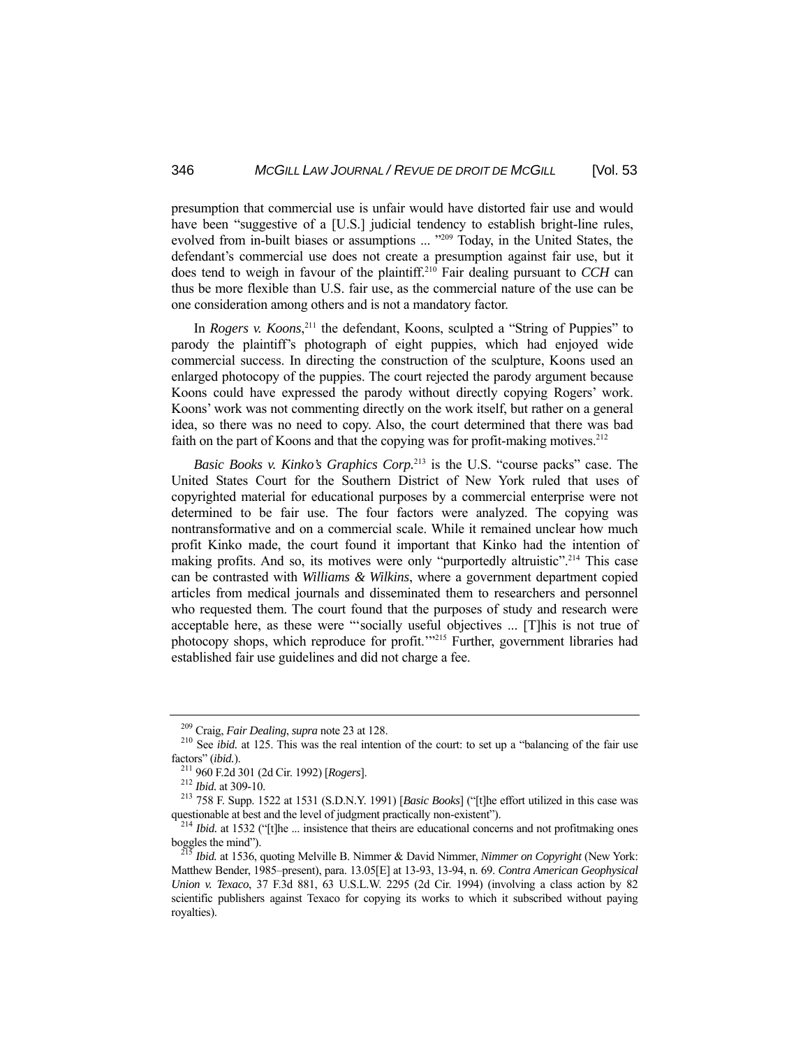presumption that commercial use is unfair would have distorted fair use and would have been "suggestive of a [U.S.] judicial tendency to establish bright-line rules, evolved from in-built biases or assumptions ... "[209] Today, in the United States, the defendant's commercial use does not create a presumption against fair use, but it does tend to weigh in favour of the plaintiff.[210] Fair dealing pursuant to *CCH* can thus be more flexible than U.S. fair use, as the commercial nature of the use can be one consideration among others and is not a mandatory factor.

In *Rogers v. Koons*,[211] the defendant, Koons, sculpted a "String of Puppies" to parody the plaintiff's photograph of eight puppies, which had enjoyed wide commercial success. In directing the construction of the sculpture, Koons used an enlarged photocopy of the puppies. The court rejected the parody argument because Koons could have expressed the parody without directly copying Rogers' work. Koons' work was not commenting directly on the work itself, but rather on a general idea, so there was no need to copy. Also, the court determined that there was bad faith on the part of Koons and that the copying was for profit-making motives.[212]

*Basic Books v. Kinko's Graphics Corp.*[213] is the U.S. "course packs" case. The United States Court for the Southern District of New York ruled that uses of copyrighted material for educational purposes by a commercial enterprise were not determined to be fair use. The four factors were analyzed. The copying was nontransformative and on a commercial scale. While it remained unclear how much profit Kinko made, the court found it important that Kinko had the intention of making profits. And so, its motives were only "purportedly altruistic".[214] This case can be contrasted with *Williams & Wilkins*, where a government department copied articles from medical journals and disseminated them to researchers and personnel who requested them. The court found that the purposes of study and research were acceptable here, as these were "'socially useful objectives ... [T]his is not true of photocopy shops, which reproduce for profit.'"[215] Further, government libraries had established fair use guidelines and did not charge a fee.

---

[209] Craig, *Fair Dealing*, *supra* note 23 at 128.

[210] See *ibid.* at 125. This was the real intention of the court: to set up a "balancing of the fair use factors" (*ibid.*).

[211] 960 F.2d 301 (2d Cir. 1992) [*Rogers*].

[212] *Ibid.* at 309-10.

[213] 758 F. Supp. 1522 at 1531 (S.D.N.Y. 1991) [*Basic Books*] ("[t]he effort utilized in this case was questionable at best and the level of judgment practically non-existent").

[214] *Ibid.* at 1532 ("[t]he ... insistence that theirs are educational concerns and not profitmaking ones boggles the mind").

[215] *Ibid.* at 1536, quoting Melville B. Nimmer & David Nimmer, *Nimmer on Copyright* (New York: Matthew Bender, 1985–present), para. 13.05[E] at 13-93, 13-94, n. 69. *Contra American Geophysical Union v. Texaco*, 37 F.3d 881, 63 U.S.L.W. 2295 (2d Cir. 1994) (involving a class action by 82 scientific publishers against Texaco for copying its works to which it subscribed without paying royalties).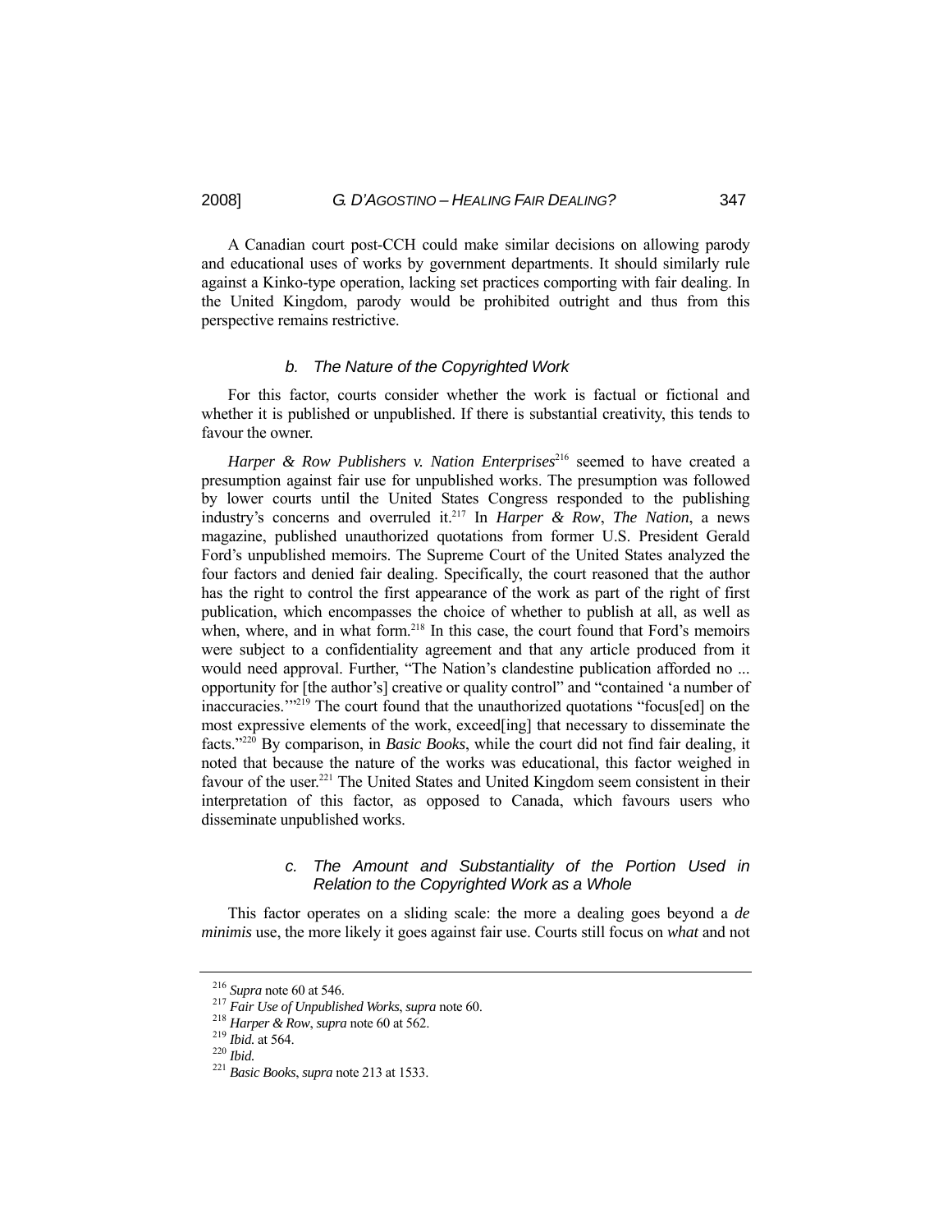A Canadian court post-CCH could make similar decisions on allowing parody and educational uses of works by government departments. It should similarly rule against a Kinko-type operation, lacking set practices comporting with fair dealing. In the United Kingdom, parody would be prohibited outright and thus from this perspective remains restrictive.

#### *b. The Nature of the Copyrighted Work*

For this factor, courts consider whether the work is factual or fictional and whether it is published or unpublished. If there is substantial creativity, this tends to favour the owner.

*Harper & Row Publishers v. Nation Enterprises*[216] seemed to have created a presumption against fair use for unpublished works. The presumption was followed by lower courts until the United States Congress responded to the publishing industry's concerns and overruled it.[217] In *Harper & Row*, *The Nation*, a news magazine, published unauthorized quotations from former U.S. President Gerald Ford's unpublished memoirs. The Supreme Court of the United States analyzed the four factors and denied fair dealing. Specifically, the court reasoned that the author has the right to control the first appearance of the work as part of the right of first publication, which encompasses the choice of whether to publish at all, as well as when, where, and in what form.[218] In this case, the court found that Ford's memoirs were subject to a confidentiality agreement and that any article produced from it would need approval. Further, "The Nation's clandestine publication afforded no ... opportunity for [the author's] creative or quality control" and "contained 'a number of inaccuracies.'"[219] The court found that the unauthorized quotations "focus[ed] on the most expressive elements of the work, exceed[ing] that necessary to disseminate the facts."[220] By comparison, in *Basic Books*, while the court did not find fair dealing, it noted that because the nature of the works was educational, this factor weighed in favour of the user.[221] The United States and United Kingdom seem consistent in their interpretation of this factor, as opposed to Canada, which favours users who disseminate unpublished works.

#### *c. The Amount and Substantiality of the Portion Used in Relation to the Copyrighted Work as a Whole*

This factor operates on a sliding scale: the more a dealing goes beyond a *de minimis* use, the more likely it goes against fair use. Courts still focus on *what* and not

---

[216] *Supra* note 60 at 546.

[217] *Fair Use of Unpublished Works*, *supra* note 60.

[218] *Harper & Row*, *supra* note 60 at 562.

[219] *Ibid.* at 564.

[220] *Ibid.*

[221] *Basic Books*, *supra* note 213 at 1533.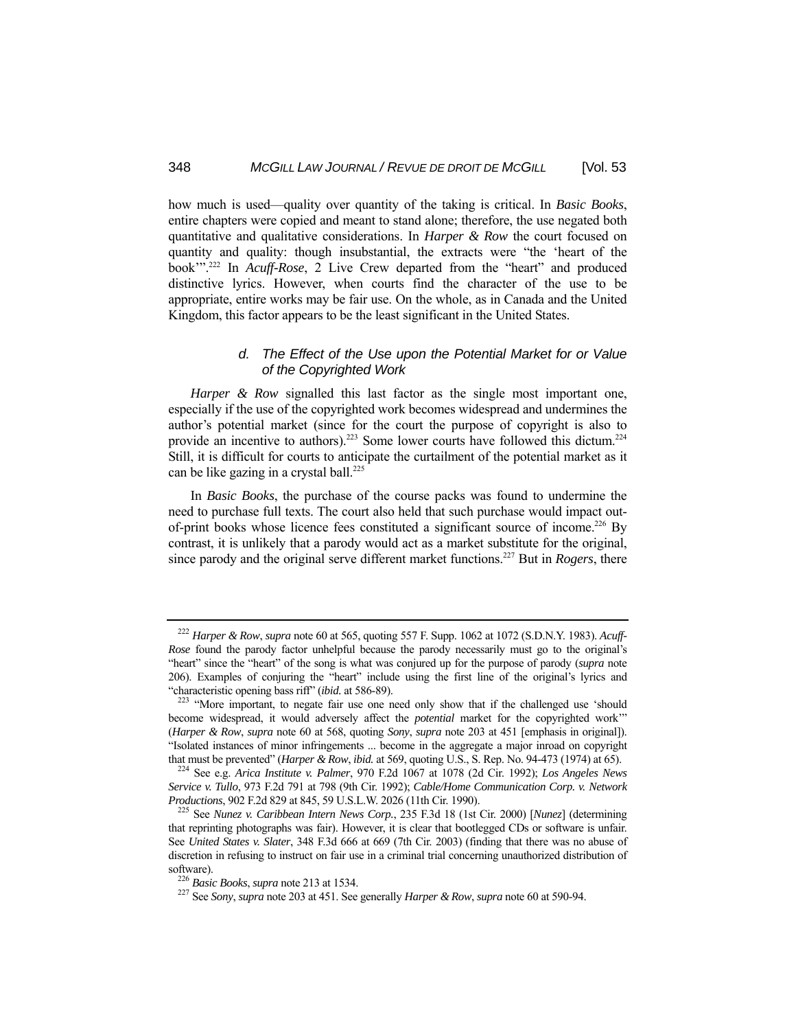how much is used—quality over quantity of the taking is critical. In *Basic Books*, entire chapters were copied and meant to stand alone; therefore, the use negated both quantitative and qualitative considerations. In *Harper & Row* the court focused on quantity and quality: though insubstantial, the extracts were "the 'heart of the book'".[222] In *Acuff-Rose*, 2 Live Crew departed from the "heart" and produced distinctive lyrics. However, when courts find the character of the use to be appropriate, entire works may be fair use. On the whole, as in Canada and the United Kingdom, this factor appears to be the least significant in the United States.

### *d. The Effect of the Use upon the Potential Market for or Value of the Copyrighted Work*

*Harper & Row* signalled this last factor as the single most important one, especially if the use of the copyrighted work becomes widespread and undermines the author's potential market (since for the court the purpose of copyright is also to provide an incentive to authors).[223] Some lower courts have followed this dictum.[224] Still, it is difficult for courts to anticipate the curtailment of the potential market as it can be like gazing in a crystal ball.[225]

In *Basic Books*, the purchase of the course packs was found to undermine the need to purchase full texts. The court also held that such purchase would impact out-of-print books whose licence fees constituted a significant source of income.[226] By contrast, it is unlikely that a parody would act as a market substitute for the original, since parody and the original serve different market functions.[227] But in *Rogers*, there

---

[222] *Harper & Row*, *supra* note 60 at 565, quoting 557 F. Supp. 1062 at 1072 (S.D.N.Y. 1983). *Acuff-Rose* found the parody factor unhelpful because the parody necessarily must go to the original's "heart" since the "heart" of the song is what was conjured up for the purpose of parody (*supra* note 206). Examples of conjuring the "heart" include using the first line of the original's lyrics and "characteristic opening bass riff" (*ibid.* at 586-89).

[223] "More important, to negate fair use one need only show that if the challenged use 'should become widespread, it would adversely affect the *potential* market for the copyrighted work'" (*Harper & Row*, *supra* note 60 at 568, quoting *Sony*, *supra* note 203 at 451 [emphasis in original]). "Isolated instances of minor infringements ... become in the aggregate a major inroad on copyright that must be prevented" (*Harper & Row*, *ibid.* at 569, quoting U.S., S. Rep. No. 94-473 (1974) at 65).

[224] See e.g. *Arica Institute v. Palmer*, 970 F.2d 1067 at 1078 (2d Cir. 1992); *Los Angeles News Service v. Tullo*, 973 F.2d 791 at 798 (9th Cir. 1992); *Cable/Home Communication Corp. v. Network Productions*, 902 F.2d 829 at 845, 59 U.S.L.W. 2026 (11th Cir. 1990).

[225] See *Nunez v. Caribbean Intern News Corp.*, 235 F.3d 18 (1st Cir. 2000) [*Nunez*] (determining that reprinting photographs was fair). However, it is clear that bootlegged CDs or software is unfair. See *United States v. Slater*, 348 F.3d 666 at 669 (7th Cir. 2003) (finding that there was no abuse of discretion in refusing to instruct on fair use in a criminal trial concerning unauthorized distribution of software).

[226] *Basic Books*, *supra* note 213 at 1534.

[227] See *Sony*, *supra* note 203 at 451. See generally *Harper & Row*, *supra* note 60 at 590-94.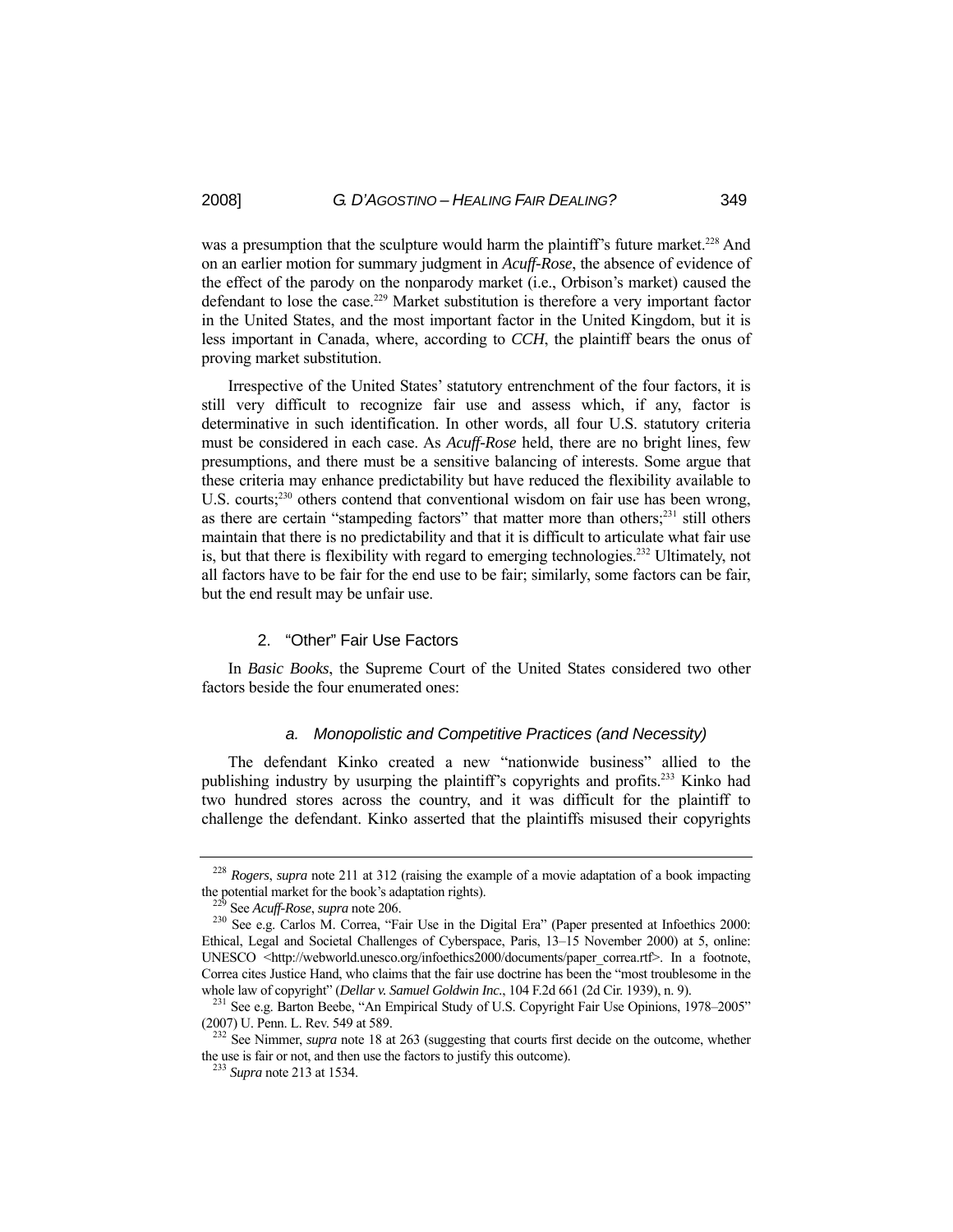was a presumption that the sculpture would harm the plaintiff's future market.[228] And on an earlier motion for summary judgment in *Acuff-Rose*, the absence of evidence of the effect of the parody on the nonparody market (i.e., Orbison's market) caused the defendant to lose the case.[229] Market substitution is therefore a very important factor in the United States, and the most important factor in the United Kingdom, but it is less important in Canada, where, according to *CCH*, the plaintiff bears the onus of proving market substitution.

Irrespective of the United States' statutory entrenchment of the four factors, it is still very difficult to recognize fair use and assess which, if any, factor is determinative in such identification. In other words, all four U.S. statutory criteria must be considered in each case. As *Acuff-Rose* held, there are no bright lines, few presumptions, and there must be a sensitive balancing of interests. Some argue that these criteria may enhance predictability but have reduced the flexibility available to U.S. courts;[230] others contend that conventional wisdom on fair use has been wrong, as there are certain "stampeding factors" that matter more than others;[231] still others maintain that there is no predictability and that it is difficult to articulate what fair use is, but that there is flexibility with regard to emerging technologies.[232] Ultimately, not all factors have to be fair for the end use to be fair; similarly, some factors can be fair, but the end result may be unfair use.

### 2. "Other" Fair Use Factors

In *Basic Books*, the Supreme Court of the United States considered two other factors beside the four enumerated ones:

#### *a. Monopolistic and Competitive Practices (and Necessity)*

The defendant Kinko created a new "nationwide business" allied to the publishing industry by usurping the plaintiff's copyrights and profits.[233] Kinko had two hundred stores across the country, and it was difficult for the plaintiff to challenge the defendant. Kinko asserted that the plaintiffs misused their copyrights

---

[228] *Rogers*, *supra* note 211 at 312 (raising the example of a movie adaptation of a book impacting the potential market for the book's adaptation rights).

[229] See *Acuff-Rose*, *supra* note 206.

[230] See e.g. Carlos M. Correa, "Fair Use in the Digital Era" (Paper presented at Infoethics 2000: Ethical, Legal and Societal Challenges of Cyberspace, Paris, 13–15 November 2000) at 5, online: UNESCO <http://webworld.unesco.org/infoethics2000/documents/paper_correa.rtf>. In a footnote, Correa cites Justice Hand, who claims that the fair use doctrine has been the "most troublesome in the whole law of copyright" (*Dellar v. Samuel Goldwin Inc.*, 104 F.2d 661 (2d Cir. 1939), n. 9).

[231] See e.g. Barton Beebe, "An Empirical Study of U.S. Copyright Fair Use Opinions, 1978–2005" (2007) U. Penn. L. Rev. 549 at 589.

[232] See Nimmer, *supra* note 18 at 263 (suggesting that courts first decide on the outcome, whether the use is fair or not, and then use the factors to justify this outcome).

[233] *Supra* note 213 at 1534.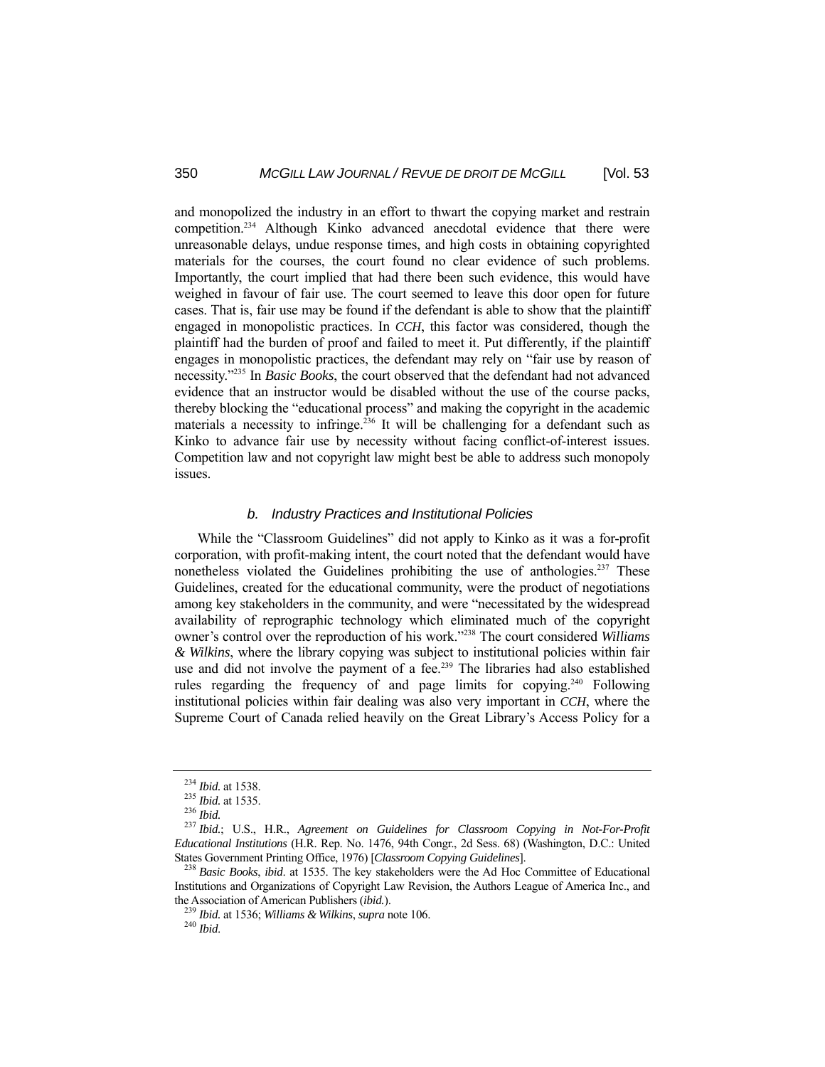and monopolized the industry in an effort to thwart the copying market and restrain competition.[234] Although Kinko advanced anecdotal evidence that there were unreasonable delays, undue response times, and high costs in obtaining copyrighted materials for the courses, the court found no clear evidence of such problems. Importantly, the court implied that had there been such evidence, this would have weighed in favour of fair use. The court seemed to leave this door open for future cases. That is, fair use may be found if the defendant is able to show that the plaintiff engaged in monopolistic practices. In *CCH*, this factor was considered, though the plaintiff had the burden of proof and failed to meet it. Put differently, if the plaintiff engages in monopolistic practices, the defendant may rely on "fair use by reason of necessity."[235] In *Basic Books*, the court observed that the defendant had not advanced evidence that an instructor would be disabled without the use of the course packs, thereby blocking the "educational process" and making the copyright in the academic materials a necessity to infringe.[236] It will be challenging for a defendant such as Kinko to advance fair use by necessity without facing conflict-of-interest issues. Competition law and not copyright law might best be able to address such monopoly issues.

### *b. Industry Practices and Institutional Policies*

While the "Classroom Guidelines" did not apply to Kinko as it was a for-profit corporation, with profit-making intent, the court noted that the defendant would have nonetheless violated the Guidelines prohibiting the use of anthologies.[237] These Guidelines, created for the educational community, were the product of negotiations among key stakeholders in the community, and were "necessitated by the widespread availability of reprographic technology which eliminated much of the copyright owner's control over the reproduction of his work."[238] The court considered *Williams & Wilkins*, where the library copying was subject to institutional policies within fair use and did not involve the payment of a fee.[239] The libraries had also established rules regarding the frequency of and page limits for copying.[240] Following institutional policies within fair dealing was also very important in *CCH*, where the Supreme Court of Canada relied heavily on the Great Library's Access Policy for a

---

[234] *Ibid.* at 1538.

[235] *Ibid.* at 1535.

[236] *Ibid.*

[237] *Ibid.*; U.S., H.R., *Agreement on Guidelines for Classroom Copying in Not-For-Profit Educational Institutions* (H.R. Rep. No. 1476, 94th Congr., 2d Sess. 68) (Washington, D.C.: United States Government Printing Office, 1976) [*Classroom Copying Guidelines*].

[238] *Basic Books*, *ibid*. at 1535. The key stakeholders were the Ad Hoc Committee of Educational Institutions and Organizations of Copyright Law Revision, the Authors League of America Inc., and the Association of American Publishers (*ibid.*).

[239] *Ibid.* at 1536; *Williams & Wilkins*, *supra* note 106.

[240] *Ibid.*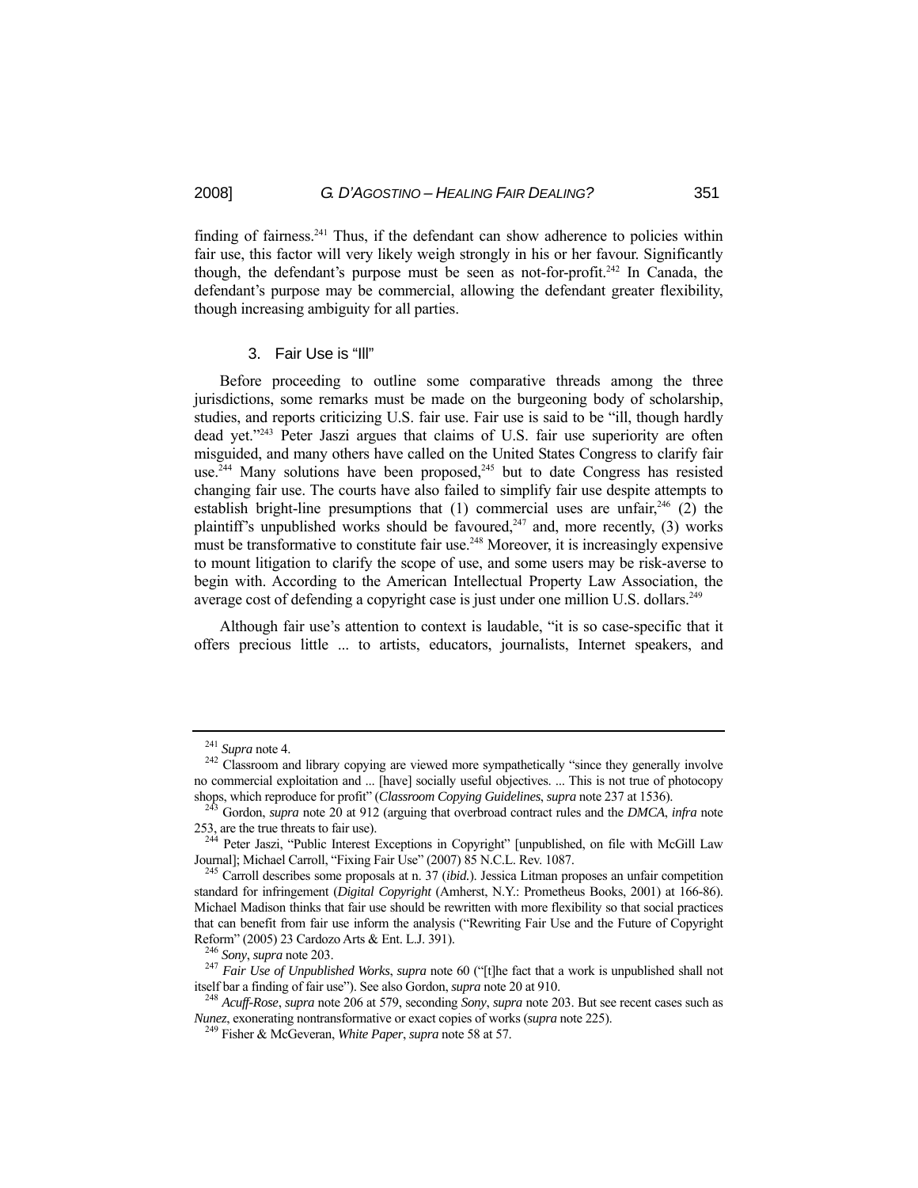finding of fairness.[241] Thus, if the defendant can show adherence to policies within fair use, this factor will very likely weigh strongly in his or her favour. Significantly though, the defendant's purpose must be seen as not-for-profit.[242] In Canada, the defendant's purpose may be commercial, allowing the defendant greater flexibility, though increasing ambiguity for all parties.

### 3. Fair Use is "Ill"

Before proceeding to outline some comparative threads among the three jurisdictions, some remarks must be made on the burgeoning body of scholarship, studies, and reports criticizing U.S. fair use. Fair use is said to be "ill, though hardly dead yet."[243] Peter Jaszi argues that claims of U.S. fair use superiority are often misguided, and many others have called on the United States Congress to clarify fair use.[244] Many solutions have been proposed,[245] but to date Congress has resisted changing fair use. The courts have also failed to simplify fair use despite attempts to establish bright-line presumptions that (1) commercial uses are unfair,[246] (2) the plaintiff's unpublished works should be favoured,[247] and, more recently, (3) works must be transformative to constitute fair use.[248] Moreover, it is increasingly expensive to mount litigation to clarify the scope of use, and some users may be risk-averse to begin with. According to the American Intellectual Property Law Association, the average cost of defending a copyright case is just under one million U.S. dollars.[249]

Although fair use's attention to context is laudable, "it is so case-specific that it offers precious little ... to artists, educators, journalists, Internet speakers, and

---

[241] *Supra* note 4.

[242] Classroom and library copying are viewed more sympathetically "since they generally involve no commercial exploitation and ... [have] socially useful objectives. ... This is not true of photocopy shops, which reproduce for profit" (*Classroom Copying Guidelines*, *supra* note 237 at 1536).

[243] Gordon, *supra* note 20 at 912 (arguing that overbroad contract rules and the *DMCA*, *infra* note 253, are the true threats to fair use).

[244] Peter Jaszi, "Public Interest Exceptions in Copyright" [unpublished, on file with McGill Law Journal]; Michael Carroll, "Fixing Fair Use" (2007) 85 N.C.L. Rev. 1087.

[245] Carroll describes some proposals at n. 37 (*ibid.*). Jessica Litman proposes an unfair competition standard for infringement (*Digital Copyright* (Amherst, N.Y.: Prometheus Books, 2001) at 166-86). Michael Madison thinks that fair use should be rewritten with more flexibility so that social practices that can benefit from fair use inform the analysis ("Rewriting Fair Use and the Future of Copyright Reform" (2005) 23 Cardozo Arts & Ent. L.J. 391).

[246] *Sony*, *supra* note 203.

[247] *Fair Use of Unpublished Works*, *supra* note 60 ("[t]he fact that a work is unpublished shall not itself bar a finding of fair use"). See also Gordon, *supra* note 20 at 910.

[248] *Acuff-Rose*, *supra* note 206 at 579, seconding *Sony*, *supra* note 203. But see recent cases such as *Nunez*, exonerating nontransformative or exact copies of works (*supra* note 225).

[249] Fisher & McGeveran, *White Paper*, *supra* note 58 at 57.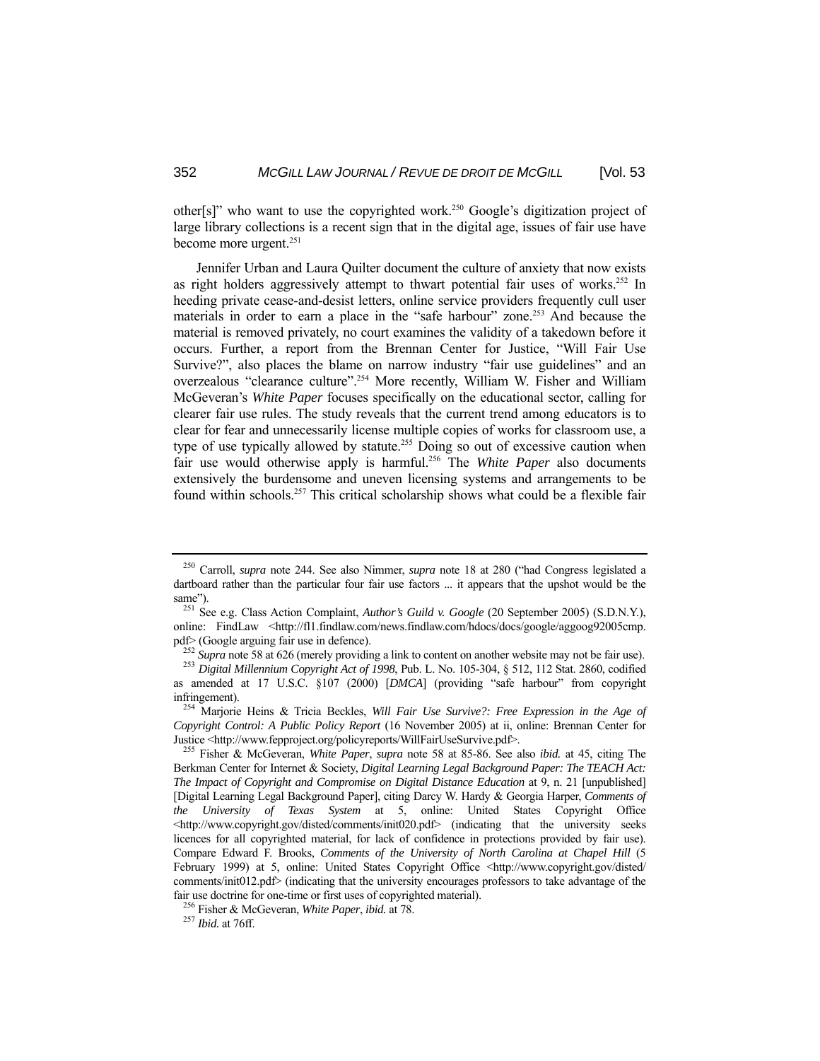other[s]" who want to use the copyrighted work.[250] Google's digitization project of large library collections is a recent sign that in the digital age, issues of fair use have become more urgent.[251]

Jennifer Urban and Laura Quilter document the culture of anxiety that now exists as right holders aggressively attempt to thwart potential fair uses of works.[252] In heeding private cease-and-desist letters, online service providers frequently cull user materials in order to earn a place in the "safe harbour" zone.[253] And because the material is removed privately, no court examines the validity of a takedown before it occurs. Further, a report from the Brennan Center for Justice, "Will Fair Use Survive?", also places the blame on narrow industry "fair use guidelines" and an overzealous "clearance culture".[254] More recently, William W. Fisher and William McGeveran's *White Paper* focuses specifically on the educational sector, calling for clearer fair use rules. The study reveals that the current trend among educators is to clear for fear and unnecessarily license multiple copies of works for classroom use, a type of use typically allowed by statute.[255] Doing so out of excessive caution when fair use would otherwise apply is harmful.[256] The *White Paper* also documents extensively the burdensome and uneven licensing systems and arrangements to be found within schools.[257] This critical scholarship shows what could be a flexible fair

---

[250] Carroll, *supra* note 244. See also Nimmer, *supra* note 18 at 280 ("had Congress legislated a dartboard rather than the particular four fair use factors ... it appears that the upshot would be the same").

[251] See e.g. Class Action Complaint, *Author's Guild v. Google* (20 September 2005) (S.D.N.Y.), online: FindLaw <http://fl1.findlaw.com/news.findlaw.com/hdocs/docs/google/aggoog92005cmp.pdf> (Google arguing fair use in defence).

[252] *Supra* note 58 at 626 (merely providing a link to content on another website may not be fair use).

[253] *Digital Millennium Copyright Act of 1998*, Pub. L. No. 105-304, § 512, 112 Stat. 2860, codified as amended at 17 U.S.C. §107 (2000) [*DMCA*] (providing "safe harbour" from copyright infringement).

[254] Marjorie Heins & Tricia Beckles, *Will Fair Use Survive?: Free Expression in the Age of Copyright Control: A Public Policy Report* (16 November 2005) at ii, online: Brennan Center for Justice <http://www.fepproject.org/policyreports/WillFairUseSurvive.pdf>.

[255] Fisher & McGeveran, *White Paper*, *supra* note 58 at 85-86. See also *ibid.* at 45, citing The Berkman Center for Internet & Society, *Digital Learning Legal Background Paper: The TEACH Act: The Impact of Copyright and Compromise on Digital Distance Education* at 9, n. 21 [unpublished] [Digital Learning Legal Background Paper], citing Darcy W. Hardy & Georgia Harper, *Comments of the University of Texas System* at 5, online: United States Copyright Office <http://www.copyright.gov/disted/comments/init020.pdf> (indicating that the university seeks licences for all copyrighted material, for lack of confidence in protections provided by fair use). Compare Edward F. Brooks, *Comments of the University of North Carolina at Chapel Hill* (5 February 1999) at 5, online: United States Copyright Office <http://www.copyright.gov/disted/comments/init012.pdf> (indicating that the university encourages professors to take advantage of the fair use doctrine for one-time or first uses of copyrighted material).

[256] Fisher & McGeveran, *White Paper*, *ibid.* at 78.

[257] *Ibid.* at 76ff.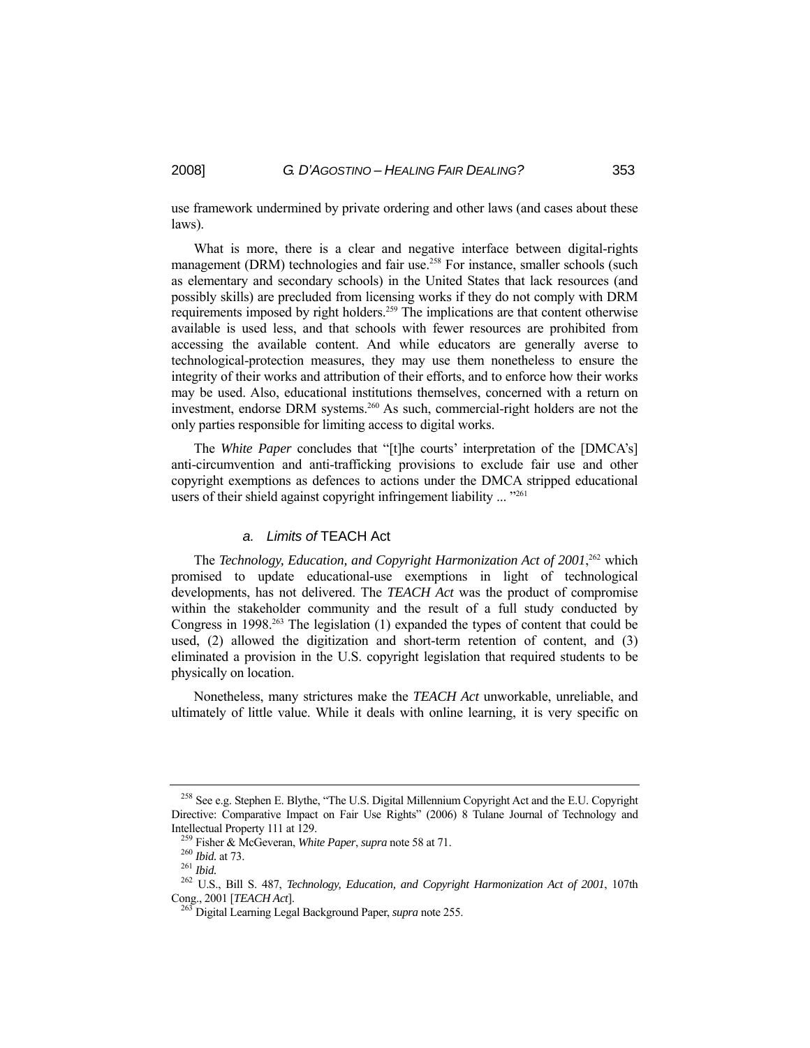use framework undermined by private ordering and other laws (and cases about these laws).

What is more, there is a clear and negative interface between digital-rights management (DRM) technologies and fair use.[258] For instance, smaller schools (such as elementary and secondary schools) in the United States that lack resources (and possibly skills) are precluded from licensing works if they do not comply with DRM requirements imposed by right holders.[259] The implications are that content otherwise available is used less, and that schools with fewer resources are prohibited from accessing the available content. And while educators are generally averse to technological-protection measures, they may use them nonetheless to ensure the integrity of their works and attribution of their efforts, and to enforce how their works may be used. Also, educational institutions themselves, concerned with a return on investment, endorse DRM systems.[260] As such, commercial-right holders are not the only parties responsible for limiting access to digital works.

The *White Paper* concludes that "[t]he courts' interpretation of the [DMCA's] anti-circumvention and anti-trafficking provisions to exclude fair use and other copyright exemptions as defences to actions under the DMCA stripped educational users of their shield against copyright infringement liability ... "[261]

#### *a. Limits of* TEACH Act

The *Technology, Education, and Copyright Harmonization Act of 2001*,[262] which promised to update educational-use exemptions in light of technological developments, has not delivered. The *TEACH Act* was the product of compromise within the stakeholder community and the result of a full study conducted by Congress in 1998.[263] The legislation (1) expanded the types of content that could be used, (2) allowed the digitization and short-term retention of content, and (3) eliminated a provision in the U.S. copyright legislation that required students to be physically on location.

Nonetheless, many strictures make the *TEACH Act* unworkable, unreliable, and ultimately of little value. While it deals with online learning, it is very specific on

---

[258] See e.g. Stephen E. Blythe, "The U.S. Digital Millennium Copyright Act and the E.U. Copyright Directive: Comparative Impact on Fair Use Rights" (2006) 8 Tulane Journal of Technology and Intellectual Property 111 at 129.

[259] Fisher & McGeveran, *White Paper*, *supra* note 58 at 71.

[260] *Ibid.* at 73.

[261] *Ibid.*

[262] U.S., Bill S. 487, *Technology, Education, and Copyright Harmonization Act of 2001*, 107th Cong., 2001 [*TEACH Act*].

[263] Digital Learning Legal Background Paper, *supra* note 255.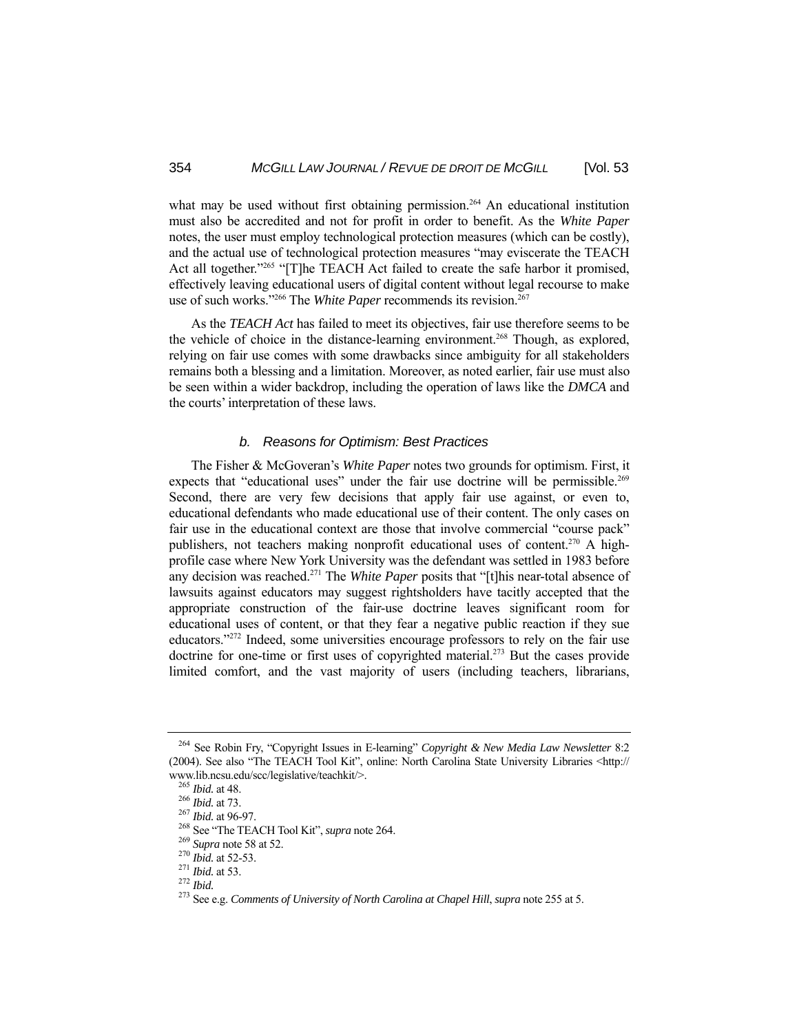what may be used without first obtaining permission.[264] An educational institution must also be accredited and not for profit in order to benefit. As the *White Paper* notes, the user must employ technological protection measures (which can be costly), and the actual use of technological protection measures "may eviscerate the TEACH Act all together."[265] "[T]he TEACH Act failed to create the safe harbor it promised, effectively leaving educational users of digital content without legal recourse to make use of such works."[266] The *White Paper* recommends its revision.[267]

As the *TEACH Act* has failed to meet its objectives, fair use therefore seems to be the vehicle of choice in the distance-learning environment.[268] Though, as explored, relying on fair use comes with some drawbacks since ambiguity for all stakeholders remains both a blessing and a limitation. Moreover, as noted earlier, fair use must also be seen within a wider backdrop, including the operation of laws like the *DMCA* and the courts' interpretation of these laws.

#### *b. Reasons for Optimism: Best Practices*

The Fisher & McGoveran's *White Paper* notes two grounds for optimism. First, it expects that "educational uses" under the fair use doctrine will be permissible.[269] Second, there are very few decisions that apply fair use against, or even to, educational defendants who made educational use of their content. The only cases on fair use in the educational context are those that involve commercial "course pack" publishers, not teachers making nonprofit educational uses of content.[270] A high-profile case where New York University was the defendant was settled in 1983 before any decision was reached.[271] The *White Paper* posits that "[t]his near-total absence of lawsuits against educators may suggest rightsholders have tacitly accepted that the appropriate construction of the fair-use doctrine leaves significant room for educational uses of content, or that they fear a negative public reaction if they sue educators."[272] Indeed, some universities encourage professors to rely on the fair use doctrine for one-time or first uses of copyrighted material.[273] But the cases provide limited comfort, and the vast majority of users (including teachers, librarians,

---

[264] See Robin Fry, "Copyright Issues in E-learning" *Copyright & New Media Law Newsletter* 8:2 (2004). See also "The TEACH Tool Kit", online: North Carolina State University Libraries <http://www.lib.ncsu.edu/scc/legislative/teachkit/>.

[265] *Ibid.* at 48.

[266] *Ibid.* at 73.

[267] *Ibid.* at 96-97.

[268] See "The TEACH Tool Kit", *supra* note 264.

[269] *Supra* note 58 at 52.

[270] *Ibid.* at 52-53.

[271] *Ibid.* at 53.

[272] *Ibid.*

[273] See e.g. *Comments of University of North Carolina at Chapel Hill*, *supra* note 255 at 5.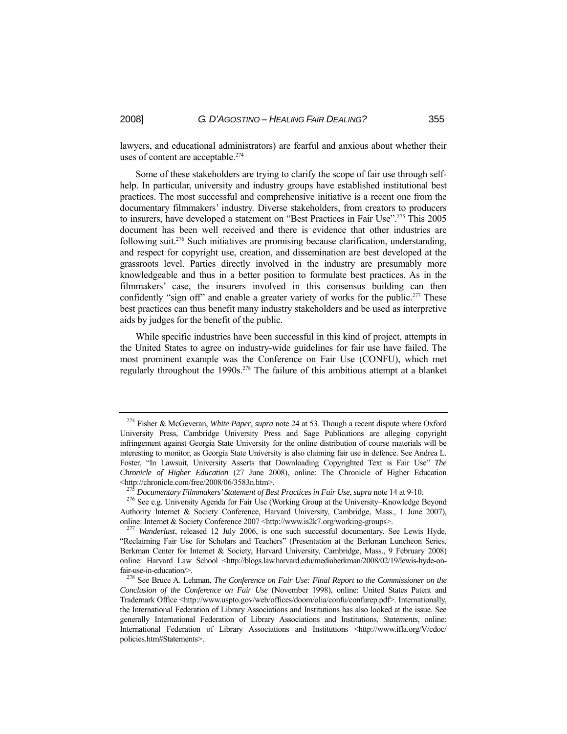lawyers, and educational administrators) are fearful and anxious about whether their uses of content are acceptable.[274]

Some of these stakeholders are trying to clarify the scope of fair use through self-help. In particular, university and industry groups have established institutional best practices. The most successful and comprehensive initiative is a recent one from the documentary filmmakers' industry. Diverse stakeholders, from creators to producers to insurers, have developed a statement on "Best Practices in Fair Use".[275] This 2005 document has been well received and there is evidence that other industries are following suit.[276] Such initiatives are promising because clarification, understanding, and respect for copyright use, creation, and dissemination are best developed at the grassroots level. Parties directly involved in the industry are presumably more knowledgeable and thus in a better position to formulate best practices. As in the filmmakers' case, the insurers involved in this consensus building can then confidently "sign off" and enable a greater variety of works for the public.[277] These best practices can thus benefit many industry stakeholders and be used as interpretive aids by judges for the benefit of the public.

While specific industries have been successful in this kind of project, attempts in the United States to agree on industry-wide guidelines for fair use have failed. The most prominent example was the Conference on Fair Use (CONFU), which met regularly throughout the 1990s.[278] The failure of this ambitious attempt at a blanket

---

[274] Fisher & McGeveran, *White Paper*, *supra* note 24 at 53. Though a recent dispute where Oxford University Press, Cambridge University Press and Sage Publications are alleging copyright infringement against Georgia State University for the online distribution of course materials will be interesting to monitor, as Georgia State University is also claiming fair use in defence. See Andrea L. Foster, "In Lawsuit, University Asserts that Downloading Copyrighted Text is Fair Use" *The Chronicle of Higher Education* (27 June 2008), online: The Chronicle of Higher Education <http://chronicle.com/free/2008/06/3583n.htm>.

[275] *Documentary Filmmakers' Statement of Best Practices in Fair Use*, *supra* note 14 at 9-10.

[276] See e.g. University Agenda for Fair Use (Working Group at the University–Knowledge Beyond Authority Internet & Society Conference, Harvard University, Cambridge, Mass., 1 June 2007), online: Internet & Society Conference 2007 <http://www.is2k7.org/working-groups>.

[277] *Wanderlust*, released 12 July 2006, is one such successful documentary. See Lewis Hyde, "Reclaiming Fair Use for Scholars and Teachers" (Presentation at the Berkman Luncheon Series, Berkman Center for Internet & Society, Harvard University, Cambridge, Mass., 9 February 2008) online: Harvard Law School <http://blogs.law.harvard.edu/mediaberkman/2008/02/19/lewis-hyde-on-fair-use-in-education/>.

[278] See Bruce A. Lehman, *The Conference on Fair Use: Final Report to the Commissioner on the Conclusion of the Conference on Fair Use* (November 1998), online: United States Patent and Trademark Office <http://www.uspto.gov/web/offices/doom/olia/confu/confurep.pdf>. Internationally, the International Federation of Library Associations and Institutions has also looked at the issue. See generally International Federation of Library Associations and Institutions, *Statements*, online: International Federation of Library Associations and Institutions <http://www.ifla.org/V/cdoc/policies.htm#Statements>.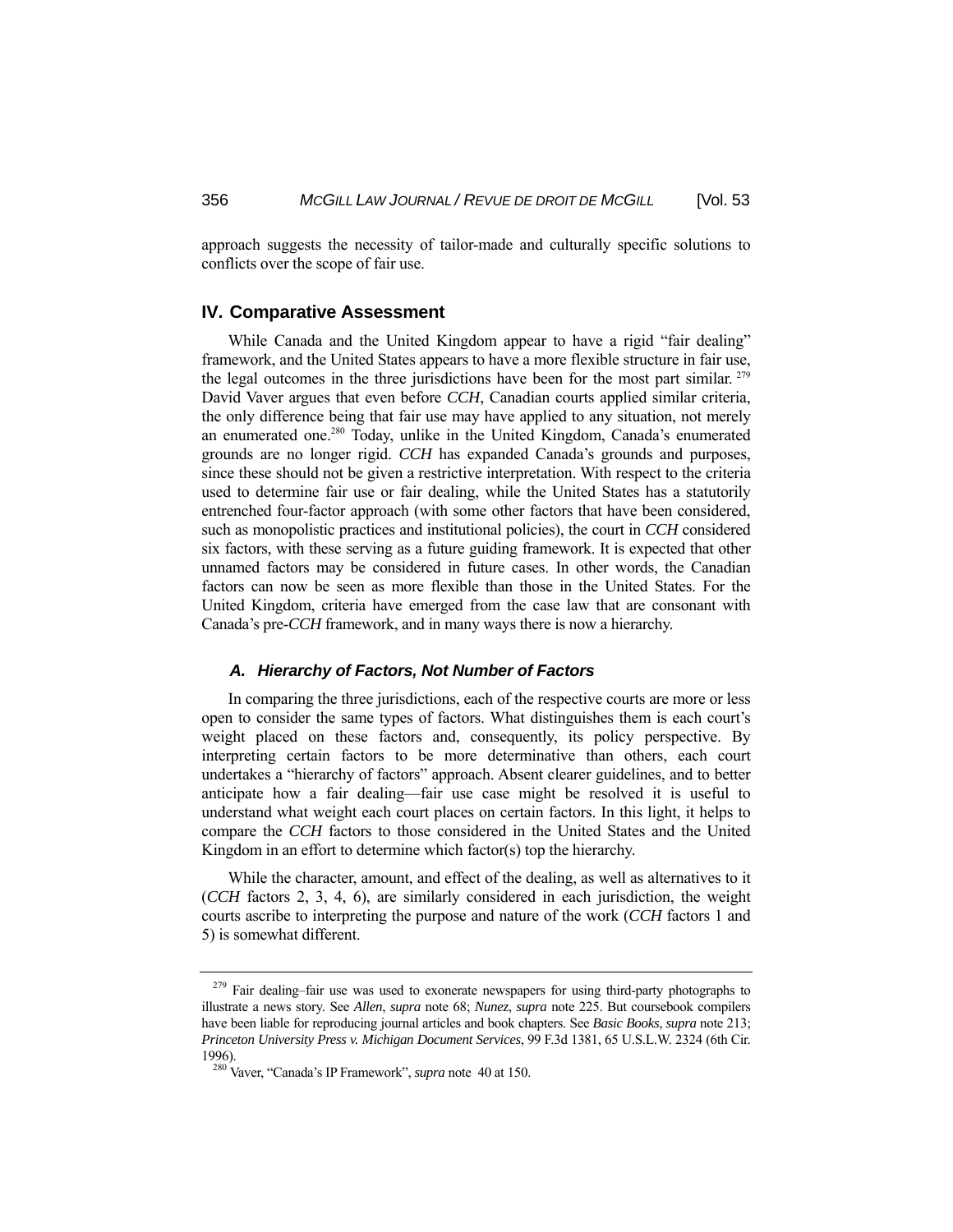approach suggests the necessity of tailor-made and culturally specific solutions to conflicts over the scope of fair use.

## IV. Comparative Assessment

While Canada and the United Kingdom appear to have a rigid "fair dealing" framework, and the United States appears to have a more flexible structure in fair use, the legal outcomes in the three jurisdictions have been for the most part similar.[279] David Vaver argues that even before *CCH*, Canadian courts applied similar criteria, the only difference being that fair use may have applied to any situation, not merely an enumerated one.[280] Today, unlike in the United Kingdom, Canada's enumerated grounds are no longer rigid. *CCH* has expanded Canada's grounds and purposes, since these should not be given a restrictive interpretation. With respect to the criteria used to determine fair use or fair dealing, while the United States has a statutorily entrenched four-factor approach (with some other factors that have been considered, such as monopolistic practices and institutional policies), the court in *CCH* considered six factors, with these serving as a future guiding framework. It is expected that other unnamed factors may be considered in future cases. In other words, the Canadian factors can now be seen as more flexible than those in the United States. For the United Kingdom, criteria have emerged from the case law that are consonant with Canada's pre-*CCH* framework, and in many ways there is now a hierarchy.

### *A. Hierarchy of Factors, Not Number of Factors*

In comparing the three jurisdictions, each of the respective courts are more or less open to consider the same types of factors. What distinguishes them is each court's weight placed on these factors and, consequently, its policy perspective. By interpreting certain factors to be more determinative than others, each court undertakes a "hierarchy of factors" approach. Absent clearer guidelines, and to better anticipate how a fair dealing—fair use case might be resolved it is useful to understand what weight each court places on certain factors. In this light, it helps to compare the *CCH* factors to those considered in the United States and the United Kingdom in an effort to determine which factor(s) top the hierarchy.

While the character, amount, and effect of the dealing, as well as alternatives to it (*CCH* factors 2, 3, 4, 6), are similarly considered in each jurisdiction, the weight courts ascribe to interpreting the purpose and nature of the work (*CCH* factors 1 and 5) is somewhat different.

---

[279] Fair dealing–fair use was used to exonerate newspapers for using third-party photographs to illustrate a news story. See *Allen*, *supra* note 68; *Nunez*, *supra* note 225. But coursebook compilers have been liable for reproducing journal articles and book chapters. See *Basic Books*, *supra* note 213; *Princeton University Press v. Michigan Document Services*, 99 F.3d 1381, 65 U.S.L.W. 2324 (6th Cir. 1996).

[280] Vaver, "Canada's IP Framework", *supra* note 40 at 150.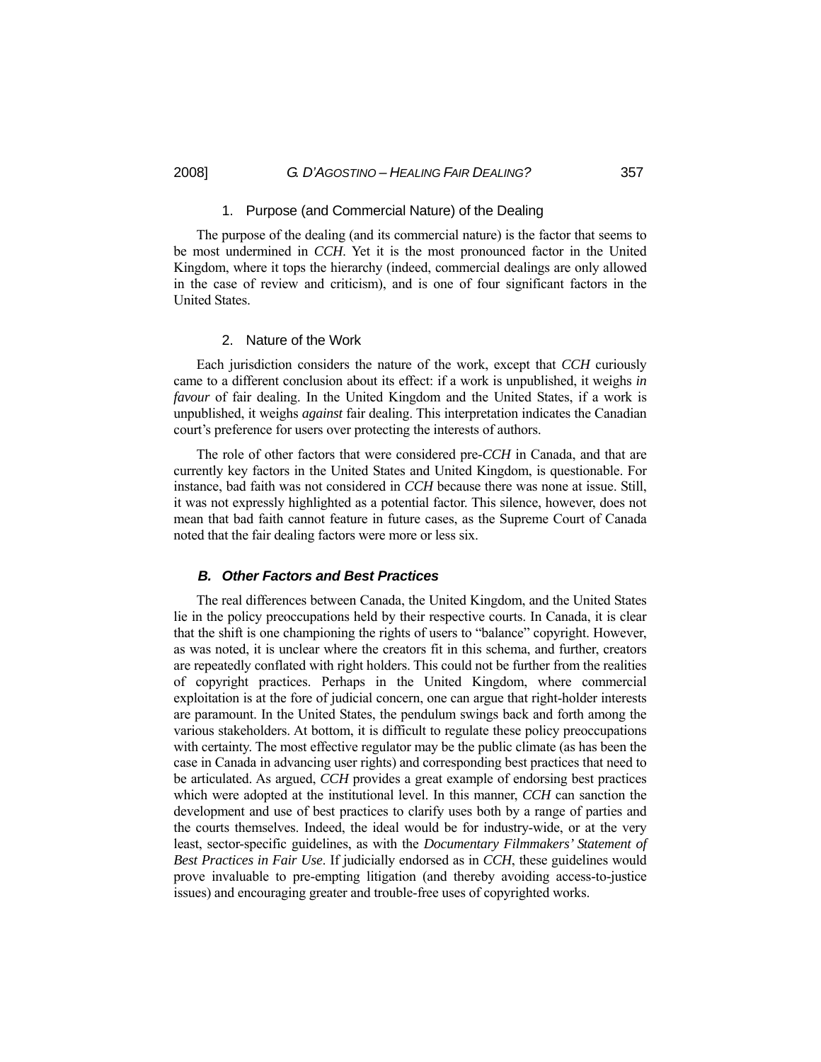#### 1. Purpose (and Commercial Nature) of the Dealing

The purpose of the dealing (and its commercial nature) is the factor that seems to be most undermined in *CCH*. Yet it is the most pronounced factor in the United Kingdom, where it tops the hierarchy (indeed, commercial dealings are only allowed in the case of review and criticism), and is one of four significant factors in the United States.

#### 2. Nature of the Work

Each jurisdiction considers the nature of the work, except that *CCH* curiously came to a different conclusion about its effect: if a work is unpublished, it weighs *in favour* of fair dealing. In the United Kingdom and the United States, if a work is unpublished, it weighs *against* fair dealing. This interpretation indicates the Canadian court's preference for users over protecting the interests of authors.

The role of other factors that were considered pre-*CCH* in Canada, and that are currently key factors in the United States and United Kingdom, is questionable. For instance, bad faith was not considered in *CCH* because there was none at issue. Still, it was not expressly highlighted as a potential factor. This silence, however, does not mean that bad faith cannot feature in future cases, as the Supreme Court of Canada noted that the fair dealing factors were more or less six.

### *B. Other Factors and Best Practices*

The real differences between Canada, the United Kingdom, and the United States lie in the policy preoccupations held by their respective courts. In Canada, it is clear that the shift is one championing the rights of users to "balance" copyright. However, as was noted, it is unclear where the creators fit in this schema, and further, creators are repeatedly conflated with right holders. This could not be further from the realities of copyright practices. Perhaps in the United Kingdom, where commercial exploitation is at the fore of judicial concern, one can argue that right-holder interests are paramount. In the United States, the pendulum swings back and forth among the various stakeholders. At bottom, it is difficult to regulate these policy preoccupations with certainty. The most effective regulator may be the public climate (as has been the case in Canada in advancing user rights) and corresponding best practices that need to be articulated. As argued, *CCH* provides a great example of endorsing best practices which were adopted at the institutional level. In this manner, *CCH* can sanction the development and use of best practices to clarify uses both by a range of parties and the courts themselves. Indeed, the ideal would be for industry-wide, or at the very least, sector-specific guidelines, as with the *Documentary Filmmakers' Statement of Best Practices in Fair Use*. If judicially endorsed as in *CCH*, these guidelines would prove invaluable to pre-empting litigation (and thereby avoiding access-to-justice issues) and encouraging greater and trouble-free uses of copyrighted works.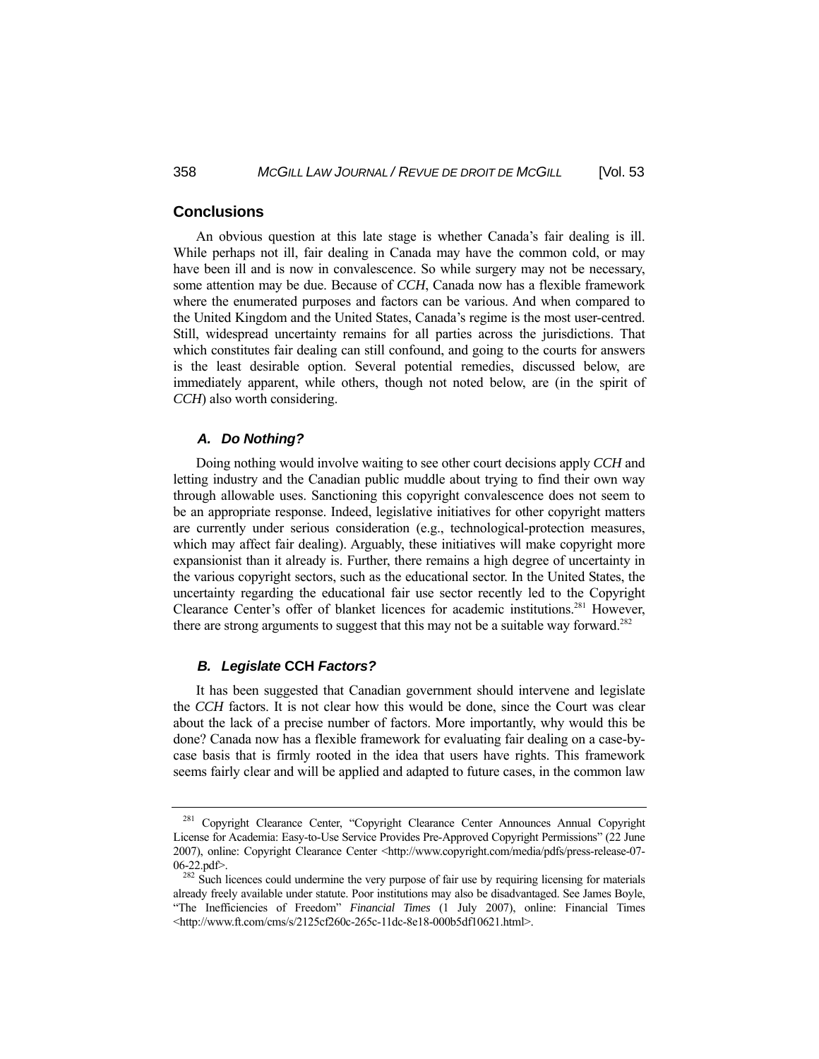## Conclusions

An obvious question at this late stage is whether Canada's fair dealing is ill. While perhaps not ill, fair dealing in Canada may have the common cold, or may have been ill and is now in convalescence. So while surgery may not be necessary, some attention may be due. Because of *CCH*, Canada now has a flexible framework where the enumerated purposes and factors can be various. And when compared to the United Kingdom and the United States, Canada's regime is the most user-centred. Still, widespread uncertainty remains for all parties across the jurisdictions. That which constitutes fair dealing can still confound, and going to the courts for answers is the least desirable option. Several potential remedies, discussed below, are immediately apparent, while others, though not noted below, are (in the spirit of *CCH*) also worth considering.

### *A. Do Nothing?*

Doing nothing would involve waiting to see other court decisions apply *CCH* and letting industry and the Canadian public muddle about trying to find their own way through allowable uses. Sanctioning this copyright convalescence does not seem to be an appropriate response. Indeed, legislative initiatives for other copyright matters are currently under serious consideration (e.g., technological-protection measures, which may affect fair dealing). Arguably, these initiatives will make copyright more expansionist than it already is. Further, there remains a high degree of uncertainty in the various copyright sectors, such as the educational sector. In the United States, the uncertainty regarding the educational fair use sector recently led to the Copyright Clearance Center's offer of blanket licences for academic institutions.[281] However, there are strong arguments to suggest that this may not be a suitable way forward.[282]

### *B. Legislate* CCH *Factors?*

It has been suggested that Canadian government should intervene and legislate the *CCH* factors. It is not clear how this would be done, since the Court was clear about the lack of a precise number of factors. More importantly, why would this be done? Canada now has a flexible framework for evaluating fair dealing on a case-by-case basis that is firmly rooted in the idea that users have rights. This framework seems fairly clear and will be applied and adapted to future cases, in the common law

---

[281] Copyright Clearance Center, "Copyright Clearance Center Announces Annual Copyright License for Academia: Easy-to-Use Service Provides Pre-Approved Copyright Permissions" (22 June 2007), online: Copyright Clearance Center <http://www.copyright.com/media/pdfs/press-release-07-06-22.pdf>.

[282] Such licences could undermine the very purpose of fair use by requiring licensing for materials already freely available under statute. Poor institutions may also be disadvantaged. See James Boyle, "The Inefficiencies of Freedom" *Financial Times* (1 July 2007), online: Financial Times <http://www.ft.com/cms/s/2125cf260c-265c-11dc-8e18-000b5df10621.html>.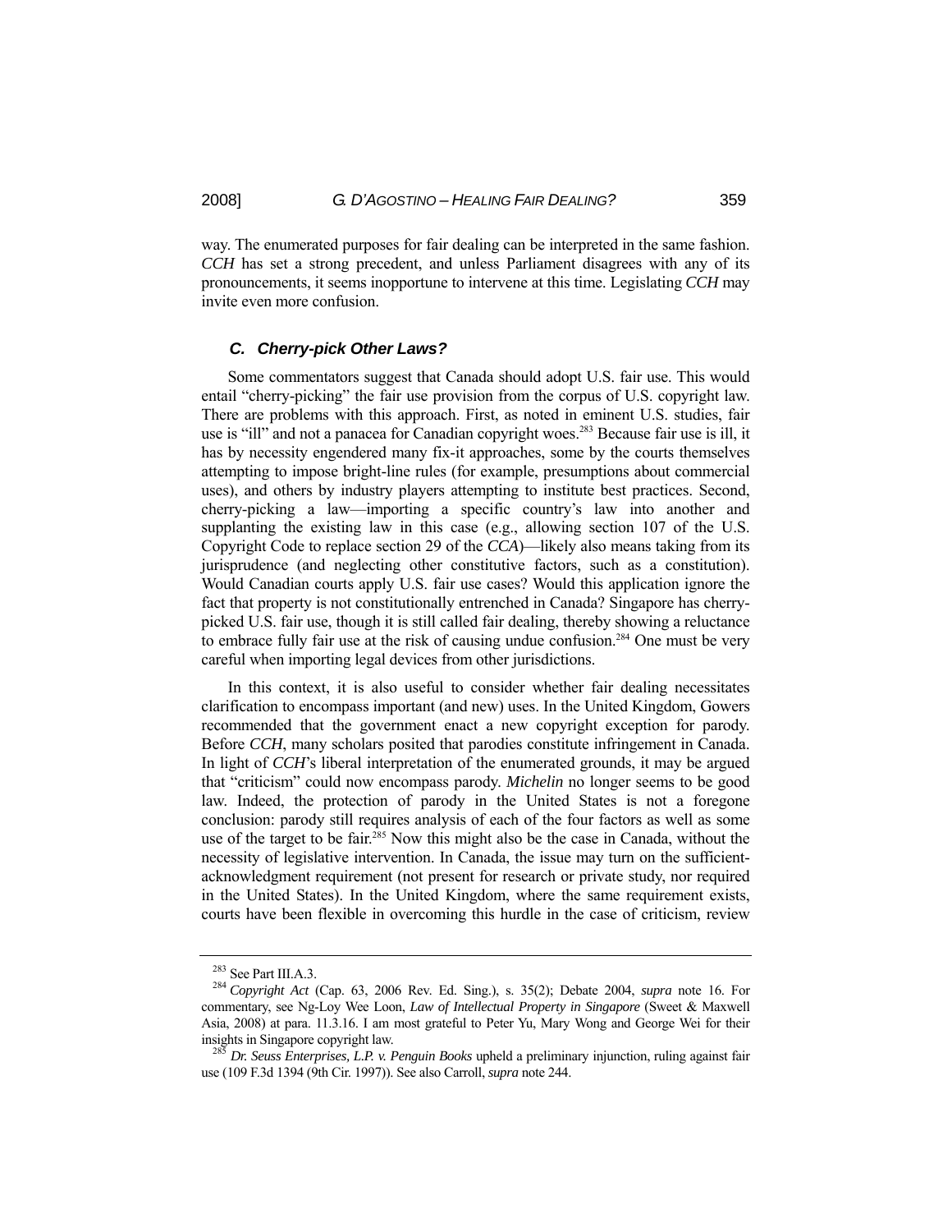way. The enumerated purposes for fair dealing can be interpreted in the same fashion. *CCH* has set a strong precedent, and unless Parliament disagrees with any of its pronouncements, it seems inopportune to intervene at this time. Legislating *CCH* may invite even more confusion.

### *C. Cherry-pick Other Laws?*

Some commentators suggest that Canada should adopt U.S. fair use. This would entail "cherry-picking" the fair use provision from the corpus of U.S. copyright law. There are problems with this approach. First, as noted in eminent U.S. studies, fair use is "ill" and not a panacea for Canadian copyright woes.[283] Because fair use is ill, it has by necessity engendered many fix-it approaches, some by the courts themselves attempting to impose bright-line rules (for example, presumptions about commercial uses), and others by industry players attempting to institute best practices. Second, cherry-picking a law—importing a specific country's law into another and supplanting the existing law in this case (e.g., allowing section 107 of the U.S. Copyright Code to replace section 29 of the *CCA*)—likely also means taking from its jurisprudence (and neglecting other constitutive factors, such as a constitution). Would Canadian courts apply U.S. fair use cases? Would this application ignore the fact that property is not constitutionally entrenched in Canada? Singapore has cherry-picked U.S. fair use, though it is still called fair dealing, thereby showing a reluctance to embrace fully fair use at the risk of causing undue confusion.[284] One must be very careful when importing legal devices from other jurisdictions.

In this context, it is also useful to consider whether fair dealing necessitates clarification to encompass important (and new) uses. In the United Kingdom, Gowers recommended that the government enact a new copyright exception for parody. Before *CCH*, many scholars posited that parodies constitute infringement in Canada. In light of *CCH*'s liberal interpretation of the enumerated grounds, it may be argued that "criticism" could now encompass parody. *Michelin* no longer seems to be good law. Indeed, the protection of parody in the United States is not a foregone conclusion: parody still requires analysis of each of the four factors as well as some use of the target to be fair.[285] Now this might also be the case in Canada, without the necessity of legislative intervention. In Canada, the issue may turn on the sufficient-acknowledgment requirement (not present for research or private study, nor required in the United States). In the United Kingdom, where the same requirement exists, courts have been flexible in overcoming this hurdle in the case of criticism, review

---

[283] See Part III.A.3.

[284] *Copyright Act* (Cap. 63, 2006 Rev. Ed. Sing.), s. 35(2); Debate 2004, *supra* note 16. For commentary, see Ng-Loy Wee Loon, *Law of Intellectual Property in Singapore* (Sweet & Maxwell Asia, 2008) at para. 11.3.16. I am most grateful to Peter Yu, Mary Wong and George Wei for their insights in Singapore copyright law.

[285] *Dr. Seuss Enterprises, L.P. v. Penguin Books* upheld a preliminary injunction, ruling against fair use (109 F.3d 1394 (9th Cir. 1997)). See also Carroll, *supra* note 244.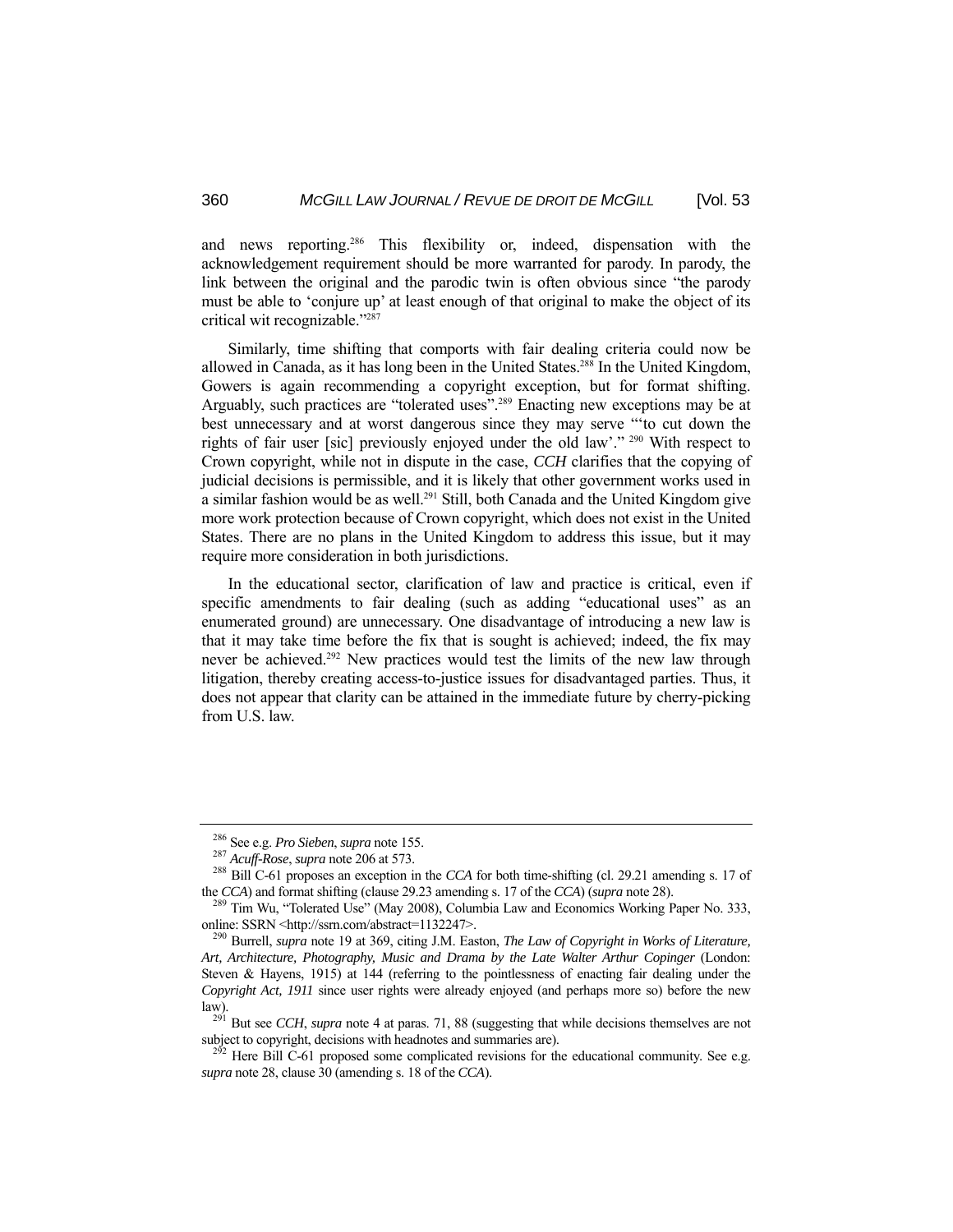and news reporting.[286] This flexibility or, indeed, dispensation with the acknowledgement requirement should be more warranted for parody. In parody, the link between the original and the parodic twin is often obvious since "the parody must be able to 'conjure up' at least enough of that original to make the object of its critical wit recognizable."[287]

Similarly, time shifting that comports with fair dealing criteria could now be allowed in Canada, as it has long been in the United States.[288] In the United Kingdom, Gowers is again recommending a copyright exception, but for format shifting. Arguably, such practices are "tolerated uses".[289] Enacting new exceptions may be at best unnecessary and at worst dangerous since they may serve "'to cut down the rights of fair user [sic] previously enjoyed under the old law'." [290] With respect to Crown copyright, while not in dispute in the case, *CCH* clarifies that the copying of judicial decisions is permissible, and it is likely that other government works used in a similar fashion would be as well.[291] Still, both Canada and the United Kingdom give more work protection because of Crown copyright, which does not exist in the United States. There are no plans in the United Kingdom to address this issue, but it may require more consideration in both jurisdictions.

In the educational sector, clarification of law and practice is critical, even if specific amendments to fair dealing (such as adding "educational uses" as an enumerated ground) are unnecessary. One disadvantage of introducing a new law is that it may take time before the fix that is sought is achieved; indeed, the fix may never be achieved.[292] New practices would test the limits of the new law through litigation, thereby creating access-to-justice issues for disadvantaged parties. Thus, it does not appear that clarity can be attained in the immediate future by cherry-picking from U.S. law.

---

[286] See e.g. *Pro Sieben*, *supra* note 155.

[287] *Acuff-Rose*, *supra* note 206 at 573.

[288] Bill C-61 proposes an exception in the *CCA* for both time-shifting (cl. 29.21 amending s. 17 of the *CCA*) and format shifting (clause 29.23 amending s. 17 of the *CCA*) (*supra* note 28).

[289] Tim Wu, "Tolerated Use" (May 2008), Columbia Law and Economics Working Paper No. 333, online: SSRN <http://ssrn.com/abstract=1132247>.

[290] Burrell, *supra* note 19 at 369, citing J.M. Easton, *The Law of Copyright in Works of Literature, Art, Architecture, Photography, Music and Drama by the Late Walter Arthur Copinger* (London: Steven & Hayens, 1915) at 144 (referring to the pointlessness of enacting fair dealing under the *Copyright Act, 1911* since user rights were already enjoyed (and perhaps more so) before the new law).

[291] But see *CCH*, *supra* note 4 at paras. 71, 88 (suggesting that while decisions themselves are not subject to copyright, decisions with headnotes and summaries are).

[292] Here Bill C-61 proposed some complicated revisions for the educational community. See e.g. *supra* note 28, clause 30 (amending s. 18 of the *CCA*).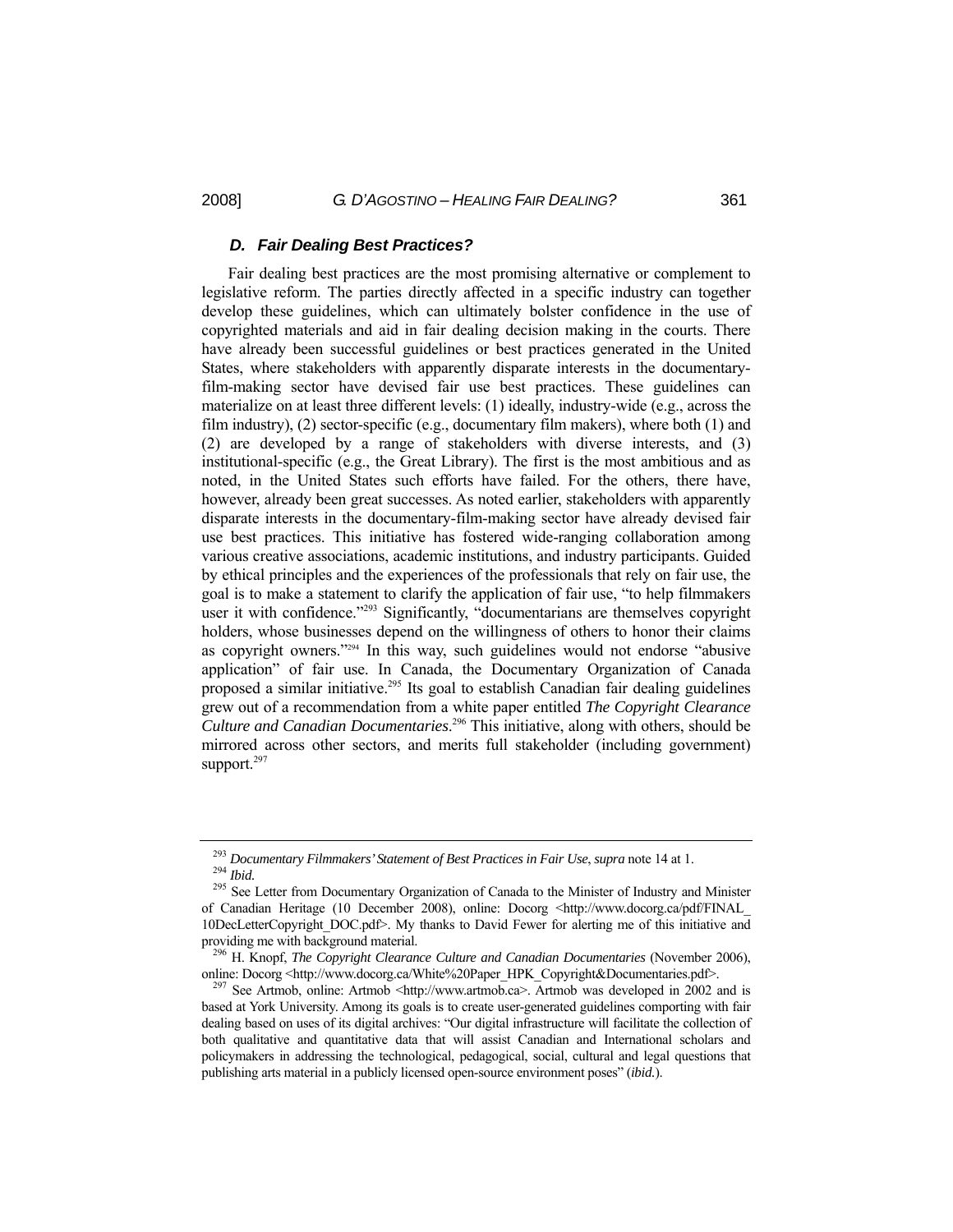### *D. Fair Dealing Best Practices?*

Fair dealing best practices are the most promising alternative or complement to legislative reform. The parties directly affected in a specific industry can together develop these guidelines, which can ultimately bolster confidence in the use of copyrighted materials and aid in fair dealing decision making in the courts. There have already been successful guidelines or best practices generated in the United States, where stakeholders with apparently disparate interests in the documentary-film-making sector have devised fair use best practices. These guidelines can materialize on at least three different levels: (1) ideally, industry-wide (e.g., across the film industry), (2) sector-specific (e.g., documentary film makers), where both (1) and (2) are developed by a range of stakeholders with diverse interests, and (3) institutional-specific (e.g., the Great Library). The first is the most ambitious and as noted, in the United States such efforts have failed. For the others, there have, however, already been great successes. As noted earlier, stakeholders with apparently disparate interests in the documentary-film-making sector have already devised fair use best practices. This initiative has fostered wide-ranging collaboration among various creative associations, academic institutions, and industry participants. Guided by ethical principles and the experiences of the professionals that rely on fair use, the goal is to make a statement to clarify the application of fair use, "to help filmmakers user it with confidence."[293] Significantly, "documentarians are themselves copyright holders, whose businesses depend on the willingness of others to honor their claims as copyright owners."[294] In this way, such guidelines would not endorse "abusive application" of fair use. In Canada, the Documentary Organization of Canada proposed a similar initiative.[295] Its goal to establish Canadian fair dealing guidelines grew out of a recommendation from a white paper entitled *The Copyright Clearance Culture and Canadian Documentaries*.[296] This initiative, along with others, should be mirrored across other sectors, and merits full stakeholder (including government) support.[297]

---

[293] *Documentary Filmmakers' Statement of Best Practices in Fair Use*, *supra* note 14 at 1.

[294] *Ibid.*

[295] See Letter from Documentary Organization of Canada to the Minister of Industry and Minister of Canadian Heritage (10 December 2008), online: Docorg <http://www.docorg.ca/pdf/FINAL_10DecLetterCopyright_DOC.pdf>. My thanks to David Fewer for alerting me of this initiative and providing me with background material.

[296] H. Knopf, *The Copyright Clearance Culture and Canadian Documentaries* (November 2006), online: Docorg <http://www.docorg.ca/White%20Paper_HPK_Copyright&Documentaries.pdf>.

[297] See Artmob, online: Artmob <http://www.artmob.ca>. Artmob was developed in 2002 and is based at York University. Among its goals is to create user-generated guidelines comporting with fair dealing based on uses of its digital archives: "Our digital infrastructure will facilitate the collection of both qualitative and quantitative data that will assist Canadian and International scholars and policymakers in addressing the technological, pedagogical, social, cultural and legal questions that publishing arts material in a publicly licensed open-source environment poses" (*ibid.*).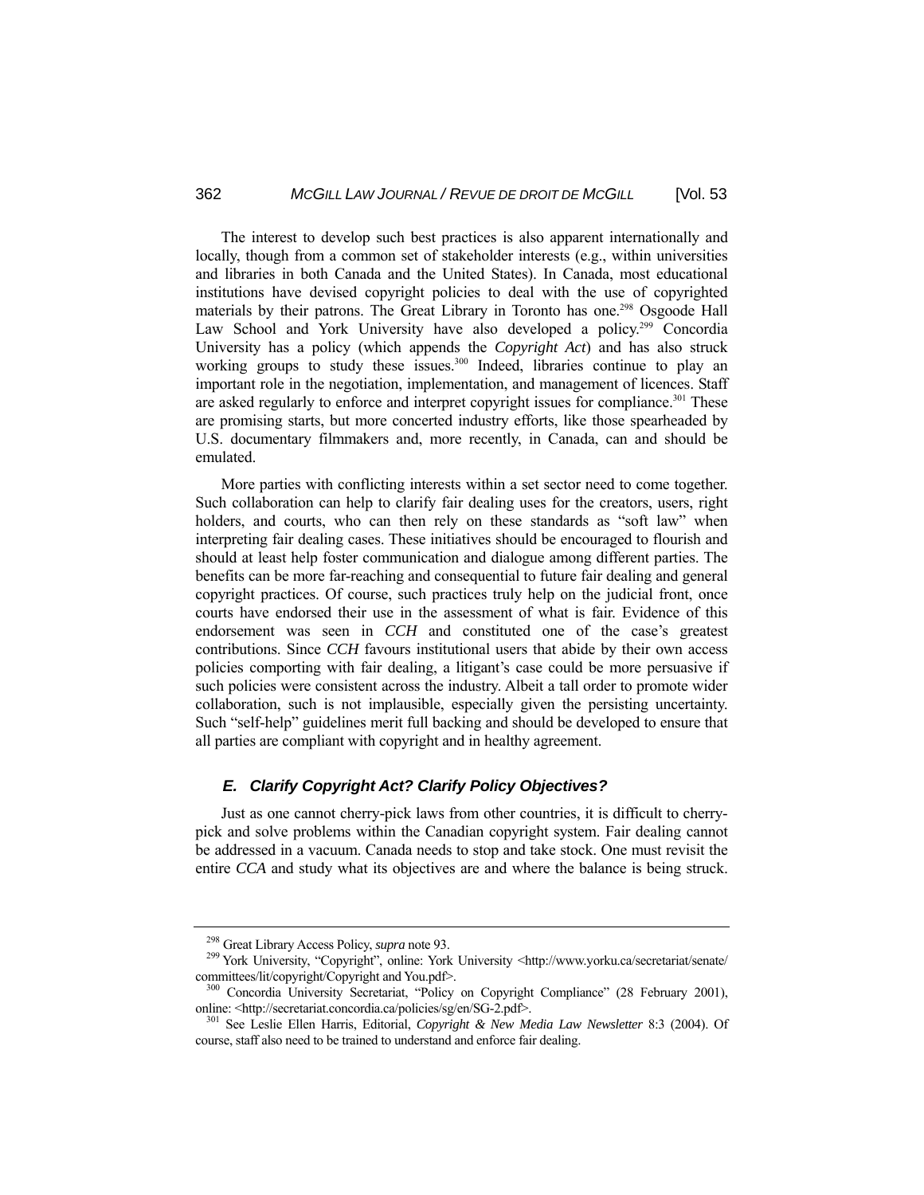The interest to develop such best practices is also apparent internationally and locally, though from a common set of stakeholder interests (e.g., within universities and libraries in both Canada and the United States). In Canada, most educational institutions have devised copyright policies to deal with the use of copyrighted materials by their patrons. The Great Library in Toronto has one.[298] Osgoode Hall Law School and York University have also developed a policy.[299] Concordia University has a policy (which appends the *Copyright Act*) and has also struck working groups to study these issues.[300] Indeed, libraries continue to play an important role in the negotiation, implementation, and management of licences. Staff are asked regularly to enforce and interpret copyright issues for compliance.[301] These are promising starts, but more concerted industry efforts, like those spearheaded by U.S. documentary filmmakers and, more recently, in Canada, can and should be emulated.

More parties with conflicting interests within a set sector need to come together. Such collaboration can help to clarify fair dealing uses for the creators, users, right holders, and courts, who can then rely on these standards as "soft law" when interpreting fair dealing cases. These initiatives should be encouraged to flourish and should at least help foster communication and dialogue among different parties. The benefits can be more far-reaching and consequential to future fair dealing and general copyright practices. Of course, such practices truly help on the judicial front, once courts have endorsed their use in the assessment of what is fair. Evidence of this endorsement was seen in *CCH* and constituted one of the case's greatest contributions. Since *CCH* favours institutional users that abide by their own access policies comporting with fair dealing, a litigant's case could be more persuasive if such policies were consistent across the industry. Albeit a tall order to promote wider collaboration, such is not implausible, especially given the persisting uncertainty. Such "self-help" guidelines merit full backing and should be developed to ensure that all parties are compliant with copyright and in healthy agreement.

### *E. Clarify Copyright Act? Clarify Policy Objectives?*

Just as one cannot cherry-pick laws from other countries, it is difficult to cherry-pick and solve problems within the Canadian copyright system. Fair dealing cannot be addressed in a vacuum. Canada needs to stop and take stock. One must revisit the entire *CCA* and study what its objectives are and where the balance is being struck.

---

[298] Great Library Access Policy, *supra* note 93.

[299] York University, "Copyright", online: York University <http://www.yorku.ca/secretariat/senate/committees/lit/copyright/Copyright and You.pdf>.

[300] Concordia University Secretariat, "Policy on Copyright Compliance" (28 February 2001), online: <http://secretariat.concordia.ca/policies/sg/en/SG-2.pdf>.

[301] See Leslie Ellen Harris, Editorial, *Copyright & New Media Law Newsletter* 8:3 (2004). Of course, staff also need to be trained to understand and enforce fair dealing.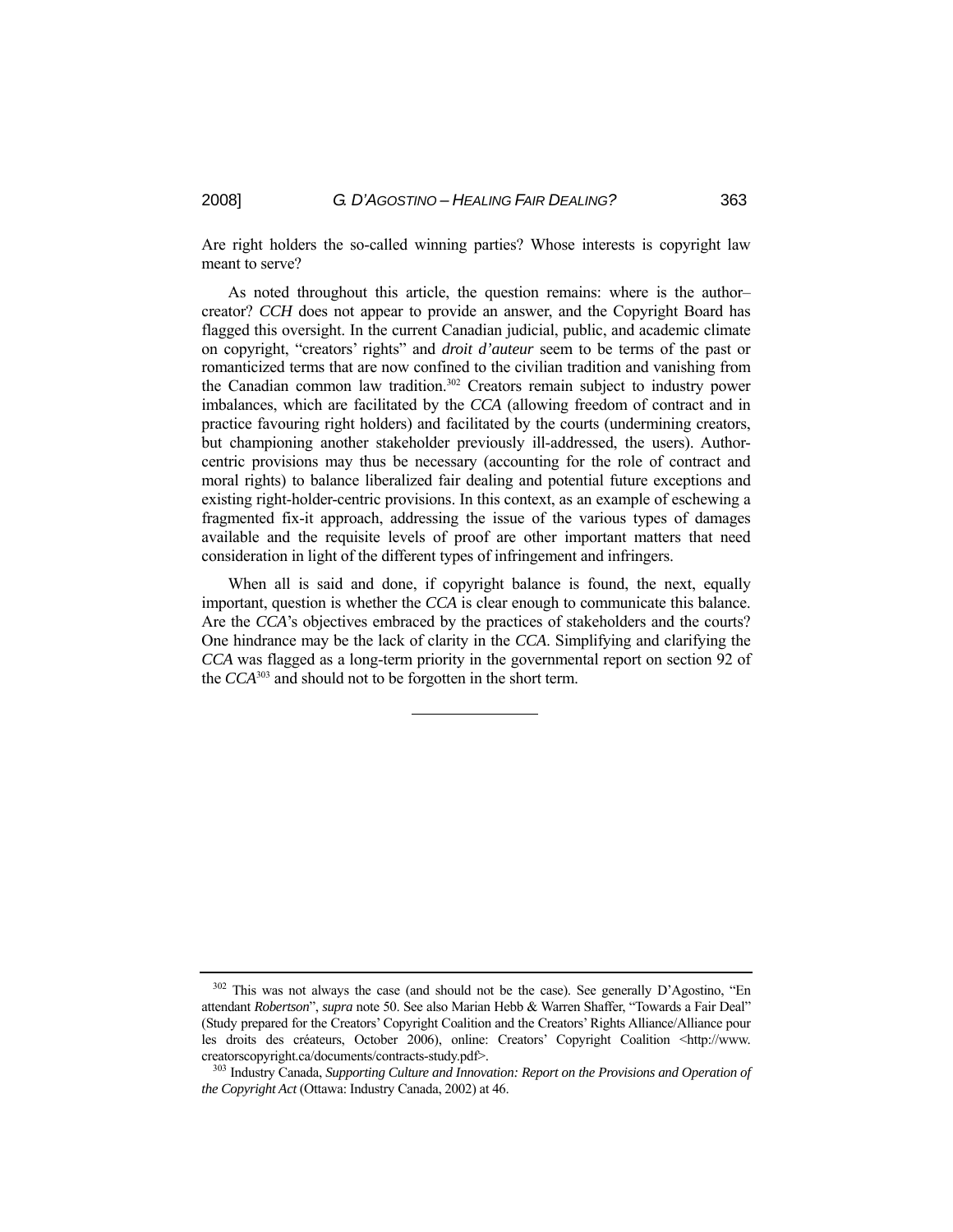Are right holders the so-called winning parties? Whose interests is copyright law meant to serve?

As noted throughout this article, the question remains: where is the author–creator? *CCH* does not appear to provide an answer, and the Copyright Board has flagged this oversight. In the current Canadian judicial, public, and academic climate on copyright, "creators' rights" and *droit d'auteur* seem to be terms of the past or romanticized terms that are now confined to the civilian tradition and vanishing from the Canadian common law tradition.[302] Creators remain subject to industry power imbalances, which are facilitated by the *CCA* (allowing freedom of contract and in practice favouring right holders) and facilitated by the courts (undermining creators, but championing another stakeholder previously ill-addressed, the users). Author-centric provisions may thus be necessary (accounting for the role of contract and moral rights) to balance liberalized fair dealing and potential future exceptions and existing right-holder-centric provisions. In this context, as an example of eschewing a fragmented fix-it approach, addressing the issue of the various types of damages available and the requisite levels of proof are other important matters that need consideration in light of the different types of infringement and infringers.

When all is said and done, if copyright balance is found, the next, equally important, question is whether the *CCA* is clear enough to communicate this balance. Are the *CCA*'s objectives embraced by the practices of stakeholders and the courts? One hindrance may be the lack of clarity in the *CCA*. Simplifying and clarifying the *CCA* was flagged as a long-term priority in the governmental report on section 92 of the *CCA*[303] and should not to be forgotten in the short term.

---

[302] This was not always the case (and should not be the case). See generally D'Agostino, "En attendant *Robertson*", *supra* note 50. See also Marian Hebb & Warren Shaffer, "Towards a Fair Deal" (Study prepared for the Creators' Copyright Coalition and the Creators' Rights Alliance/Alliance pour les droits des créateurs, October 2006), online: Creators' Copyright Coalition <http://www.creatorscopyright.ca/documents/contracts-study.pdf>.

[303] Industry Canada, *Supporting Culture and Innovation: Report on the Provisions and Operation of the Copyright Act* (Ottawa: Industry Canada, 2002) at 46.